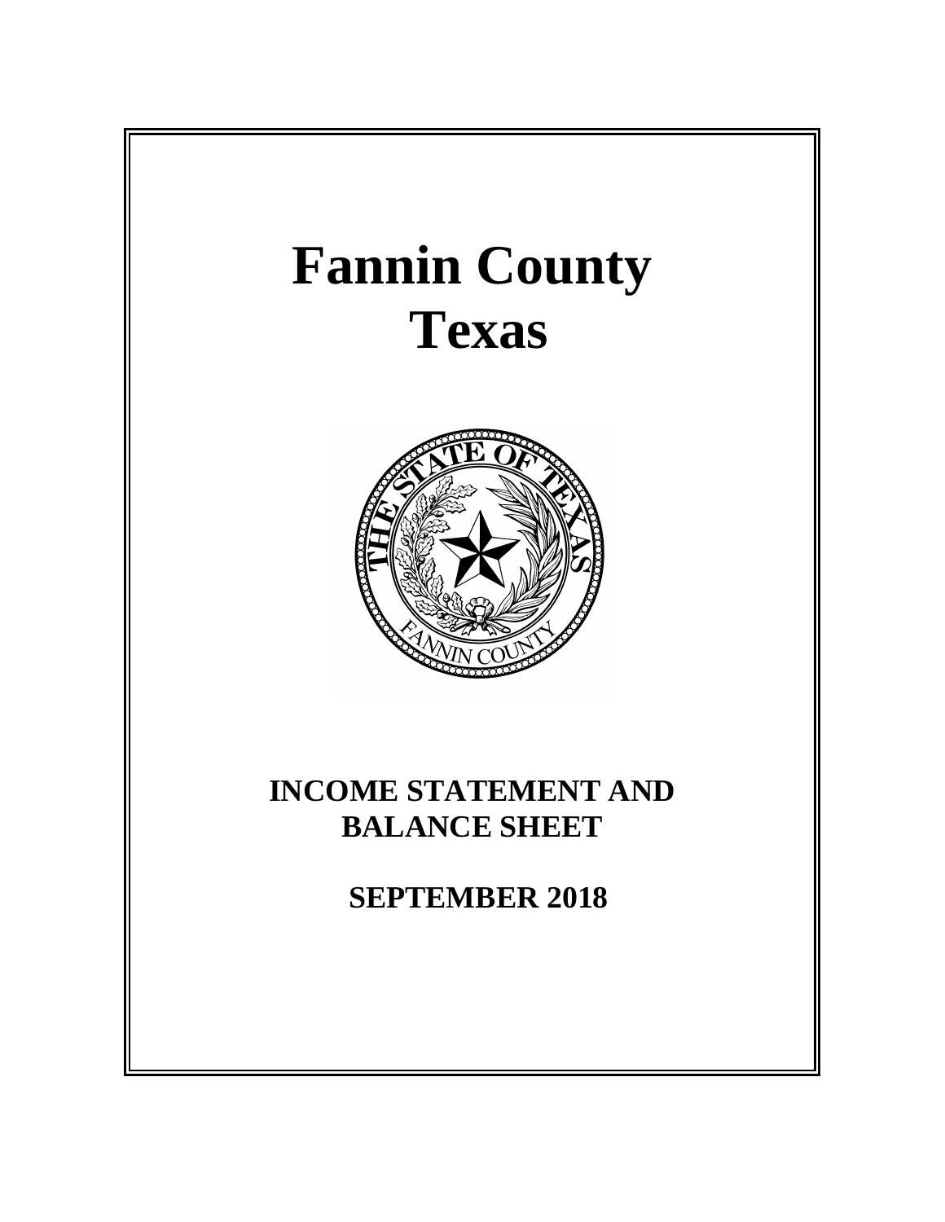# Fannin County
# Texas

## INCOME STATEMENT AND BALANCE SHEET

## SEPTEMBER 2018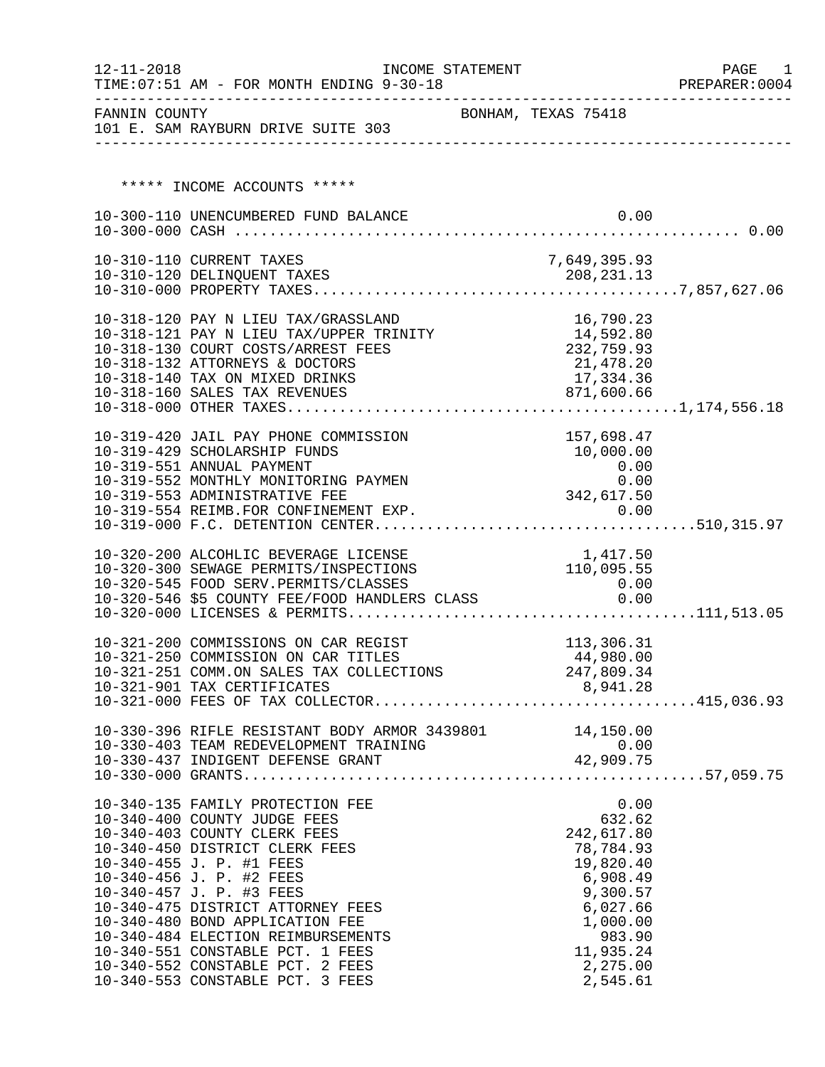12-11-2018 INCOME STATEMENT PAGE 1
TIME:07:51 AM - FOR MONTH ENDING 9-30-18 PREPARER:0004

FANNIN COUNTY BONHAM, TEXAS 75418
101 E. SAM RAYBURN DRIVE SUITE 303

## ***** INCOME ACCOUNTS *****

| Account | Description | Amount | Total |
|---|---|---|---|
| 10-300-110 | UNENCUMBERED FUND BALANCE | 0.00 | |
| 10-300-000 | CASH | | 0.00 |
| 10-310-110 | CURRENT TAXES | 7,649,395.93 | |
| 10-310-120 | DELINQUENT TAXES | 208,231.13 | |
| 10-310-000 | PROPERTY TAXES | | 7,857,627.06 |
| 10-318-120 | PAY N LIEU TAX/GRASSLAND | 16,790.23 | |
| 10-318-121 | PAY N LIEU TAX/UPPER TRINITY | 14,592.80 | |
| 10-318-130 | COURT COSTS/ARREST FEES | 232,759.93 | |
| 10-318-132 | ATTORNEYS & DOCTORS | 21,478.20 | |
| 10-318-140 | TAX ON MIXED DRINKS | 17,334.36 | |
| 10-318-160 | SALES TAX REVENUES | 871,600.66 | |
| 10-318-000 | OTHER TAXES | | 1,174,556.18 |
| 10-319-420 | JAIL PAY PHONE COMMISSION | 157,698.47 | |
| 10-319-429 | SCHOLARSHIP FUNDS | 10,000.00 | |
| 10-319-551 | ANNUAL PAYMENT | 0.00 | |
| 10-319-552 | MONTHLY MONITORING PAYMEN | 0.00 | |
| 10-319-553 | ADMINISTRATIVE FEE | 342,617.50 | |
| 10-319-554 | REIMB.FOR CONFINEMENT EXP. | 0.00 | |
| 10-319-000 | F.C. DETENTION CENTER | | 510,315.97 |
| 10-320-200 | ALCOHLIC BEVERAGE LICENSE | 1,417.50 | |
| 10-320-300 | SEWAGE PERMITS/INSPECTIONS | 110,095.55 | |
| 10-320-545 | FOOD SERV.PERMITS/CLASSES | 0.00 | |
| 10-320-546 | $5 COUNTY FEE/FOOD HANDLERS CLASS | 0.00 | |
| 10-320-000 | LICENSES & PERMITS | | 111,513.05 |
| 10-321-200 | COMMISSIONS ON CAR REGIST | 113,306.31 | |
| 10-321-250 | COMMISSION ON CAR TITLES | 44,980.00 | |
| 10-321-251 | COMM.ON SALES TAX COLLECTIONS | 247,809.34 | |
| 10-321-901 | TAX CERTIFICATES | 8,941.28 | |
| 10-321-000 | FEES OF TAX COLLECTOR | | 415,036.93 |
| 10-330-396 | RIFLE RESISTANT BODY ARMOR 3439801 | 14,150.00 | |
| 10-330-403 | TEAM REDEVELOPMENT TRAINING | 0.00 | |
| 10-330-437 | INDIGENT DEFENSE GRANT | 42,909.75 | |
| 10-330-000 | GRANTS | | 57,059.75 |
| 10-340-135 | FAMILY PROTECTION FEE | 0.00 | |
| 10-340-400 | COUNTY JUDGE FEES | 632.62 | |
| 10-340-403 | COUNTY CLERK FEES | 242,617.80 | |
| 10-340-450 | DISTRICT CLERK FEES | 78,784.93 | |
| 10-340-455 | J. P. #1 FEES | 19,820.40 | |
| 10-340-456 | J. P. #2 FEES | 6,908.49 | |
| 10-340-457 | J. P. #3 FEES | 9,300.57 | |
| 10-340-475 | DISTRICT ATTORNEY FEES | 6,027.66 | |
| 10-340-480 | BOND APPLICATION FEE | 1,000.00 | |
| 10-340-484 | ELECTION REIMBURSEMENTS | 983.90 | |
| 10-340-551 | CONSTABLE PCT. 1 FEES | 11,935.24 | |
| 10-340-552 | CONSTABLE PCT. 2 FEES | 2,275.00 | |
| 10-340-553 | CONSTABLE PCT. 3 FEES | 2,545.61 | |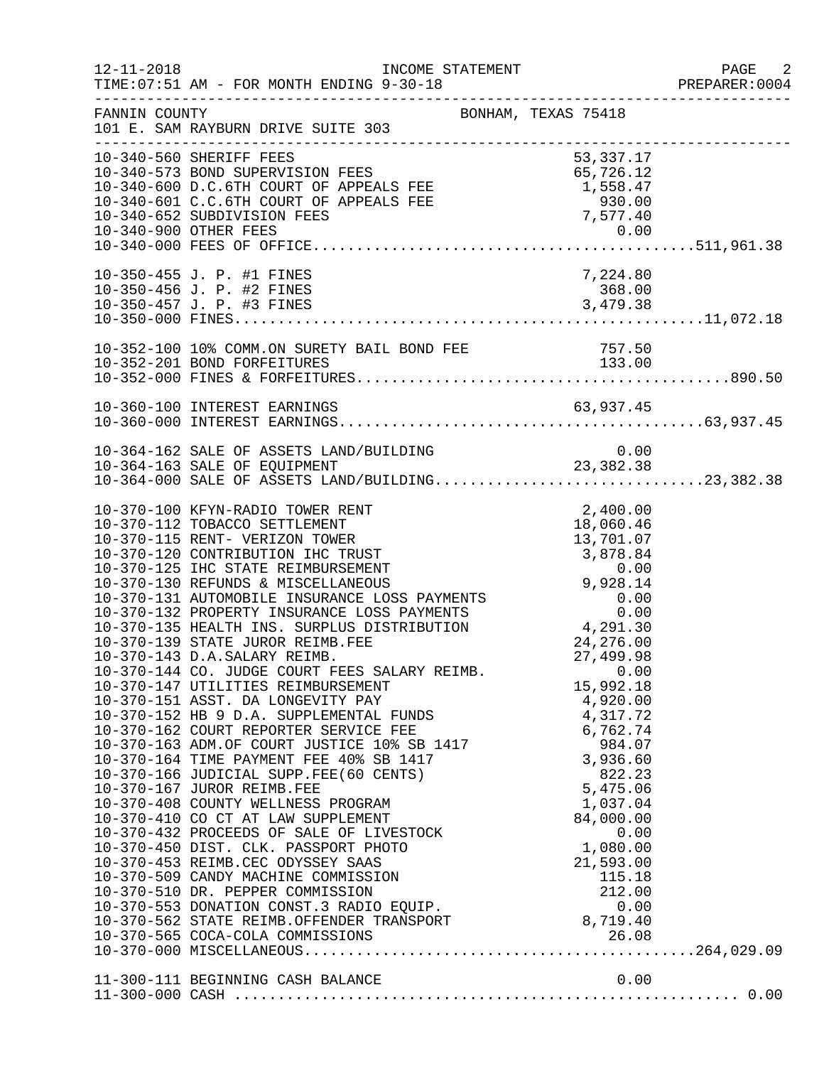INCOME STATEMENT

12-11-2018
TIME:07:51 AM - FOR MONTH ENDING 9-30-18

PREPARER:0004

FANNIN COUNTY — BONHAM, TEXAS 75418
101 E. SAM RAYBURN DRIVE SUITE 303

| Account | Description | Amount | Total |
|---|---|---|---|
| 10-340-560 | SHERIFF FEES | 53,337.17 | |
| 10-340-573 | BOND SUPERVISION FEES | 65,726.12 | |
| 10-340-600 | D.C.6TH COURT OF APPEALS FEE | 1,558.47 | |
| 10-340-601 | C.C.6TH COURT OF APPEALS FEE | 930.00 | |
| 10-340-652 | SUBDIVISION FEES | 7,577.40 | |
| 10-340-900 | OTHER FEES | 0.00 | |
| 10-340-000 | FEES OF OFFICE | | 511,961.38 |
| 10-350-455 | J. P. #1 FINES | 7,224.80 | |
| 10-350-456 | J. P. #2 FINES | 368.00 | |
| 10-350-457 | J. P. #3 FINES | 3,479.38 | |
| 10-350-000 | FINES | | 11,072.18 |
| 10-352-100 | 10% COMM.ON SURETY BAIL BOND FEE | 757.50 | |
| 10-352-201 | BOND FORFEITURES | 133.00 | |
| 10-352-000 | FINES & FORFEITURES | | 890.50 |
| 10-360-100 | INTEREST EARNINGS | 63,937.45 | |
| 10-360-000 | INTEREST EARNINGS | | 63,937.45 |
| 10-364-162 | SALE OF ASSETS LAND/BUILDING | 0.00 | |
| 10-364-163 | SALE OF EQUIPMENT | 23,382.38 | |
| 10-364-000 | SALE OF ASSETS LAND/BUILDING | | 23,382.38 |
| 10-370-100 | KFYN-RADIO TOWER RENT | 2,400.00 | |
| 10-370-112 | TOBACCO SETTLEMENT | 18,060.46 | |
| 10-370-115 | RENT- VERIZON TOWER | 13,701.07 | |
| 10-370-120 | CONTRIBUTION IHC TRUST | 3,878.84 | |
| 10-370-125 | IHC STATE REIMBURSEMENT | 0.00 | |
| 10-370-130 | REFUNDS & MISCELLANEOUS | 9,928.14 | |
| 10-370-131 | AUTOMOBILE INSURANCE LOSS PAYMENTS | 0.00 | |
| 10-370-132 | PROPERTY INSURANCE LOSS PAYMENTS | 0.00 | |
| 10-370-135 | HEALTH INS. SURPLUS DISTRIBUTION | 4,291.30 | |
| 10-370-139 | STATE JUROR REIMB.FEE | 24,276.00 | |
| 10-370-143 | D.A.SALARY REIMB. | 27,499.98 | |
| 10-370-144 | CO. JUDGE COURT FEES SALARY REIMB. | 0.00 | |
| 10-370-147 | UTILITIES REIMBURSEMENT | 15,992.18 | |
| 10-370-151 | ASST. DA LONGEVITY PAY | 4,920.00 | |
| 10-370-152 | HB 9 D.A. SUPPLEMENTAL FUNDS | 4,317.72 | |
| 10-370-162 | COURT REPORTER SERVICE FEE | 6,762.74 | |
| 10-370-163 | ADM.OF COURT JUSTICE 10% SB 1417 | 984.07 | |
| 10-370-164 | TIME PAYMENT FEE 40% SB 1417 | 3,936.60 | |
| 10-370-166 | JUDICIAL SUPP.FEE(60 CENTS) | 822.23 | |
| 10-370-167 | JUROR REIMB.FEE | 5,475.06 | |
| 10-370-408 | COUNTY WELLNESS PROGRAM | 1,037.04 | |
| 10-370-410 | CO CT AT LAW SUPPLEMENT | 84,000.00 | |
| 10-370-432 | PROCEEDS OF SALE OF LIVESTOCK | 0.00 | |
| 10-370-450 | DIST. CLK. PASSPORT PHOTO | 1,080.00 | |
| 10-370-453 | REIMB.CEC ODYSSEY SAAS | 21,593.00 | |
| 10-370-509 | CANDY MACHINE COMMISSION | 115.18 | |
| 10-370-510 | DR. PEPPER COMMISSION | 212.00 | |
| 10-370-553 | DONATION CONST.3 RADIO EQUIP. | 0.00 | |
| 10-370-562 | STATE REIMB.OFFENDER TRANSPORT | 8,719.40 | |
| 10-370-565 | COCA-COLA COMMISSIONS | 26.08 | |
| 10-370-000 | MISCELLANEOUS | | 264,029.09 |
| 11-300-111 | BEGINNING CASH BALANCE | 0.00 | |
| 11-300-000 | CASH | | 0.00 |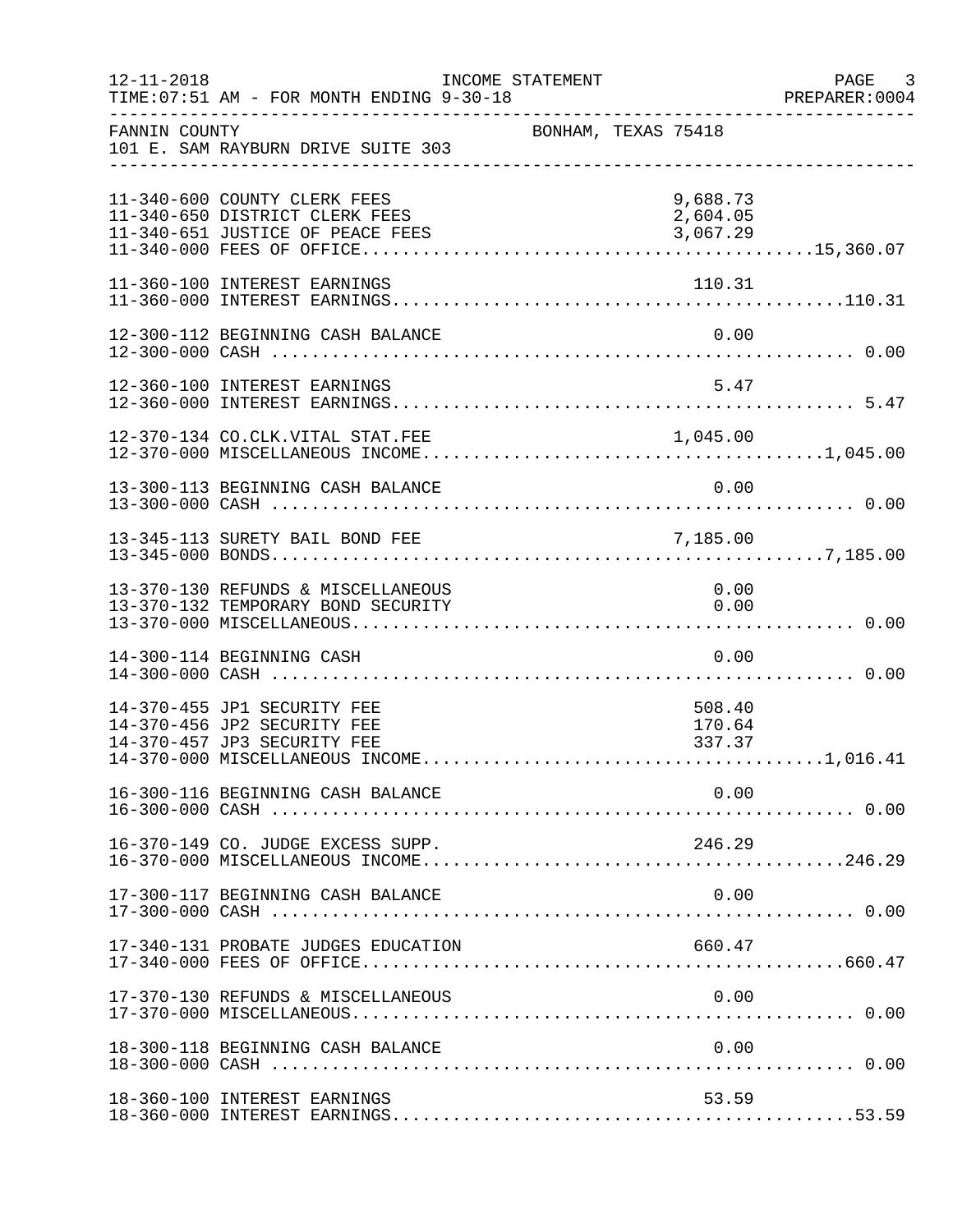FANNIN COUNTY　　　　　　　　　　BONHAM, TEXAS 75418
101 E. SAM RAYBURN DRIVE SUITE 303

| Account | Description | Detail | Total |
|---|---|---|---|
| 11-340-600 | COUNTY CLERK FEES | 9,688.73 | |
| 11-340-650 | DISTRICT CLERK FEES | 2,604.05 | |
| 11-340-651 | JUSTICE OF PEACE FEES | 3,067.29 | |
| 11-340-000 | FEES OF OFFICE | | 15,360.07 |
| 11-360-100 | INTEREST EARNINGS | 110.31 | |
| 11-360-000 | INTEREST EARNINGS | | 110.31 |
| 12-300-112 | BEGINNING CASH BALANCE | 0.00 | |
| 12-300-000 | CASH | | 0.00 |
| 12-360-100 | INTEREST EARNINGS | 5.47 | |
| 12-360-000 | INTEREST EARNINGS | | 5.47 |
| 12-370-134 | CO.CLK.VITAL STAT.FEE | 1,045.00 | |
| 12-370-000 | MISCELLANEOUS INCOME | | 1,045.00 |
| 13-300-113 | BEGINNING CASH BALANCE | 0.00 | |
| 13-300-000 | CASH | | 0.00 |
| 13-345-113 | SURETY BAIL BOND FEE | 7,185.00 | |
| 13-345-000 | BONDS | | 7,185.00 |
| 13-370-130 | REFUNDS & MISCELLANEOUS | 0.00 | |
| 13-370-132 | TEMPORARY BOND SECURITY | 0.00 | |
| 13-370-000 | MISCELLANEOUS | | 0.00 |
| 14-300-114 | BEGINNING CASH | 0.00 | |
| 14-300-000 | CASH | | 0.00 |
| 14-370-455 | JP1 SECURITY FEE | 508.40 | |
| 14-370-456 | JP2 SECURITY FEE | 170.64 | |
| 14-370-457 | JP3 SECURITY FEE | 337.37 | |
| 14-370-000 | MISCELLANEOUS INCOME | | 1,016.41 |
| 16-300-116 | BEGINNING CASH BALANCE | 0.00 | |
| 16-300-000 | CASH | | 0.00 |
| 16-370-149 | CO. JUDGE EXCESS SUPP. | 246.29 | |
| 16-370-000 | MISCELLANEOUS INCOME | | 246.29 |
| 17-300-117 | BEGINNING CASH BALANCE | 0.00 | |
| 17-300-000 | CASH | | 0.00 |
| 17-340-131 | PROBATE JUDGES EDUCATION | 660.47 | |
| 17-340-000 | FEES OF OFFICE | | 660.47 |
| 17-370-130 | REFUNDS & MISCELLANEOUS | 0.00 | |
| 17-370-000 | MISCELLANEOUS | | 0.00 |
| 18-300-118 | BEGINNING CASH BALANCE | 0.00 | |
| 18-300-000 | CASH | | 0.00 |
| 18-360-100 | INTEREST EARNINGS | 53.59 | |
| 18-360-000 | INTEREST EARNINGS | | 53.59 |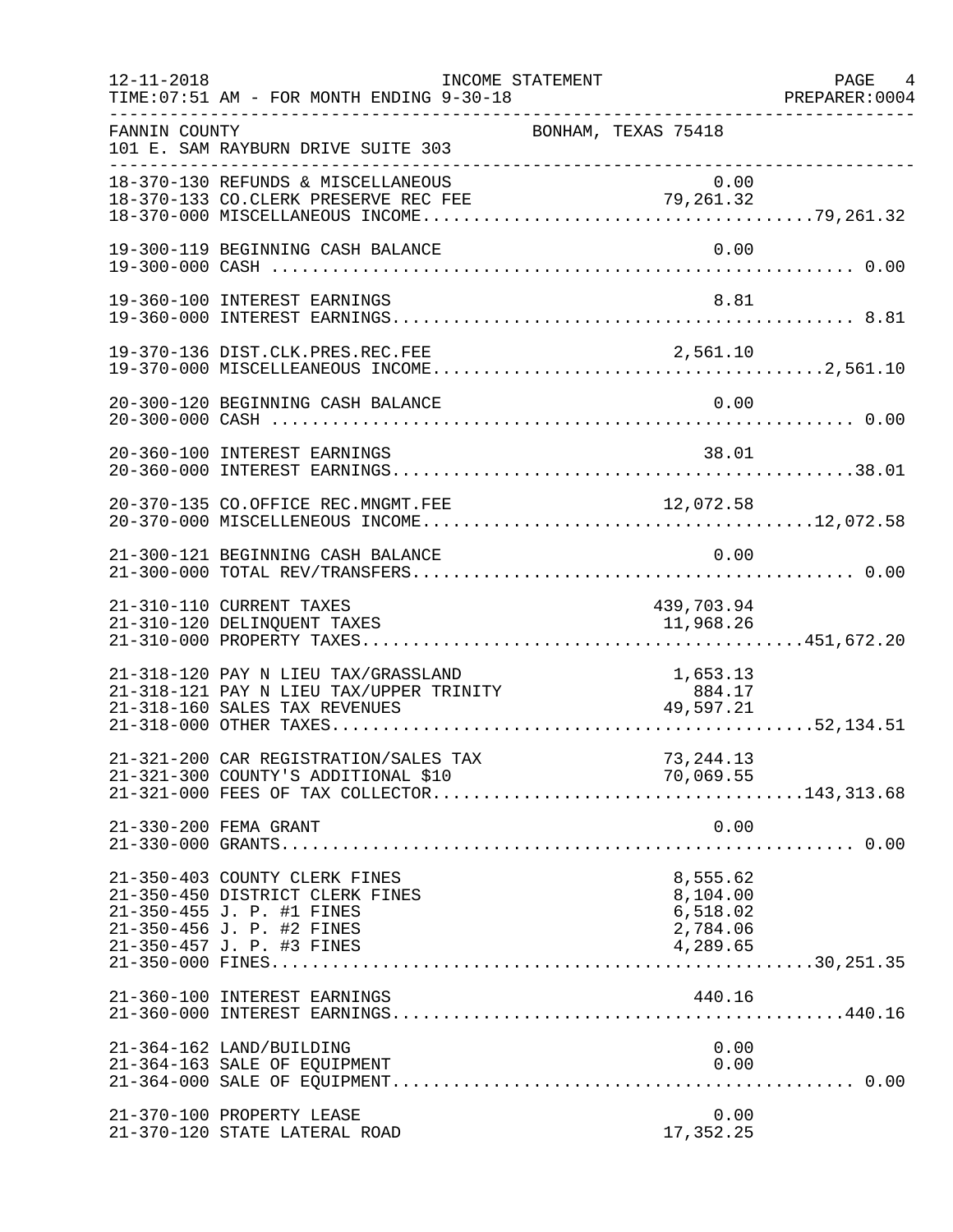INCOME STATEMENT

12-11-2018
TIME:07:51 AM - FOR MONTH ENDING 9-30-18
PREPARER:0004

FANNIN COUNTY
101 E. SAM RAYBURN DRIVE SUITE 303
BONHAM, TEXAS 75418

| Account | Description | Amount | Total |
|---|---|---|---|
| 18-370-130 | REFUNDS & MISCELLANEOUS | 0.00 | |
| 18-370-133 | CO.CLERK PRESERVE REC FEE | 79,261.32 | |
| 18-370-000 | MISCELLANEOUS INCOME | | 79,261.32 |
| 19-300-119 | BEGINNING CASH BALANCE | 0.00 | |
| 19-300-000 | CASH | | 0.00 |
| 19-360-100 | INTEREST EARNINGS | 8.81 | |
| 19-360-000 | INTEREST EARNINGS | | 8.81 |
| 19-370-136 | DIST.CLK.PRES.REC.FEE | 2,561.10 | |
| 19-370-000 | MISCELLEANEOUS INCOME | | 2,561.10 |
| 20-300-120 | BEGINNING CASH BALANCE | 0.00 | |
| 20-300-000 | CASH | | 0.00 |
| 20-360-100 | INTEREST EARNINGS | 38.01 | |
| 20-360-000 | INTEREST EARNINGS | | 38.01 |
| 20-370-135 | CO.OFFICE REC.MNGMT.FEE | 12,072.58 | |
| 20-370-000 | MISCELLENEOUS INCOME | | 12,072.58 |
| 21-300-121 | BEGINNING CASH BALANCE | 0.00 | |
| 21-300-000 | TOTAL REV/TRANSFERS | | 0.00 |
| 21-310-110 | CURRENT TAXES | 439,703.94 | |
| 21-310-120 | DELINQUENT TAXES | 11,968.26 | |
| 21-310-000 | PROPERTY TAXES | | 451,672.20 |
| 21-318-120 | PAY N LIEU TAX/GRASSLAND | 1,653.13 | |
| 21-318-121 | PAY N LIEU TAX/UPPER TRINITY | 884.17 | |
| 21-318-160 | SALES TAX REVENUES | 49,597.21 | |
| 21-318-000 | OTHER TAXES | | 52,134.51 |
| 21-321-200 | CAR REGISTRATION/SALES TAX | 73,244.13 | |
| 21-321-300 | COUNTY'S ADDITIONAL $10 | 70,069.55 | |
| 21-321-000 | FEES OF TAX COLLECTOR | | 143,313.68 |
| 21-330-200 | FEMA GRANT | 0.00 | |
| 21-330-000 | GRANTS | | 0.00 |
| 21-350-403 | COUNTY CLERK FINES | 8,555.62 | |
| 21-350-450 | DISTRICT CLERK FINES | 8,104.00 | |
| 21-350-455 | J. P. #1 FINES | 6,518.02 | |
| 21-350-456 | J. P. #2 FINES | 2,784.06 | |
| 21-350-457 | J. P. #3 FINES | 4,289.65 | |
| 21-350-000 | FINES | | 30,251.35 |
| 21-360-100 | INTEREST EARNINGS | 440.16 | |
| 21-360-000 | INTEREST EARNINGS | | 440.16 |
| 21-364-162 | LAND/BUILDING | 0.00 | |
| 21-364-163 | SALE OF EQUIPMENT | 0.00 | |
| 21-364-000 | SALE OF EQUIPMENT | | 0.00 |
| 21-370-100 | PROPERTY LEASE | 0.00 | |
| 21-370-120 | STATE LATERAL ROAD | 17,352.25 | |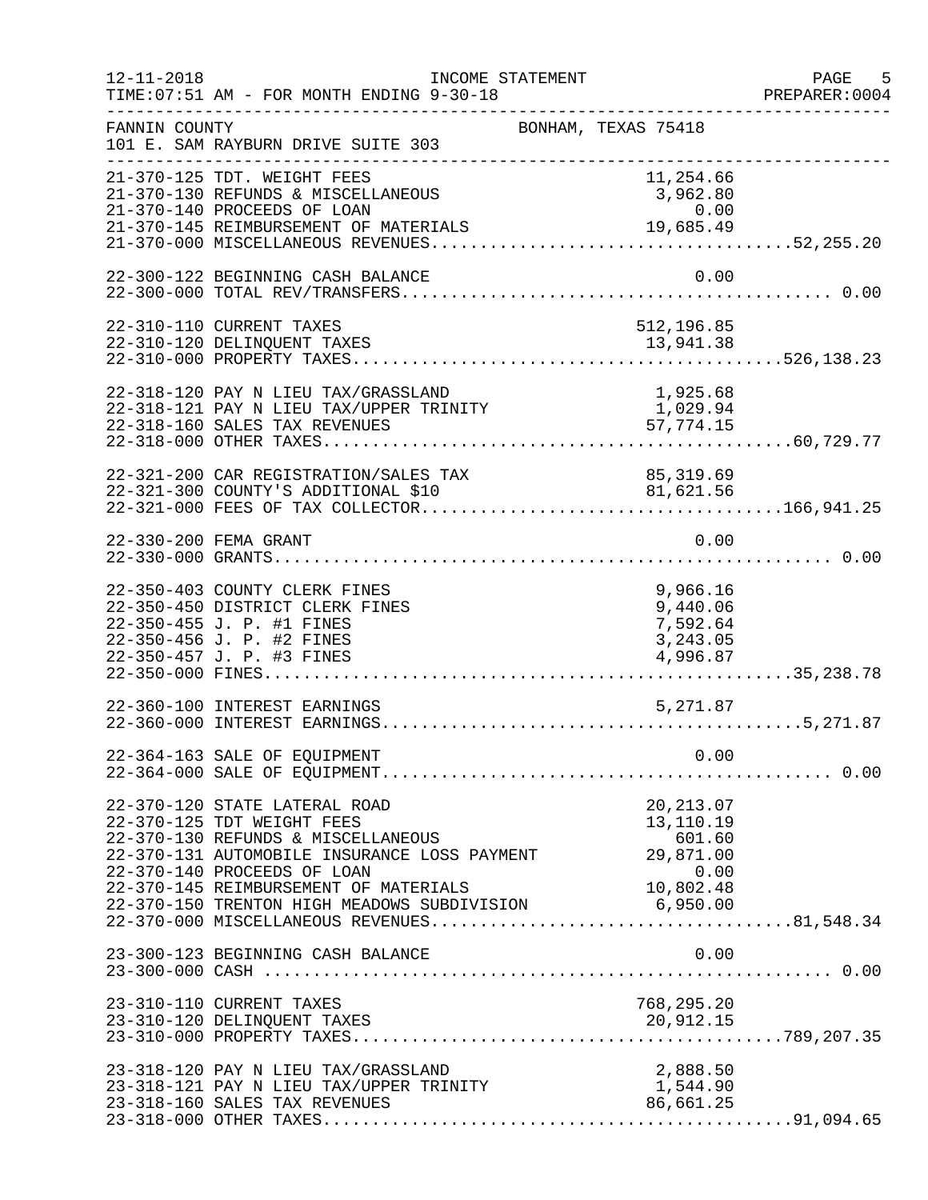FANNIN COUNTY BONHAM, TEXAS 75418
101 E. SAM RAYBURN DRIVE SUITE 303

INCOME STATEMENT — FOR MONTH ENDING 9-30-18

| Account | Description | Amount | Total |
|---|---|---|---|
| 21-370-125 | TDT. WEIGHT FEES | 11,254.66 | |
| 21-370-130 | REFUNDS & MISCELLANEOUS | 3,962.80 | |
| 21-370-140 | PROCEEDS OF LOAN | 0.00 | |
| 21-370-145 | REIMBURSEMENT OF MATERIALS | 19,685.49 | |
| 21-370-000 | MISCELLANEOUS REVENUES | | 52,255.20 |
| 22-300-122 | BEGINNING CASH BALANCE | 0.00 | |
| 22-300-000 | TOTAL REV/TRANSFERS | | 0.00 |
| 22-310-110 | CURRENT TAXES | 512,196.85 | |
| 22-310-120 | DELINQUENT TAXES | 13,941.38 | |
| 22-310-000 | PROPERTY TAXES | | 526,138.23 |
| 22-318-120 | PAY N LIEU TAX/GRASSLAND | 1,925.68 | |
| 22-318-121 | PAY N LIEU TAX/UPPER TRINITY | 1,029.94 | |
| 22-318-160 | SALES TAX REVENUES | 57,774.15 | |
| 22-318-000 | OTHER TAXES | | 60,729.77 |
| 22-321-200 | CAR REGISTRATION/SALES TAX | 85,319.69 | |
| 22-321-300 | COUNTY'S ADDITIONAL $10 | 81,621.56 | |
| 22-321-000 | FEES OF TAX COLLECTOR | | 166,941.25 |
| 22-330-200 | FEMA GRANT | 0.00 | |
| 22-330-000 | GRANTS | | 0.00 |
| 22-350-403 | COUNTY CLERK FINES | 9,966.16 | |
| 22-350-450 | DISTRICT CLERK FINES | 9,440.06 | |
| 22-350-455 | J. P. #1 FINES | 7,592.64 | |
| 22-350-456 | J. P. #2 FINES | 3,243.05 | |
| 22-350-457 | J. P. #3 FINES | 4,996.87 | |
| 22-350-000 | FINES | | 35,238.78 |
| 22-360-100 | INTEREST EARNINGS | 5,271.87 | |
| 22-360-000 | INTEREST EARNINGS | | 5,271.87 |
| 22-364-163 | SALE OF EQUIPMENT | 0.00 | |
| 22-364-000 | SALE OF EQUIPMENT | | 0.00 |
| 22-370-120 | STATE LATERAL ROAD | 20,213.07 | |
| 22-370-125 | TDT WEIGHT FEES | 13,110.19 | |
| 22-370-130 | REFUNDS & MISCELLANEOUS | 601.60 | |
| 22-370-131 | AUTOMOBILE INSURANCE LOSS PAYMENT | 29,871.00 | |
| 22-370-140 | PROCEEDS OF LOAN | 0.00 | |
| 22-370-145 | REIMBURSEMENT OF MATERIALS | 10,802.48 | |
| 22-370-150 | TRENTON HIGH MEADOWS SUBDIVISION | 6,950.00 | |
| 22-370-000 | MISCELLANEOUS REVENUES | | 81,548.34 |
| 23-300-123 | BEGINNING CASH BALANCE | 0.00 | |
| 23-300-000 | CASH | | 0.00 |
| 23-310-110 | CURRENT TAXES | 768,295.20 | |
| 23-310-120 | DELINQUENT TAXES | 20,912.15 | |
| 23-310-000 | PROPERTY TAXES | | 789,207.35 |
| 23-318-120 | PAY N LIEU TAX/GRASSLAND | 2,888.50 | |
| 23-318-121 | PAY N LIEU TAX/UPPER TRINITY | 1,544.90 | |
| 23-318-160 | SALES TAX REVENUES | 86,661.25 | |
| 23-318-000 | OTHER TAXES | | 91,094.65 |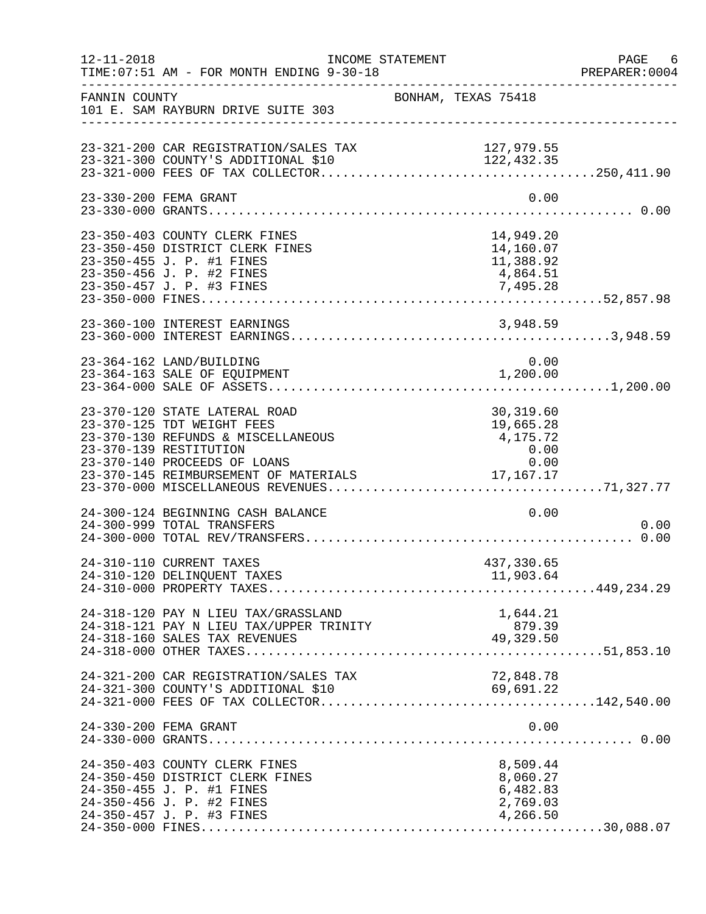FANNIN COUNTY — BONHAM, TEXAS 75418
101 E. SAM RAYBURN DRIVE SUITE 303

INCOME STATEMENT — FOR MONTH ENDING 9-30-18

| Account | Description | Amount | Total |
|---|---|---|---|
| 23-321-200 | CAR REGISTRATION/SALES TAX | 127,979.55 | |
| 23-321-300 | COUNTY'S ADDITIONAL $10 | 122,432.35 | |
| 23-321-000 | FEES OF TAX COLLECTOR | | 250,411.90 |
| 23-330-200 | FEMA GRANT | 0.00 | |
| 23-330-000 | GRANTS | | 0.00 |
| 23-350-403 | COUNTY CLERK FINES | 14,949.20 | |
| 23-350-450 | DISTRICT CLERK FINES | 14,160.07 | |
| 23-350-455 | J. P. #1 FINES | 11,388.92 | |
| 23-350-456 | J. P. #2 FINES | 4,864.51 | |
| 23-350-457 | J. P. #3 FINES | 7,495.28 | |
| 23-350-000 | FINES | | 52,857.98 |
| 23-360-100 | INTEREST EARNINGS | 3,948.59 | |
| 23-360-000 | INTEREST EARNINGS | | 3,948.59 |
| 23-364-162 | LAND/BUILDING | 0.00 | |
| 23-364-163 | SALE OF EQUIPMENT | 1,200.00 | |
| 23-364-000 | SALE OF ASSETS | | 1,200.00 |
| 23-370-120 | STATE LATERAL ROAD | 30,319.60 | |
| 23-370-125 | TDT WEIGHT FEES | 19,665.28 | |
| 23-370-130 | REFUNDS & MISCELLANEOUS | 4,175.72 | |
| 23-370-139 | RESTITUTION | 0.00 | |
| 23-370-140 | PROCEEDS OF LOANS | 0.00 | |
| 23-370-145 | REIMBURSEMENT OF MATERIALS | 17,167.17 | |
| 23-370-000 | MISCELLANEOUS REVENUES | | 71,327.77 |
| 24-300-124 | BEGINNING CASH BALANCE | 0.00 | |
| 24-300-999 | TOTAL TRANSFERS | | 0.00 |
| 24-300-000 | TOTAL REV/TRANSFERS | | 0.00 |
| 24-310-110 | CURRENT TAXES | 437,330.65 | |
| 24-310-120 | DELINQUENT TAXES | 11,903.64 | |
| 24-310-000 | PROPERTY TAXES | | 449,234.29 |
| 24-318-120 | PAY N LIEU TAX/GRASSLAND | 1,644.21 | |
| 24-318-121 | PAY N LIEU TAX/UPPER TRINITY | 879.39 | |
| 24-318-160 | SALES TAX REVENUES | 49,329.50 | |
| 24-318-000 | OTHER TAXES | | 51,853.10 |
| 24-321-200 | CAR REGISTRATION/SALES TAX | 72,848.78 | |
| 24-321-300 | COUNTY'S ADDITIONAL $10 | 69,691.22 | |
| 24-321-000 | FEES OF TAX COLLECTOR | | 142,540.00 |
| 24-330-200 | FEMA GRANT | 0.00 | |
| 24-330-000 | GRANTS | | 0.00 |
| 24-350-403 | COUNTY CLERK FINES | 8,509.44 | |
| 24-350-450 | DISTRICT CLERK FINES | 8,060.27 | |
| 24-350-455 | J. P. #1 FINES | 6,482.83 | |
| 24-350-456 | J. P. #2 FINES | 2,769.03 | |
| 24-350-457 | J. P. #3 FINES | 4,266.50 | |
| 24-350-000 | FINES | | 30,088.07 |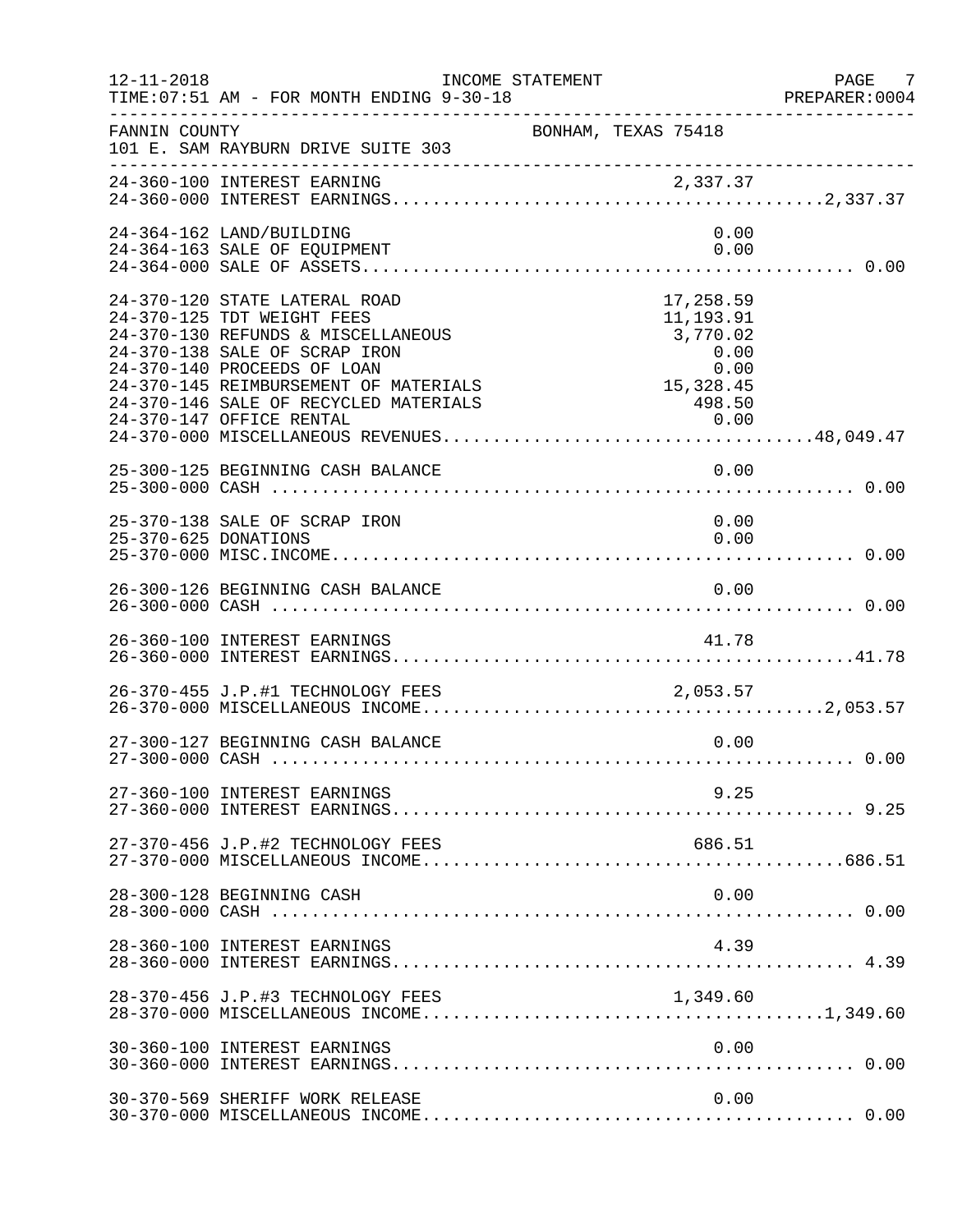INCOME STATEMENT

12-11-2018
TIME:07:51 AM - FOR MONTH ENDING 9-30-18

PREPARER:0004

FANNIN COUNTY — BONHAM, TEXAS 75418
101 E. SAM RAYBURN DRIVE SUITE 303

| Account | Description | Amount | Total |
|---|---|---|---|
| 24-360-100 | INTEREST EARNING | 2,337.37 | |
| 24-360-000 | INTEREST EARNINGS | | 2,337.37 |
| 24-364-162 | LAND/BUILDING | 0.00 | |
| 24-364-163 | SALE OF EQUIPMENT | 0.00 | |
| 24-364-000 | SALE OF ASSETS | | 0.00 |
| 24-370-120 | STATE LATERAL ROAD | 17,258.59 | |
| 24-370-125 | TDT WEIGHT FEES | 11,193.91 | |
| 24-370-130 | REFUNDS & MISCELLANEOUS | 3,770.02 | |
| 24-370-138 | SALE OF SCRAP IRON | 0.00 | |
| 24-370-140 | PROCEEDS OF LOAN | 0.00 | |
| 24-370-145 | REIMBURSEMENT OF MATERIALS | 15,328.45 | |
| 24-370-146 | SALE OF RECYCLED MATERIALS | 498.50 | |
| 24-370-147 | OFFICE RENTAL | 0.00 | |
| 24-370-000 | MISCELLANEOUS REVENUES | | 48,049.47 |
| 25-300-125 | BEGINNING CASH BALANCE | 0.00 | |
| 25-300-000 | CASH | | 0.00 |
| 25-370-138 | SALE OF SCRAP IRON | 0.00 | |
| 25-370-625 | DONATIONS | 0.00 | |
| 25-370-000 | MISC.INCOME | | 0.00 |
| 26-300-126 | BEGINNING CASH BALANCE | 0.00 | |
| 26-300-000 | CASH | | 0.00 |
| 26-360-100 | INTEREST EARNINGS | 41.78 | |
| 26-360-000 | INTEREST EARNINGS | | 41.78 |
| 26-370-455 | J.P.#1 TECHNOLOGY FEES | 2,053.57 | |
| 26-370-000 | MISCELLANEOUS INCOME | | 2,053.57 |
| 27-300-127 | BEGINNING CASH BALANCE | 0.00 | |
| 27-300-000 | CASH | | 0.00 |
| 27-360-100 | INTEREST EARNINGS | 9.25 | |
| 27-360-000 | INTEREST EARNINGS | | 9.25 |
| 27-370-456 | J.P.#2 TECHNOLOGY FEES | 686.51 | |
| 27-370-000 | MISCELLANEOUS INCOME | | 686.51 |
| 28-300-128 | BEGINNING CASH | 0.00 | |
| 28-300-000 | CASH | | 0.00 |
| 28-360-100 | INTEREST EARNINGS | 4.39 | |
| 28-360-000 | INTEREST EARNINGS | | 4.39 |
| 28-370-456 | J.P.#3 TECHNOLOGY FEES | 1,349.60 | |
| 28-370-000 | MISCELLANEOUS INCOME | | 1,349.60 |
| 30-360-100 | INTEREST EARNINGS | 0.00 | |
| 30-360-000 | INTEREST EARNINGS | | 0.00 |
| 30-370-569 | SHERIFF WORK RELEASE | 0.00 | |
| 30-370-000 | MISCELLANEOUS INCOME | | 0.00 |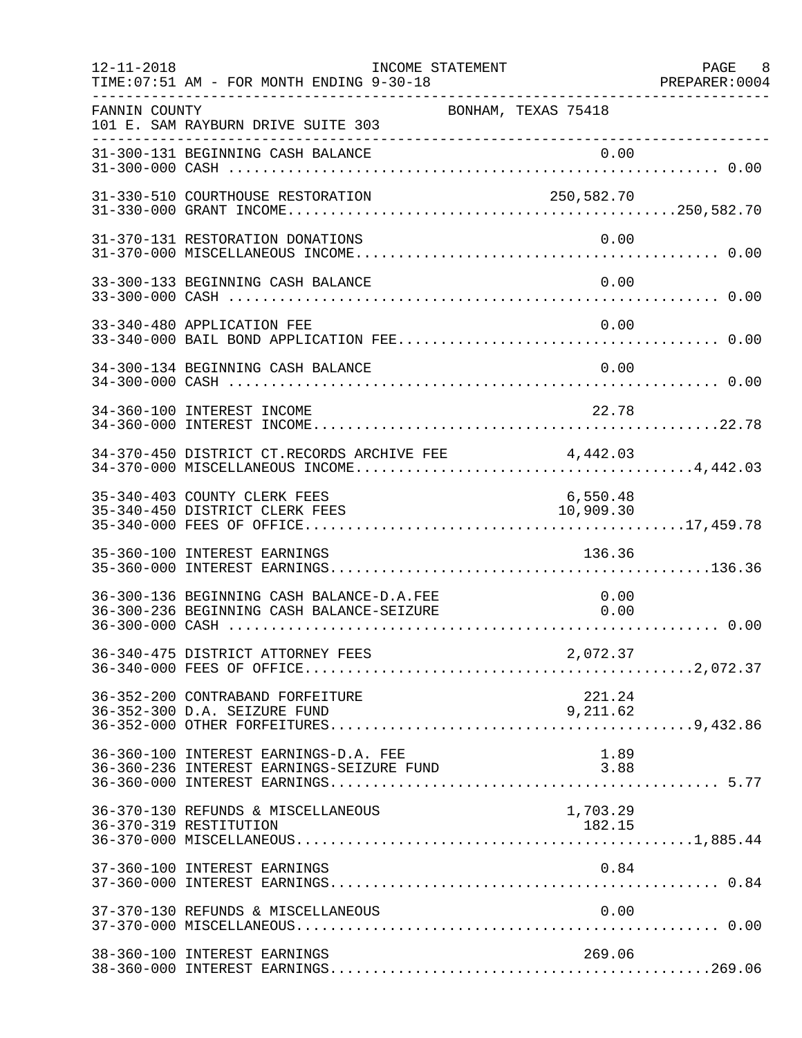INCOME STATEMENT

12-11-2018
TIME:07:51 AM - FOR MONTH ENDING 9-30-18

PREPARER:0004

FANNIN COUNTY
101 E. SAM RAYBURN DRIVE SUITE 303

BONHAM, TEXAS 75418

| Account | Description | Detail | Total |
|---|---|---|---|
| 31-300-131 | BEGINNING CASH BALANCE | 0.00 | |
| 31-300-000 | CASH | | 0.00 |
| 31-330-510 | COURTHOUSE RESTORATION | 250,582.70 | |
| 31-330-000 | GRANT INCOME | | 250,582.70 |
| 31-370-131 | RESTORATION DONATIONS | 0.00 | |
| 31-370-000 | MISCELLANEOUS INCOME | | 0.00 |
| 33-300-133 | BEGINNING CASH BALANCE | 0.00 | |
| 33-300-000 | CASH | | 0.00 |
| 33-340-480 | APPLICATION FEE | 0.00 | |
| 33-340-000 | BAIL BOND APPLICATION FEE | | 0.00 |
| 34-300-134 | BEGINNING CASH BALANCE | 0.00 | |
| 34-300-000 | CASH | | 0.00 |
| 34-360-100 | INTEREST INCOME | 22.78 | |
| 34-360-000 | INTEREST INCOME | | 22.78 |
| 34-370-450 | DISTRICT CT.RECORDS ARCHIVE FEE | 4,442.03 | |
| 34-370-000 | MISCELLANEOUS INCOME | | 4,442.03 |
| 35-340-403 | COUNTY CLERK FEES | 6,550.48 | |
| 35-340-450 | DISTRICT CLERK FEES | 10,909.30 | |
| 35-340-000 | FEES OF OFFICE | | 17,459.78 |
| 35-360-100 | INTEREST EARNINGS | 136.36 | |
| 35-360-000 | INTEREST EARNINGS | | 136.36 |
| 36-300-136 | BEGINNING CASH BALANCE-D.A.FEE | 0.00 | |
| 36-300-236 | BEGINNING CASH BALANCE-SEIZURE | 0.00 | |
| 36-300-000 | CASH | | 0.00 |
| 36-340-475 | DISTRICT ATTORNEY FEES | 2,072.37 | |
| 36-340-000 | FEES OF OFFICE | | 2,072.37 |
| 36-352-200 | CONTRABAND FORFEITURE | 221.24 | |
| 36-352-300 | D.A. SEIZURE FUND | 9,211.62 | |
| 36-352-000 | OTHER FORFEITURES | | 9,432.86 |
| 36-360-100 | INTEREST EARNINGS-D.A. FEE | 1.89 | |
| 36-360-236 | INTEREST EARNINGS-SEIZURE FUND | 3.88 | |
| 36-360-000 | INTEREST EARNINGS | | 5.77 |
| 36-370-130 | REFUNDS & MISCELLANEOUS | 1,703.29 | |
| 36-370-319 | RESTITUTION | 182.15 | |
| 36-370-000 | MISCELLANEOUS | | 1,885.44 |
| 37-360-100 | INTEREST EARNINGS | 0.84 | |
| 37-360-000 | INTEREST EARNINGS | | 0.84 |
| 37-370-130 | REFUNDS & MISCELLANEOUS | 0.00 | |
| 37-370-000 | MISCELLANEOUS | | 0.00 |
| 38-360-100 | INTEREST EARNINGS | 269.06 | |
| 38-360-000 | INTEREST EARNINGS | | 269.06 |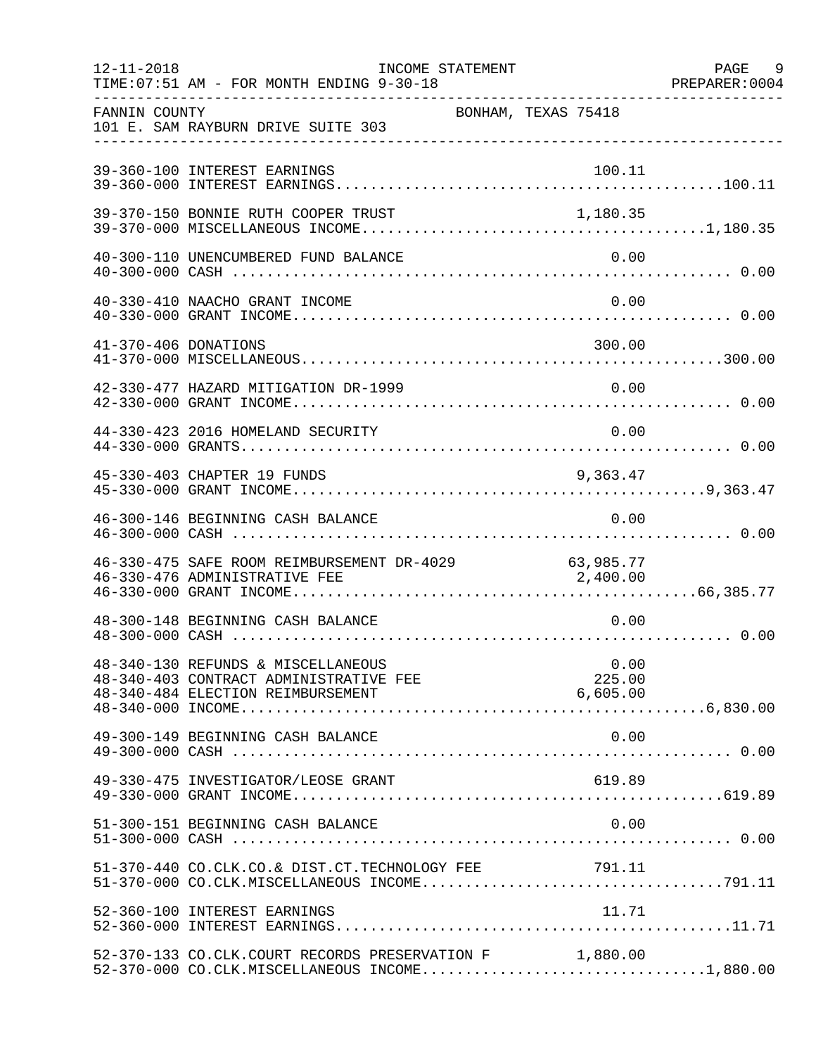12-11-2018 INCOME STATEMENT
TIME:07:51 AM - FOR MONTH ENDING 9-30-18

FANNIN COUNTY BONHAM, TEXAS 75418
101 E. SAM RAYBURN DRIVE SUITE 303

| Account | Description | Amount | Total |
|---|---|---|---|
| 39-360-100 | INTEREST EARNINGS | 100.11 | |
| 39-360-000 | INTEREST EARNINGS | | 100.11 |
| 39-370-150 | BONNIE RUTH COOPER TRUST | 1,180.35 | |
| 39-370-000 | MISCELLANEOUS INCOME | | 1,180.35 |
| 40-300-110 | UNENCUMBERED FUND BALANCE | 0.00 | |
| 40-300-000 | CASH | | 0.00 |
| 40-330-410 | NAACHO GRANT INCOME | 0.00 | |
| 40-330-000 | GRANT INCOME | | 0.00 |
| 41-370-406 | DONATIONS | 300.00 | |
| 41-370-000 | MISCELLANEOUS | | 300.00 |
| 42-330-477 | HAZARD MITIGATION DR-1999 | 0.00 | |
| 42-330-000 | GRANT INCOME | | 0.00 |
| 44-330-423 | 2016 HOMELAND SECURITY | 0.00 | |
| 44-330-000 | GRANTS | | 0.00 |
| 45-330-403 | CHAPTER 19 FUNDS | 9,363.47 | |
| 45-330-000 | GRANT INCOME | | 9,363.47 |
| 46-300-146 | BEGINNING CASH BALANCE | 0.00 | |
| 46-300-000 | CASH | | 0.00 |
| 46-330-475 | SAFE ROOM REIMBURSEMENT DR-4029 | 63,985.77 | |
| 46-330-476 | ADMINISTRATIVE FEE | 2,400.00 | |
| 46-330-000 | GRANT INCOME | | 66,385.77 |
| 48-300-148 | BEGINNING CASH BALANCE | 0.00 | |
| 48-300-000 | CASH | | 0.00 |
| 48-340-130 | REFUNDS & MISCELLANEOUS | 0.00 | |
| 48-340-403 | CONTRACT ADMINISTRATIVE FEE | 225.00 | |
| 48-340-484 | ELECTION REIMBURSEMENT | 6,605.00 | |
| 48-340-000 | INCOME | | 6,830.00 |
| 49-300-149 | BEGINNING CASH BALANCE | 0.00 | |
| 49-300-000 | CASH | | 0.00 |
| 49-330-475 | INVESTIGATOR/LEOSE GRANT | 619.89 | |
| 49-330-000 | GRANT INCOME | | 619.89 |
| 51-300-151 | BEGINNING CASH BALANCE | 0.00 | |
| 51-300-000 | CASH | | 0.00 |
| 51-370-440 | CO.CLK.CO.& DIST.CT.TECHNOLOGY FEE | 791.11 | |
| 51-370-000 | CO.CLK.MISCELLANEOUS INCOME | | 791.11 |
| 52-360-100 | INTEREST EARNINGS | 11.71 | |
| 52-360-000 | INTEREST EARNINGS | | 11.71 |
| 52-370-133 | CO.CLK.COURT RECORDS PRESERVATION F | 1,880.00 | |
| 52-370-000 | CO.CLK.MISCELLANEOUS INCOME | | 1,880.00 |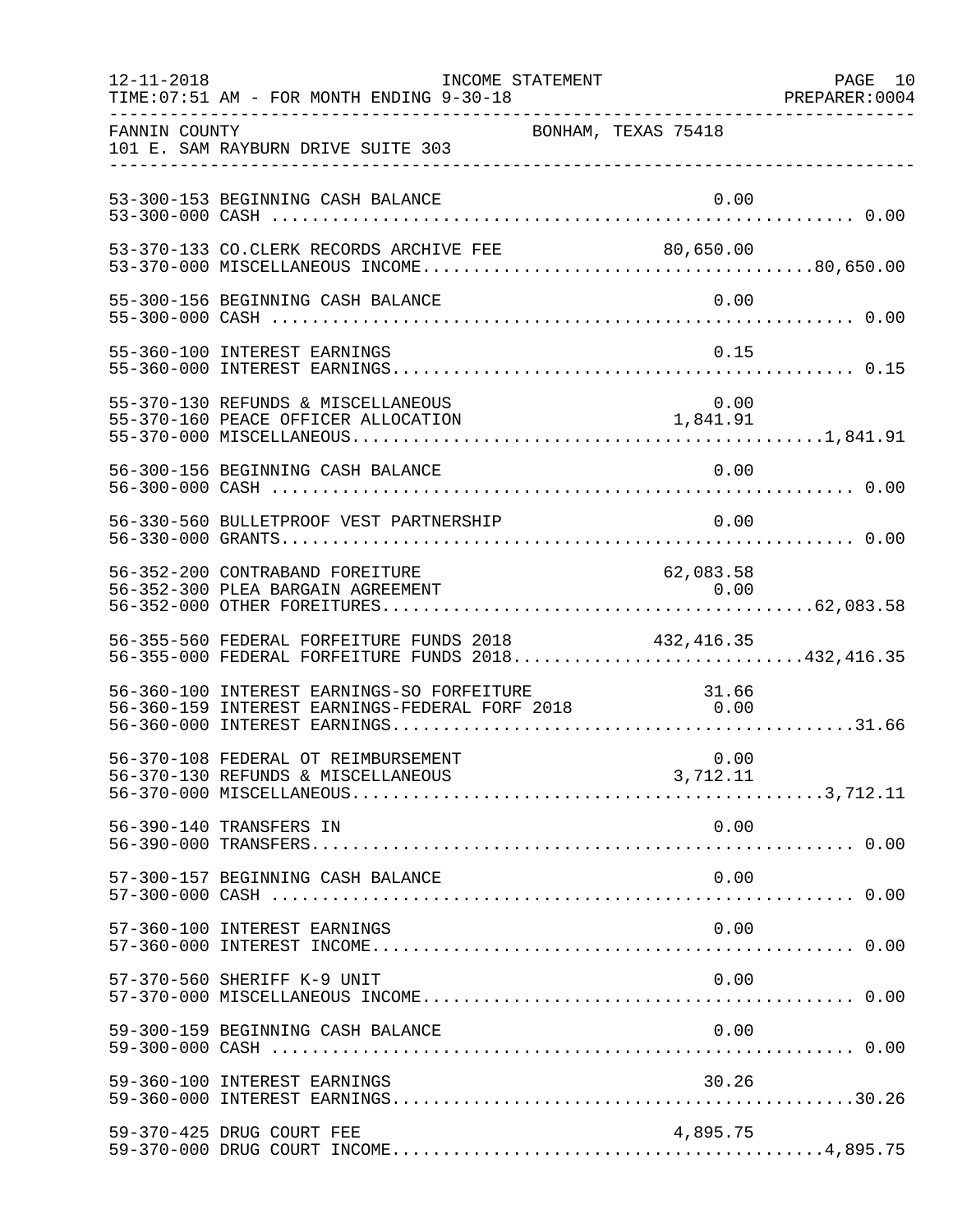FANNIN COUNTY — BONHAM, TEXAS 75418
101 E. SAM RAYBURN DRIVE SUITE 303

INCOME STATEMENT — FOR MONTH ENDING 9-30-18

| Account | Description | Amount | Total |
|---|---|---|---|
| 53-300-153 | BEGINNING CASH BALANCE | 0.00 | |
| 53-300-000 | CASH | | 0.00 |
| 53-370-133 | CO.CLERK RECORDS ARCHIVE FEE | 80,650.00 | |
| 53-370-000 | MISCELLANEOUS INCOME | | 80,650.00 |
| 55-300-156 | BEGINNING CASH BALANCE | 0.00 | |
| 55-300-000 | CASH | | 0.00 |
| 55-360-100 | INTEREST EARNINGS | 0.15 | |
| 55-360-000 | INTEREST EARNINGS | | 0.15 |
| 55-370-130 | REFUNDS & MISCELLANEOUS | 0.00 | |
| 55-370-160 | PEACE OFFICER ALLOCATION | 1,841.91 | |
| 55-370-000 | MISCELLANEOUS | | 1,841.91 |
| 56-300-156 | BEGINNING CASH BALANCE | 0.00 | |
| 56-300-000 | CASH | | 0.00 |
| 56-330-560 | BULLETPROOF VEST PARTNERSHIP | 0.00 | |
| 56-330-000 | GRANTS | | 0.00 |
| 56-352-200 | CONTRABAND FOREITURE | 62,083.58 | |
| 56-352-300 | PLEA BARGAIN AGREEMENT | 0.00 | |
| 56-352-000 | OTHER FOREITURES | | 62,083.58 |
| 56-355-560 | FEDERAL FORFEITURE FUNDS 2018 | 432,416.35 | |
| 56-355-000 | FEDERAL FORFEITURE FUNDS 2018 | | 432,416.35 |
| 56-360-100 | INTEREST EARNINGS-SO FORFEITURE | 31.66 | |
| 56-360-159 | INTEREST EARNINGS-FEDERAL FORF 2018 | 0.00 | |
| 56-360-000 | INTEREST EARNINGS | | 31.66 |
| 56-370-108 | FEDERAL OT REIMBURSEMENT | 0.00 | |
| 56-370-130 | REFUNDS & MISCELLANEOUS | 3,712.11 | |
| 56-370-000 | MISCELLANEOUS | | 3,712.11 |
| 56-390-140 | TRANSFERS IN | 0.00 | |
| 56-390-000 | TRANSFERS | | 0.00 |
| 57-300-157 | BEGINNING CASH BALANCE | 0.00 | |
| 57-300-000 | CASH | | 0.00 |
| 57-360-100 | INTEREST EARNINGS | 0.00 | |
| 57-360-000 | INTEREST INCOME | | 0.00 |
| 57-370-560 | SHERIFF K-9 UNIT | 0.00 | |
| 57-370-000 | MISCELLANEOUS INCOME | | 0.00 |
| 59-300-159 | BEGINNING CASH BALANCE | 0.00 | |
| 59-300-000 | CASH | | 0.00 |
| 59-360-100 | INTEREST EARNINGS | 30.26 | |
| 59-360-000 | INTEREST EARNINGS | | 30.26 |
| 59-370-425 | DRUG COURT FEE | 4,895.75 | |
| 59-370-000 | DRUG COURT INCOME | | 4,895.75 |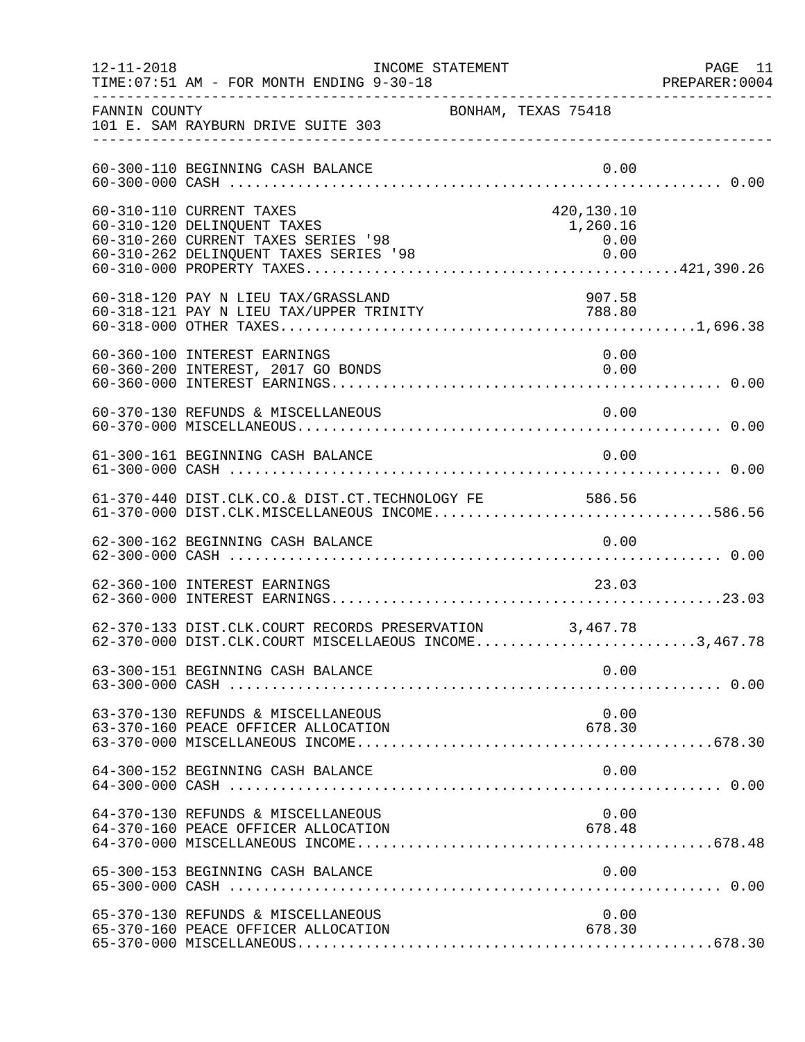INCOME STATEMENT

12-11-2018 TIME:07:51 AM - FOR MONTH ENDING 9-30-18

PREPARER:0004

FANNIN COUNTY BONHAM, TEXAS 75418
101 E. SAM RAYBURN DRIVE SUITE 303

| Account | Description | Amount | Total |
|---|---|---|---|
| 60-300-110 | BEGINNING CASH BALANCE | 0.00 | |
| 60-300-000 | CASH | | 0.00 |
| 60-310-110 | CURRENT TAXES | 420,130.10 | |
| 60-310-120 | DELINQUENT TAXES | 1,260.16 | |
| 60-310-260 | CURRENT TAXES SERIES '98 | 0.00 | |
| 60-310-262 | DELINQUENT TAXES SERIES '98 | 0.00 | |
| 60-310-000 | PROPERTY TAXES | | 421,390.26 |
| 60-318-120 | PAY N LIEU TAX/GRASSLAND | 907.58 | |
| 60-318-121 | PAY N LIEU TAX/UPPER TRINITY | 788.80 | |
| 60-318-000 | OTHER TAXES | | 1,696.38 |
| 60-360-100 | INTEREST EARNINGS | 0.00 | |
| 60-360-200 | INTEREST, 2017 GO BONDS | 0.00 | |
| 60-360-000 | INTEREST EARNINGS | | 0.00 |
| 60-370-130 | REFUNDS & MISCELLANEOUS | 0.00 | |
| 60-370-000 | MISCELLANEOUS | | 0.00 |
| 61-300-161 | BEGINNING CASH BALANCE | 0.00 | |
| 61-300-000 | CASH | | 0.00 |
| 61-370-440 | DIST.CLK.CO.& DIST.CT.TECHNOLOGY FE | 586.56 | |
| 61-370-000 | DIST.CLK.MISCELLANEOUS INCOME | | 586.56 |
| 62-300-162 | BEGINNING CASH BALANCE | 0.00 | |
| 62-300-000 | CASH | | 0.00 |
| 62-360-100 | INTEREST EARNINGS | 23.03 | |
| 62-360-000 | INTEREST EARNINGS | | 23.03 |
| 62-370-133 | DIST.CLK.COURT RECORDS PRESERVATION | 3,467.78 | |
| 62-370-000 | DIST.CLK.COURT MISCELLAEOUS INCOME | | 3,467.78 |
| 63-300-151 | BEGINNING CASH BALANCE | 0.00 | |
| 63-300-000 | CASH | | 0.00 |
| 63-370-130 | REFUNDS & MISCELLANEOUS | 0.00 | |
| 63-370-160 | PEACE OFFICER ALLOCATION | 678.30 | |
| 63-370-000 | MISCELLANEOUS INCOME | | 678.30 |
| 64-300-152 | BEGINNING CASH BALANCE | 0.00 | |
| 64-300-000 | CASH | | 0.00 |
| 64-370-130 | REFUNDS & MISCELLANEOUS | 0.00 | |
| 64-370-160 | PEACE OFFICER ALLOCATION | 678.48 | |
| 64-370-000 | MISCELLANEOUS INCOME | | 678.48 |
| 65-300-153 | BEGINNING CASH BALANCE | 0.00 | |
| 65-300-000 | CASH | | 0.00 |
| 65-370-130 | REFUNDS & MISCELLANEOUS | 0.00 | |
| 65-370-160 | PEACE OFFICER ALLOCATION | 678.30 | |
| 65-370-000 | MISCELLANEOUS | | 678.30 |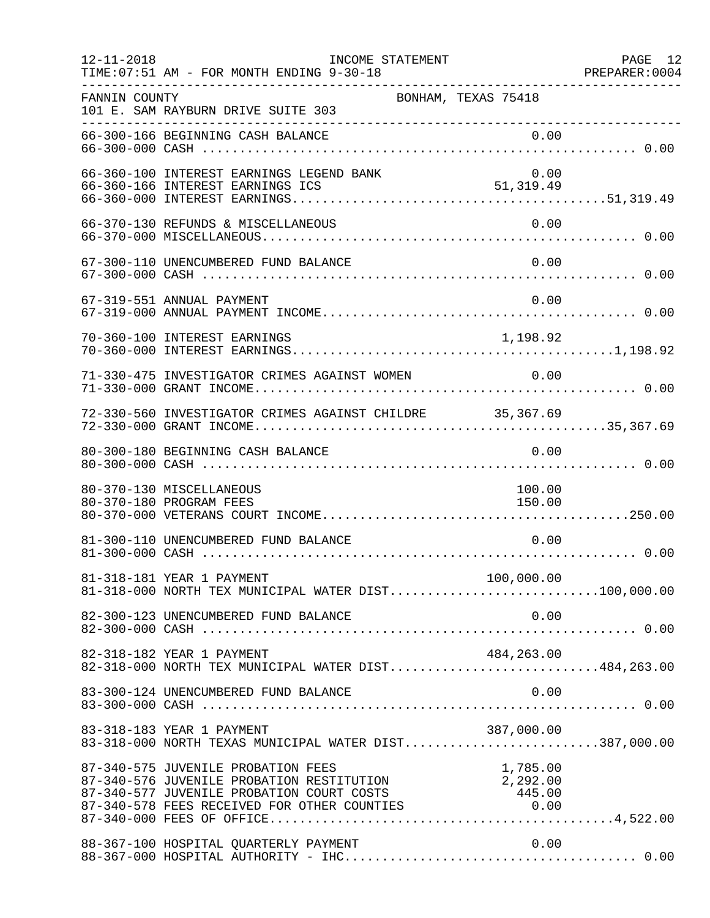FANNIN COUNTY — BONHAM, TEXAS 75418
101 E. SAM RAYBURN DRIVE SUITE 303

INCOME STATEMENT — FOR MONTH ENDING 9-30-18

| Account | Description | Amount | Total |
|---|---|---|---|
| 66-300-166 | BEGINNING CASH BALANCE | 0.00 | |
| 66-300-000 | CASH | | 0.00 |
| 66-360-100 | INTEREST EARNINGS LEGEND BANK | 0.00 | |
| 66-360-166 | INTEREST EARNINGS ICS | 51,319.49 | |
| 66-360-000 | INTEREST EARNINGS | | 51,319.49 |
| 66-370-130 | REFUNDS & MISCELLANEOUS | 0.00 | |
| 66-370-000 | MISCELLANEOUS | | 0.00 |
| 67-300-110 | UNENCUMBERED FUND BALANCE | 0.00 | |
| 67-300-000 | CASH | | 0.00 |
| 67-319-551 | ANNUAL PAYMENT | 0.00 | |
| 67-319-000 | ANNUAL PAYMENT INCOME | | 0.00 |
| 70-360-100 | INTEREST EARNINGS | 1,198.92 | |
| 70-360-000 | INTEREST EARNINGS | | 1,198.92 |
| 71-330-475 | INVESTIGATOR CRIMES AGAINST WOMEN | 0.00 | |
| 71-330-000 | GRANT INCOME | | 0.00 |
| 72-330-560 | INVESTIGATOR CRIMES AGAINST CHILDRE | 35,367.69 | |
| 72-330-000 | GRANT INCOME | | 35,367.69 |
| 80-300-180 | BEGINNING CASH BALANCE | 0.00 | |
| 80-300-000 | CASH | | 0.00 |
| 80-370-130 | MISCELLANEOUS | 100.00 | |
| 80-370-180 | PROGRAM FEES | 150.00 | |
| 80-370-000 | VETERANS COURT INCOME | | 250.00 |
| 81-300-110 | UNENCUMBERED FUND BALANCE | 0.00 | |
| 81-300-000 | CASH | | 0.00 |
| 81-318-181 | YEAR 1 PAYMENT | 100,000.00 | |
| 81-318-000 | NORTH TEX MUNICIPAL WATER DIST | | 100,000.00 |
| 82-300-123 | UNENCUMBERED FUND BALANCE | 0.00 | |
| 82-300-000 | CASH | | 0.00 |
| 82-318-182 | YEAR 1 PAYMENT | 484,263.00 | |
| 82-318-000 | NORTH TEX MUNICIPAL WATER DIST | | 484,263.00 |
| 83-300-124 | UNENCUMBERED FUND BALANCE | 0.00 | |
| 83-300-000 | CASH | | 0.00 |
| 83-318-183 | YEAR 1 PAYMENT | 387,000.00 | |
| 83-318-000 | NORTH TEXAS MUNICIPAL WATER DIST | | 387,000.00 |
| 87-340-575 | JUVENILE PROBATION FEES | 1,785.00 | |
| 87-340-576 | JUVENILE PROBATION RESTITUTION | 2,292.00 | |
| 87-340-577 | JUVENILE PROBATION COURT COSTS | 445.00 | |
| 87-340-578 | FEES RECEIVED FOR OTHER COUNTIES | 0.00 | |
| 87-340-000 | FEES OF OFFICE | | 4,522.00 |
| 88-367-100 | HOSPITAL QUARTERLY PAYMENT | 0.00 | |
| 88-367-000 | HOSPITAL AUTHORITY - IHC | | 0.00 |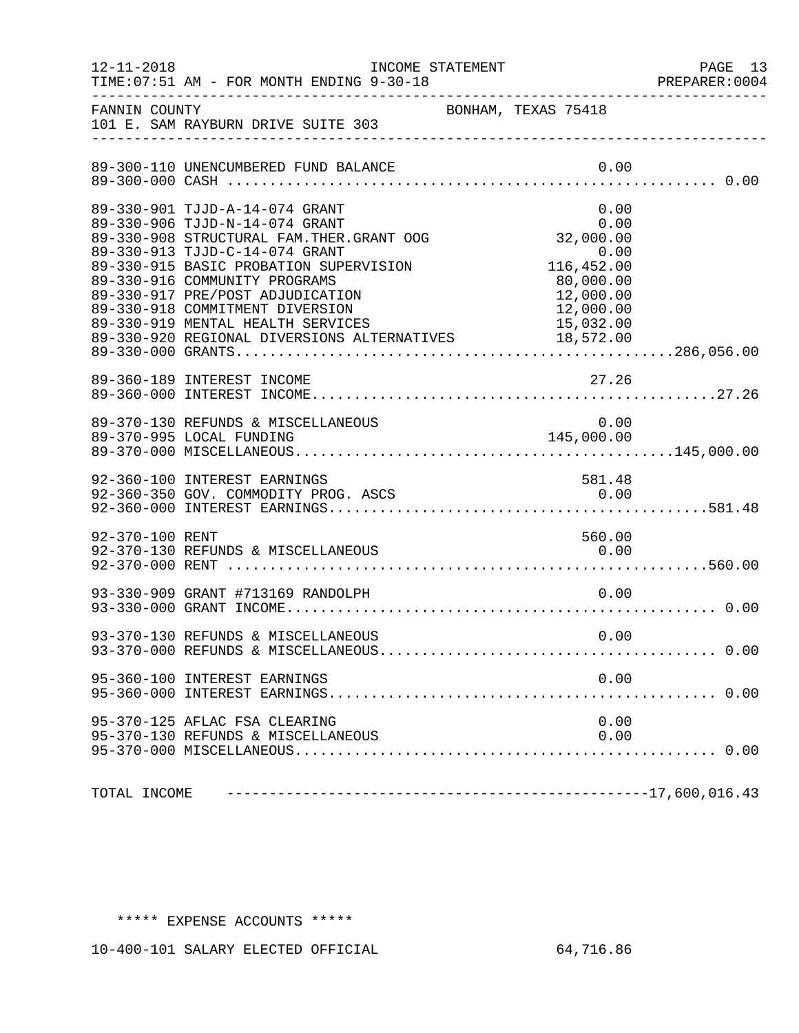FANNIN COUNTY BONHAM, TEXAS 75418
101 E. SAM RAYBURN DRIVE SUITE 303

INCOME STATEMENT
TIME:07:51 AM - FOR MONTH ENDING 9-30-18

| Account | Amount | Total |
|---|---|---|
| 89-300-110 UNENCUMBERED FUND BALANCE | 0.00 | |
| 89-300-000 CASH | | 0.00 |
| 89-330-901 TJJD-A-14-074 GRANT | 0.00 | |
| 89-330-906 TJJD-N-14-074 GRANT | 0.00 | |
| 89-330-908 STRUCTURAL FAM.THER.GRANT OOG | 32,000.00 | |
| 89-330-913 TJJD-C-14-074 GRANT | 0.00 | |
| 89-330-915 BASIC PROBATION SUPERVISION | 116,452.00 | |
| 89-330-916 COMMUNITY PROGRAMS | 80,000.00 | |
| 89-330-917 PRE/POST ADJUDICATION | 12,000.00 | |
| 89-330-918 COMMITMENT DIVERSION | 12,000.00 | |
| 89-330-919 MENTAL HEALTH SERVICES | 15,032.00 | |
| 89-330-920 REGIONAL DIVERSIONS ALTERNATIVES | 18,572.00 | |
| 89-330-000 GRANTS | | 286,056.00 |
| 89-360-189 INTEREST INCOME | 27.26 | |
| 89-360-000 INTEREST INCOME | | 27.26 |
| 89-370-130 REFUNDS & MISCELLANEOUS | 0.00 | |
| 89-370-995 LOCAL FUNDING | 145,000.00 | |
| 89-370-000 MISCELLANEOUS | | 145,000.00 |
| 92-360-100 INTEREST EARNINGS | 581.48 | |
| 92-360-350 GOV. COMMODITY PROG. ASCS | 0.00 | |
| 92-360-000 INTEREST EARNINGS | | 581.48 |
| 92-370-100 RENT | 560.00 | |
| 92-370-130 REFUNDS & MISCELLANEOUS | 0.00 | |
| 92-370-000 RENT | | 560.00 |
| 93-330-909 GRANT #713169 RANDOLPH | 0.00 | |
| 93-330-000 GRANT INCOME | | 0.00 |
| 93-370-130 REFUNDS & MISCELLANEOUS | 0.00 | |
| 93-370-000 REFUNDS & MISCELLANEOUS | | 0.00 |
| 95-360-100 INTEREST EARNINGS | 0.00 | |
| 95-360-000 INTEREST EARNINGS | | 0.00 |
| 95-370-125 AFLAC FSA CLEARING | 0.00 | |
| 95-370-130 REFUNDS & MISCELLANEOUS | 0.00 | |
| 95-370-000 MISCELLANEOUS | | 0.00 |
| TOTAL INCOME | | 17,600,016.43 |

***** EXPENSE ACCOUNTS *****

| Account | Amount |
|---|---|
| 10-400-101 SALARY ELECTED OFFICIAL | 64,716.86 |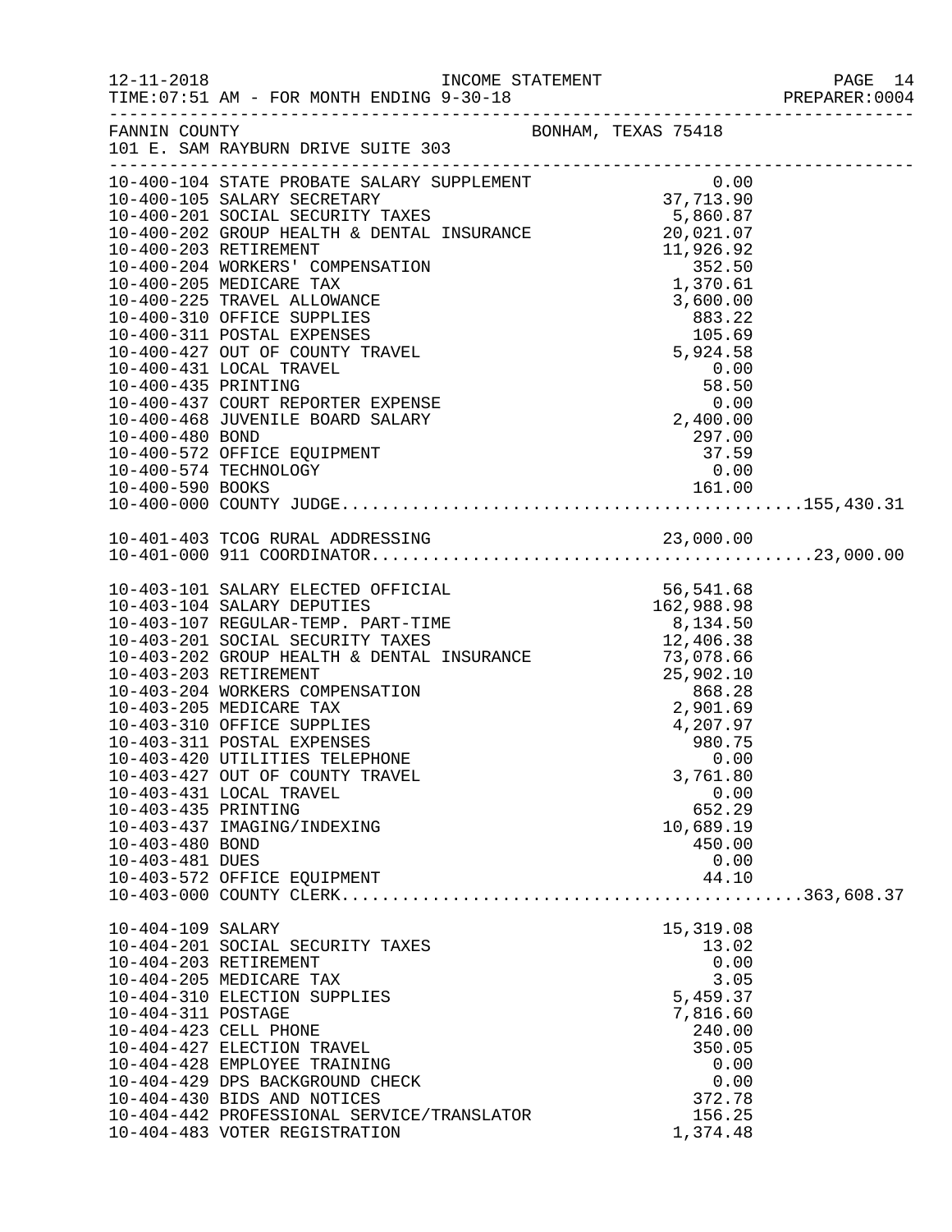FANNIN COUNTY BONHAM, TEXAS 75418
101 E. SAM RAYBURN DRIVE SUITE 303

INCOME STATEMENT
FOR MONTH ENDING 9-30-18

| Account | Description | Amount | Total |
|---|---|---|---|
| 10-400-104 | STATE PROBATE SALARY SUPPLEMENT | 0.00 | |
| 10-400-105 | SALARY SECRETARY | 37,713.90 | |
| 10-400-201 | SOCIAL SECURITY TAXES | 5,860.87 | |
| 10-400-202 | GROUP HEALTH & DENTAL INSURANCE | 20,021.07 | |
| 10-400-203 | RETIREMENT | 11,926.92 | |
| 10-400-204 | WORKERS' COMPENSATION | 352.50 | |
| 10-400-205 | MEDICARE TAX | 1,370.61 | |
| 10-400-225 | TRAVEL ALLOWANCE | 3,600.00 | |
| 10-400-310 | OFFICE SUPPLIES | 883.22 | |
| 10-400-311 | POSTAL EXPENSES | 105.69 | |
| 10-400-427 | OUT OF COUNTY TRAVEL | 5,924.58 | |
| 10-400-431 | LOCAL TRAVEL | 0.00 | |
| 10-400-435 | PRINTING | 58.50 | |
| 10-400-437 | COURT REPORTER EXPENSE | 0.00 | |
| 10-400-468 | JUVENILE BOARD SALARY | 2,400.00 | |
| 10-400-480 | BOND | 297.00 | |
| 10-400-572 | OFFICE EQUIPMENT | 37.59 | |
| 10-400-574 | TECHNOLOGY | 0.00 | |
| 10-400-590 | BOOKS | 161.00 | |
| 10-400-000 | COUNTY JUDGE | | 155,430.31 |
| 10-401-403 | TCOG RURAL ADDRESSING | 23,000.00 | |
| 10-401-000 | 911 COORDINATOR | | 23,000.00 |
| 10-403-101 | SALARY ELECTED OFFICIAL | 56,541.68 | |
| 10-403-104 | SALARY DEPUTIES | 162,988.98 | |
| 10-403-107 | REGULAR-TEMP. PART-TIME | 8,134.50 | |
| 10-403-201 | SOCIAL SECURITY TAXES | 12,406.38 | |
| 10-403-202 | GROUP HEALTH & DENTAL INSURANCE | 73,078.66 | |
| 10-403-203 | RETIREMENT | 25,902.10 | |
| 10-403-204 | WORKERS COMPENSATION | 868.28 | |
| 10-403-205 | MEDICARE TAX | 2,901.69 | |
| 10-403-310 | OFFICE SUPPLIES | 4,207.97 | |
| 10-403-311 | POSTAL EXPENSES | 980.75 | |
| 10-403-420 | UTILITIES TELEPHONE | 0.00 | |
| 10-403-427 | OUT OF COUNTY TRAVEL | 3,761.80 | |
| 10-403-431 | LOCAL TRAVEL | 0.00 | |
| 10-403-435 | PRINTING | 652.29 | |
| 10-403-437 | IMAGING/INDEXING | 10,689.19 | |
| 10-403-480 | BOND | 450.00 | |
| 10-403-481 | DUES | 0.00 | |
| 10-403-572 | OFFICE EQUIPMENT | 44.10 | |
| 10-403-000 | COUNTY CLERK | | 363,608.37 |
| 10-404-109 | SALARY | 15,319.08 | |
| 10-404-201 | SOCIAL SECURITY TAXES | 13.02 | |
| 10-404-203 | RETIREMENT | 0.00 | |
| 10-404-205 | MEDICARE TAX | 3.05 | |
| 10-404-310 | ELECTION SUPPLIES | 5,459.37 | |
| 10-404-311 | POSTAGE | 7,816.60 | |
| 10-404-423 | CELL PHONE | 240.00 | |
| 10-404-427 | ELECTION TRAVEL | 350.05 | |
| 10-404-428 | EMPLOYEE TRAINING | 0.00 | |
| 10-404-429 | DPS BACKGROUND CHECK | 0.00 | |
| 10-404-430 | BIDS AND NOTICES | 372.78 | |
| 10-404-442 | PROFESSIONAL SERVICE/TRANSLATOR | 156.25 | |
| 10-404-483 | VOTER REGISTRATION | 1,374.48 | |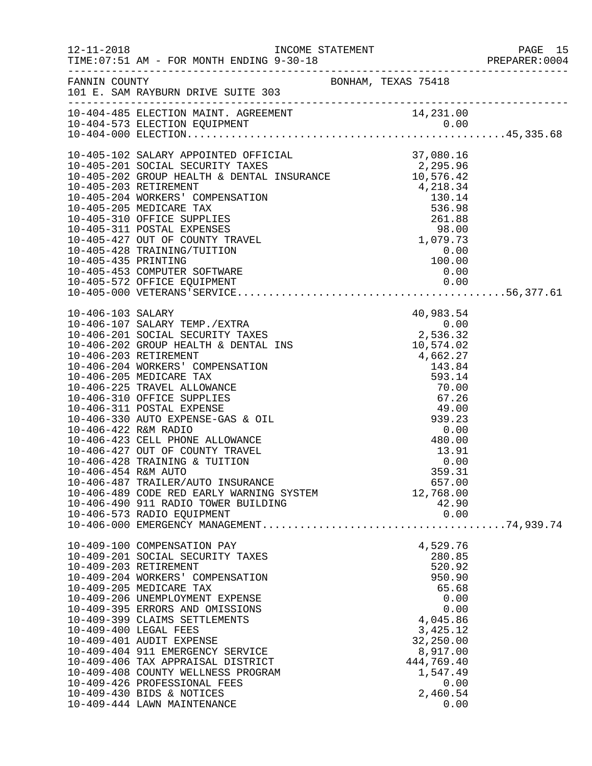FANNIN COUNTY — BONHAM, TEXAS 75418
101 E. SAM RAYBURN DRIVE SUITE 303

| Account | Description | Amount | Total |
|---|---|---|---|
| 10-404-485 | ELECTION MAINT. AGREEMENT | 14,231.00 | |
| 10-404-573 | ELECTION EQUIPMENT | 0.00 | |
| 10-404-000 | ELECTION | | 45,335.68 |
| 10-405-102 | SALARY APPOINTED OFFICIAL | 37,080.16 | |
| 10-405-201 | SOCIAL SECURITY TAXES | 2,295.96 | |
| 10-405-202 | GROUP HEALTH & DENTAL INSURANCE | 10,576.42 | |
| 10-405-203 | RETIREMENT | 4,218.34 | |
| 10-405-204 | WORKERS' COMPENSATION | 130.14 | |
| 10-405-205 | MEDICARE TAX | 536.98 | |
| 10-405-310 | OFFICE SUPPLIES | 261.88 | |
| 10-405-311 | POSTAL EXPENSES | 98.00 | |
| 10-405-427 | OUT OF COUNTY TRAVEL | 1,079.73 | |
| 10-405-428 | TRAINING/TUITION | 0.00 | |
| 10-405-435 | PRINTING | 100.00 | |
| 10-405-453 | COMPUTER SOFTWARE | 0.00 | |
| 10-405-572 | OFFICE EQUIPMENT | 0.00 | |
| 10-405-000 | VETERANS'SERVICE | | 56,377.61 |
| 10-406-103 | SALARY | 40,983.54 | |
| 10-406-107 | SALARY TEMP./EXTRA | 0.00 | |
| 10-406-201 | SOCIAL SECURITY TAXES | 2,536.32 | |
| 10-406-202 | GROUP HEALTH & DENTAL INS | 10,574.02 | |
| 10-406-203 | RETIREMENT | 4,662.27 | |
| 10-406-204 | WORKERS' COMPENSATION | 143.84 | |
| 10-406-205 | MEDICARE TAX | 593.14 | |
| 10-406-225 | TRAVEL ALLOWANCE | 70.00 | |
| 10-406-310 | OFFICE SUPPLIES | 67.26 | |
| 10-406-311 | POSTAL EXPENSE | 49.00 | |
| 10-406-330 | AUTO EXPENSE-GAS & OIL | 939.23 | |
| 10-406-422 | R&M RADIO | 0.00 | |
| 10-406-423 | CELL PHONE ALLOWANCE | 480.00 | |
| 10-406-427 | OUT OF COUNTY TRAVEL | 13.91 | |
| 10-406-428 | TRAINING & TUITION | 0.00 | |
| 10-406-454 | R&M AUTO | 359.31 | |
| 10-406-487 | TRAILER/AUTO INSURANCE | 657.00 | |
| 10-406-489 | CODE RED EARLY WARNING SYSTEM | 12,768.00 | |
| 10-406-490 | 911 RADIO TOWER BUILDING | 42.90 | |
| 10-406-573 | RADIO EQUIPMENT | 0.00 | |
| 10-406-000 | EMERGENCY MANAGEMENT | | 74,939.74 |
| 10-409-100 | COMPENSATION PAY | 4,529.76 | |
| 10-409-201 | SOCIAL SECURITY TAXES | 280.85 | |
| 10-409-203 | RETIREMENT | 520.92 | |
| 10-409-204 | WORKERS' COMPENSATION | 950.90 | |
| 10-409-205 | MEDICARE TAX | 65.68 | |
| 10-409-206 | UNEMPLOYMENT EXPENSE | 0.00 | |
| 10-409-395 | ERRORS AND OMISSIONS | 0.00 | |
| 10-409-399 | CLAIMS SETTLEMENTS | 4,045.86 | |
| 10-409-400 | LEGAL FEES | 3,425.12 | |
| 10-409-401 | AUDIT EXPENSE | 32,250.00 | |
| 10-409-404 | 911 EMERGENCY SERVICE | 8,917.00 | |
| 10-409-406 | TAX APPRAISAL DISTRICT | 444,769.40 | |
| 10-409-408 | COUNTY WELLNESS PROGRAM | 1,547.49 | |
| 10-409-426 | PROFESSIONAL FEES | 0.00 | |
| 10-409-430 | BIDS & NOTICES | 2,460.54 | |
| 10-409-444 | LAWN MAINTENANCE | 0.00 | |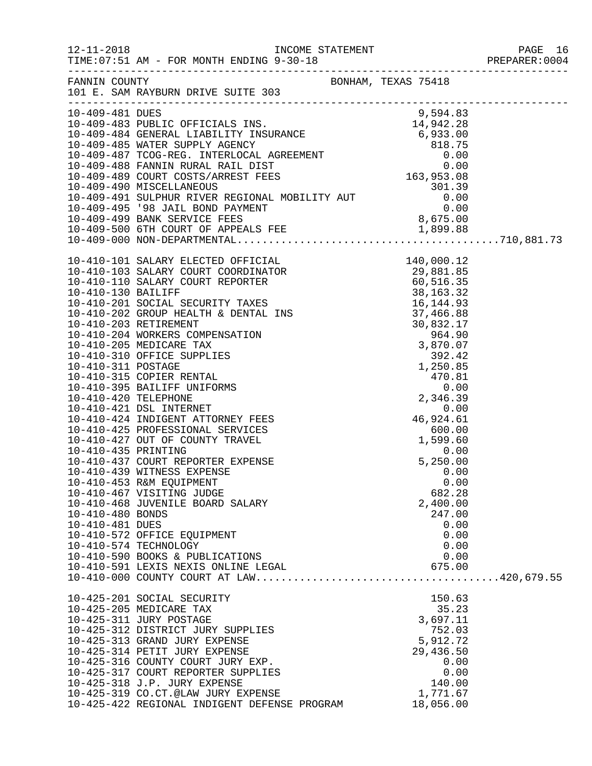12-11-2018 INCOME STATEMENT
TIME:07:51 AM - FOR MONTH ENDING 9-30-18 PREPARER:0004

FANNIN COUNTY BONHAM, TEXAS 75418
101 E. SAM RAYBURN DRIVE SUITE 303

| Account | Description | Amount | Total |
|---|---|---|---|
| 10-409-481 | DUES | 9,594.83 | |
| 10-409-483 | PUBLIC OFFICIALS INS. | 14,942.28 | |
| 10-409-484 | GENERAL LIABILITY INSURANCE | 6,933.00 | |
| 10-409-485 | WATER SUPPLY AGENCY | 818.75 | |
| 10-409-487 | TCOG-REG. INTERLOCAL AGREEMENT | 0.00 | |
| 10-409-488 | FANNIN RURAL RAIL DIST | 0.00 | |
| 10-409-489 | COURT COSTS/ARREST FEES | 163,953.08 | |
| 10-409-490 | MISCELLANEOUS | 301.39 | |
| 10-409-491 | SULPHUR RIVER REGIONAL MOBILITY AUT | 0.00 | |
| 10-409-495 | '98 JAIL BOND PAYMENT | 0.00 | |
| 10-409-499 | BANK SERVICE FEES | 8,675.00 | |
| 10-409-500 | 6TH COURT OF APPEALS FEE | 1,899.88 | |
| 10-409-000 | NON-DEPARTMENTAL | | 710,881.73 |
| 10-410-101 | SALARY ELECTED OFFICIAL | 140,000.12 | |
| 10-410-103 | SALARY COURT COORDINATOR | 29,881.85 | |
| 10-410-110 | SALARY COURT REPORTER | 60,516.35 | |
| 10-410-130 | BAILIFF | 38,163.32 | |
| 10-410-201 | SOCIAL SECURITY TAXES | 16,144.93 | |
| 10-410-202 | GROUP HEALTH & DENTAL INS | 37,466.88 | |
| 10-410-203 | RETIREMENT | 30,832.17 | |
| 10-410-204 | WORKERS COMPENSATION | 964.90 | |
| 10-410-205 | MEDICARE TAX | 3,870.07 | |
| 10-410-310 | OFFICE SUPPLIES | 392.42 | |
| 10-410-311 | POSTAGE | 1,250.85 | |
| 10-410-315 | COPIER RENTAL | 470.81 | |
| 10-410-395 | BAILIFF UNIFORMS | 0.00 | |
| 10-410-420 | TELEPHONE | 2,346.39 | |
| 10-410-421 | DSL INTERNET | 0.00 | |
| 10-410-424 | INDIGENT ATTORNEY FEES | 46,924.61 | |
| 10-410-425 | PROFESSIONAL SERVICES | 600.00 | |
| 10-410-427 | OUT OF COUNTY TRAVEL | 1,599.60 | |
| 10-410-435 | PRINTING | 0.00 | |
| 10-410-437 | COURT REPORTER EXPENSE | 5,250.00 | |
| 10-410-439 | WITNESS EXPENSE | 0.00 | |
| 10-410-453 | R&M EQUIPMENT | 0.00 | |
| 10-410-467 | VISITING JUDGE | 682.28 | |
| 10-410-468 | JUVENILE BOARD SALARY | 2,400.00 | |
| 10-410-480 | BONDS | 247.00 | |
| 10-410-481 | DUES | 0.00 | |
| 10-410-572 | OFFICE EQUIPMENT | 0.00 | |
| 10-410-574 | TECHNOLOGY | 0.00 | |
| 10-410-590 | BOOKS & PUBLICATIONS | 0.00 | |
| 10-410-591 | LEXIS NEXIS ONLINE LEGAL | 675.00 | |
| 10-410-000 | COUNTY COURT AT LAW | | 420,679.55 |
| 10-425-201 | SOCIAL SECURITY | 150.63 | |
| 10-425-205 | MEDICARE TAX | 35.23 | |
| 10-425-311 | JURY POSTAGE | 3,697.11 | |
| 10-425-312 | DISTRICT JURY SUPPLIES | 752.03 | |
| 10-425-313 | GRAND JURY EXPENSE | 5,912.72 | |
| 10-425-314 | PETIT JURY EXPENSE | 29,436.50 | |
| 10-425-316 | COUNTY COURT JURY EXP. | 0.00 | |
| 10-425-317 | COURT REPORTER SUPPLIES | 0.00 | |
| 10-425-318 | J.P. JURY EXPENSE | 140.00 | |
| 10-425-319 | CO.CT.@LAW JURY EXPENSE | 1,771.67 | |
| 10-425-422 | REGIONAL INDIGENT DEFENSE PROGRAM | 18,056.00 | |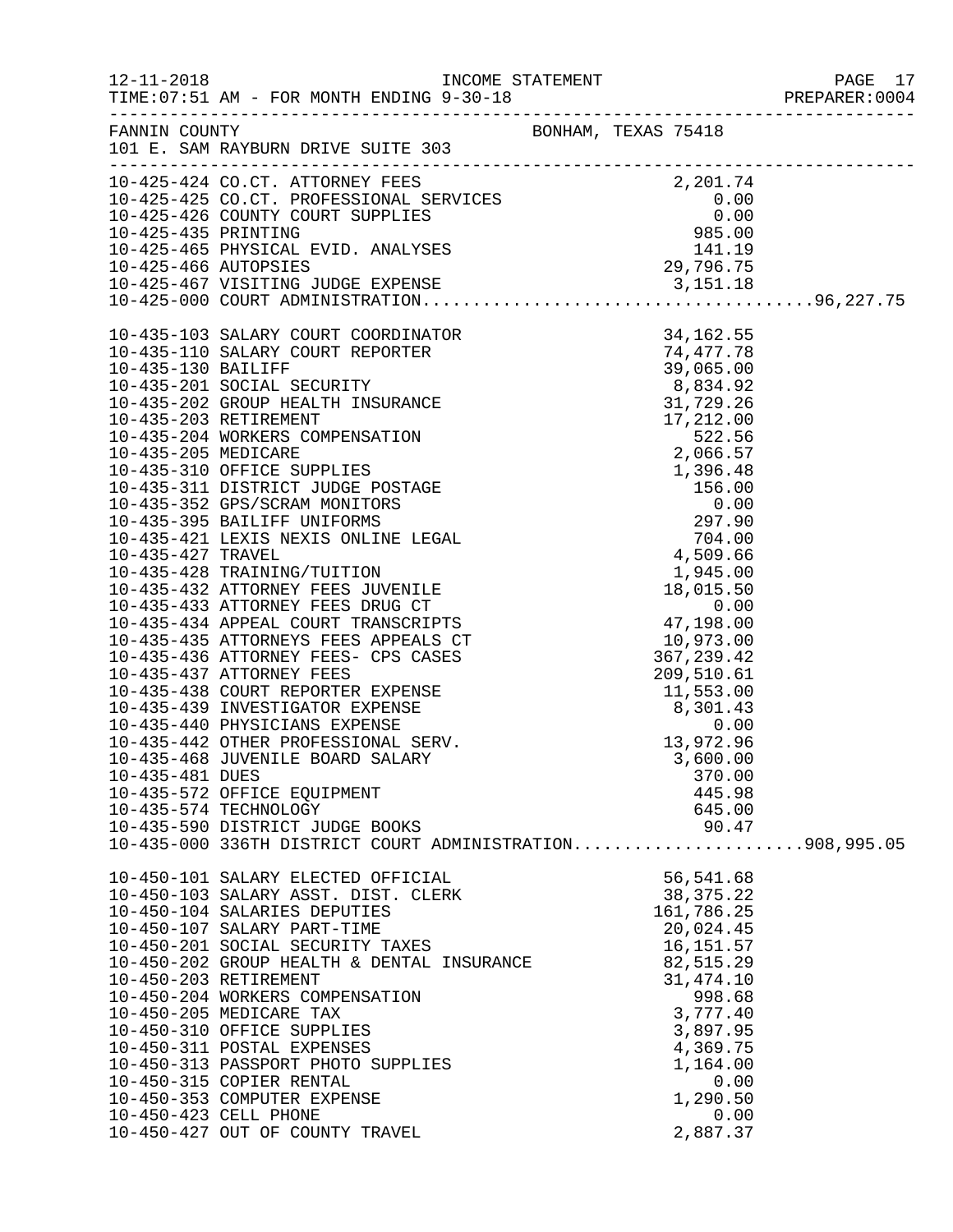INCOME STATEMENT

TIME:07:51 AM - FOR MONTH ENDING 9-30-18

FANNIN COUNTY — BONHAM, TEXAS 75418

101 E. SAM RAYBURN DRIVE SUITE 303

| Account | Description | Amount | Total |
|---|---|---|---|
| 10-425-424 | CO.CT. ATTORNEY FEES | 2,201.74 | |
| 10-425-425 | CO.CT. PROFESSIONAL SERVICES | 0.00 | |
| 10-425-426 | COUNTY COURT SUPPLIES | 0.00 | |
| 10-425-435 | PRINTING | 985.00 | |
| 10-425-465 | PHYSICAL EVID. ANALYSES | 141.19 | |
| 10-425-466 | AUTOPSIES | 29,796.75 | |
| 10-425-467 | VISITING JUDGE EXPENSE | 3,151.18 | |
| 10-425-000 | COURT ADMINISTRATION | | 96,227.75 |
| 10-435-103 | SALARY COURT COORDINATOR | 34,162.55 | |
| 10-435-110 | SALARY COURT REPORTER | 74,477.78 | |
| 10-435-130 | BAILIFF | 39,065.00 | |
| 10-435-201 | SOCIAL SECURITY | 8,834.92 | |
| 10-435-202 | GROUP HEALTH INSURANCE | 31,729.26 | |
| 10-435-203 | RETIREMENT | 17,212.00 | |
| 10-435-204 | WORKERS COMPENSATION | 522.56 | |
| 10-435-205 | MEDICARE | 2,066.57 | |
| 10-435-310 | OFFICE SUPPLIES | 1,396.48 | |
| 10-435-311 | DISTRICT JUDGE POSTAGE | 156.00 | |
| 10-435-352 | GPS/SCRAM MONITORS | 0.00 | |
| 10-435-395 | BAILIFF UNIFORMS | 297.90 | |
| 10-435-421 | LEXIS NEXIS ONLINE LEGAL | 704.00 | |
| 10-435-427 | TRAVEL | 4,509.66 | |
| 10-435-428 | TRAINING/TUITION | 1,945.00 | |
| 10-435-432 | ATTORNEY FEES JUVENILE | 18,015.50 | |
| 10-435-433 | ATTORNEY FEES DRUG CT | 0.00 | |
| 10-435-434 | APPEAL COURT TRANSCRIPTS | 47,198.00 | |
| 10-435-435 | ATTORNEYS FEES APPEALS CT | 10,973.00 | |
| 10-435-436 | ATTORNEY FEES- CPS CASES | 367,239.42 | |
| 10-435-437 | ATTORNEY FEES | 209,510.61 | |
| 10-435-438 | COURT REPORTER EXPENSE | 11,553.00 | |
| 10-435-439 | INVESTIGATOR EXPENSE | 8,301.43 | |
| 10-435-440 | PHYSICIANS EXPENSE | 0.00 | |
| 10-435-442 | OTHER PROFESSIONAL SERV. | 13,972.96 | |
| 10-435-468 | JUVENILE BOARD SALARY | 3,600.00 | |
| 10-435-481 | DUES | 370.00 | |
| 10-435-572 | OFFICE EQUIPMENT | 445.98 | |
| 10-435-574 | TECHNOLOGY | 645.00 | |
| 10-435-590 | DISTRICT JUDGE BOOKS | 90.47 | |
| 10-435-000 | 336TH DISTRICT COURT ADMINISTRATION | | 908,995.05 |
| 10-450-101 | SALARY ELECTED OFFICIAL | 56,541.68 | |
| 10-450-103 | SALARY ASST. DIST. CLERK | 38,375.22 | |
| 10-450-104 | SALARIES DEPUTIES | 161,786.25 | |
| 10-450-107 | SALARY PART-TIME | 20,024.45 | |
| 10-450-201 | SOCIAL SECURITY TAXES | 16,151.57 | |
| 10-450-202 | GROUP HEALTH & DENTAL INSURANCE | 82,515.29 | |
| 10-450-203 | RETIREMENT | 31,474.10 | |
| 10-450-204 | WORKERS COMPENSATION | 998.68 | |
| 10-450-205 | MEDICARE TAX | 3,777.40 | |
| 10-450-310 | OFFICE SUPPLIES | 3,897.95 | |
| 10-450-311 | POSTAL EXPENSES | 4,369.75 | |
| 10-450-313 | PASSPORT PHOTO SUPPLIES | 1,164.00 | |
| 10-450-315 | COPIER RENTAL | 0.00 | |
| 10-450-353 | COMPUTER EXPENSE | 1,290.50 | |
| 10-450-423 | CELL PHONE | 0.00 | |
| 10-450-427 | OUT OF COUNTY TRAVEL | 2,887.37 | |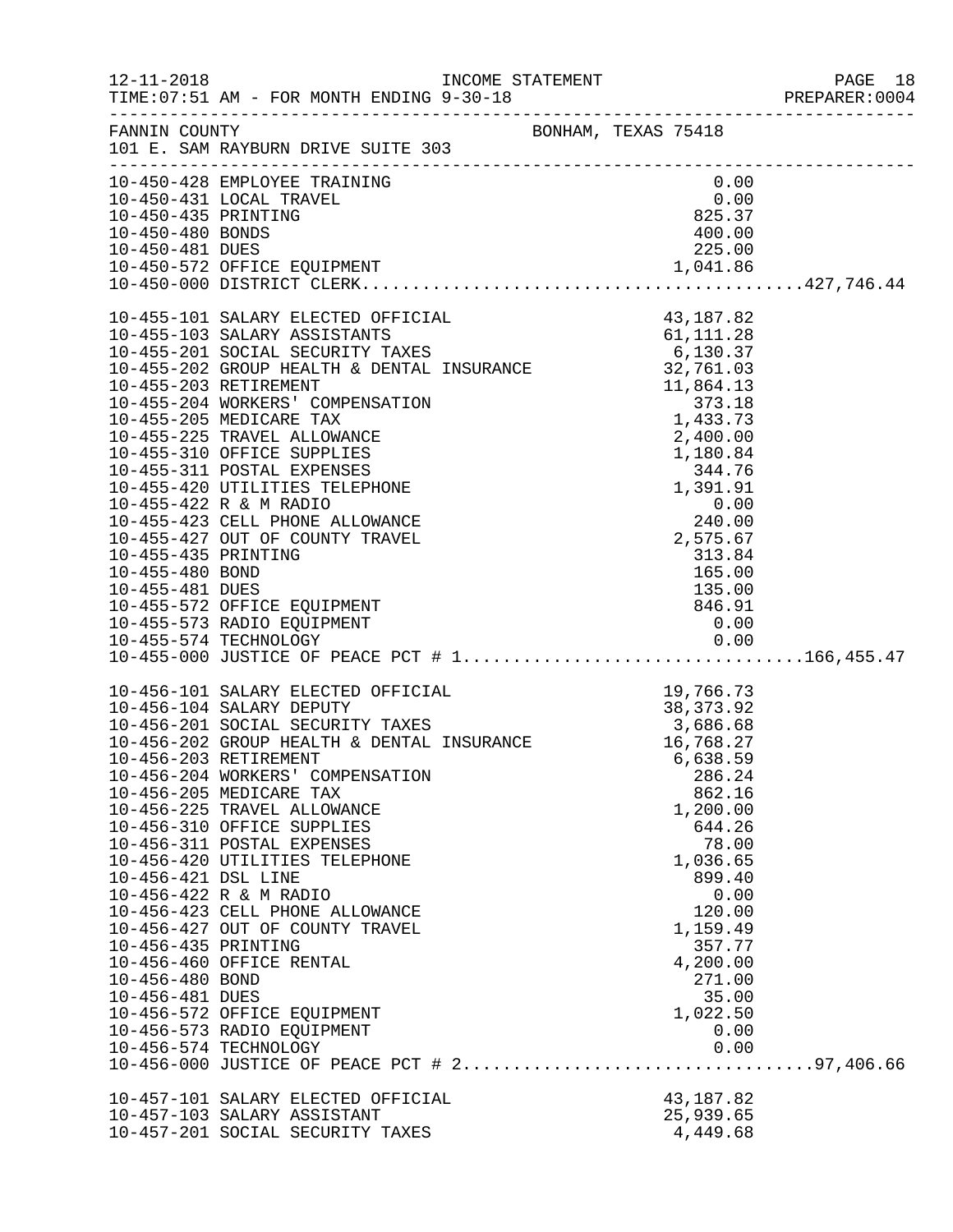FANNIN COUNTY BONHAM, TEXAS 75418
101 E. SAM RAYBURN DRIVE SUITE 303

| Account | Description | Amount | Total |
|---|---|---|---|
| 10-450-428 | EMPLOYEE TRAINING | 0.00 | |
| 10-450-431 | LOCAL TRAVEL | 0.00 | |
| 10-450-435 | PRINTING | 825.37 | |
| 10-450-480 | BONDS | 400.00 | |
| 10-450-481 | DUES | 225.00 | |
| 10-450-572 | OFFICE EQUIPMENT | 1,041.86 | |
| 10-450-000 | DISTRICT CLERK | | 427,746.44 |
| | | | |
| 10-455-101 | SALARY ELECTED OFFICIAL | 43,187.82 | |
| 10-455-103 | SALARY ASSISTANTS | 61,111.28 | |
| 10-455-201 | SOCIAL SECURITY TAXES | 6,130.37 | |
| 10-455-202 | GROUP HEALTH & DENTAL INSURANCE | 32,761.03 | |
| 10-455-203 | RETIREMENT | 11,864.13 | |
| 10-455-204 | WORKERS' COMPENSATION | 373.18 | |
| 10-455-205 | MEDICARE TAX | 1,433.73 | |
| 10-455-225 | TRAVEL ALLOWANCE | 2,400.00 | |
| 10-455-310 | OFFICE SUPPLIES | 1,180.84 | |
| 10-455-311 | POSTAL EXPENSES | 344.76 | |
| 10-455-420 | UTILITIES TELEPHONE | 1,391.91 | |
| 10-455-422 | R & M RADIO | 0.00 | |
| 10-455-423 | CELL PHONE ALLOWANCE | 240.00 | |
| 10-455-427 | OUT OF COUNTY TRAVEL | 2,575.67 | |
| 10-455-435 | PRINTING | 313.84 | |
| 10-455-480 | BOND | 165.00 | |
| 10-455-481 | DUES | 135.00 | |
| 10-455-572 | OFFICE EQUIPMENT | 846.91 | |
| 10-455-573 | RADIO EQUIPMENT | 0.00 | |
| 10-455-574 | TECHNOLOGY | 0.00 | |
| 10-455-000 | JUSTICE OF PEACE PCT # 1 | | 166,455.47 |
| | | | |
| 10-456-101 | SALARY ELECTED OFFICIAL | 19,766.73 | |
| 10-456-104 | SALARY DEPUTY | 38,373.92 | |
| 10-456-201 | SOCIAL SECURITY TAXES | 3,686.68 | |
| 10-456-202 | GROUP HEALTH & DENTAL INSURANCE | 16,768.27 | |
| 10-456-203 | RETIREMENT | 6,638.59 | |
| 10-456-204 | WORKERS' COMPENSATION | 286.24 | |
| 10-456-205 | MEDICARE TAX | 862.16 | |
| 10-456-225 | TRAVEL ALLOWANCE | 1,200.00 | |
| 10-456-310 | OFFICE SUPPLIES | 644.26 | |
| 10-456-311 | POSTAL EXPENSES | 78.00 | |
| 10-456-420 | UTILITIES TELEPHONE | 1,036.65 | |
| 10-456-421 | DSL LINE | 899.40 | |
| 10-456-422 | R & M RADIO | 0.00 | |
| 10-456-423 | CELL PHONE ALLOWANCE | 120.00 | |
| 10-456-427 | OUT OF COUNTY TRAVEL | 1,159.49 | |
| 10-456-435 | PRINTING | 357.77 | |
| 10-456-460 | OFFICE RENTAL | 4,200.00 | |
| 10-456-480 | BOND | 271.00 | |
| 10-456-481 | DUES | 35.00 | |
| 10-456-572 | OFFICE EQUIPMENT | 1,022.50 | |
| 10-456-573 | RADIO EQUIPMENT | 0.00 | |
| 10-456-574 | TECHNOLOGY | 0.00 | |
| 10-456-000 | JUSTICE OF PEACE PCT # 2 | | 97,406.66 |
| | | | |
| 10-457-101 | SALARY ELECTED OFFICIAL | 43,187.82 | |
| 10-457-103 | SALARY ASSISTANT | 25,939.65 | |
| 10-457-201 | SOCIAL SECURITY TAXES | 4,449.68 | |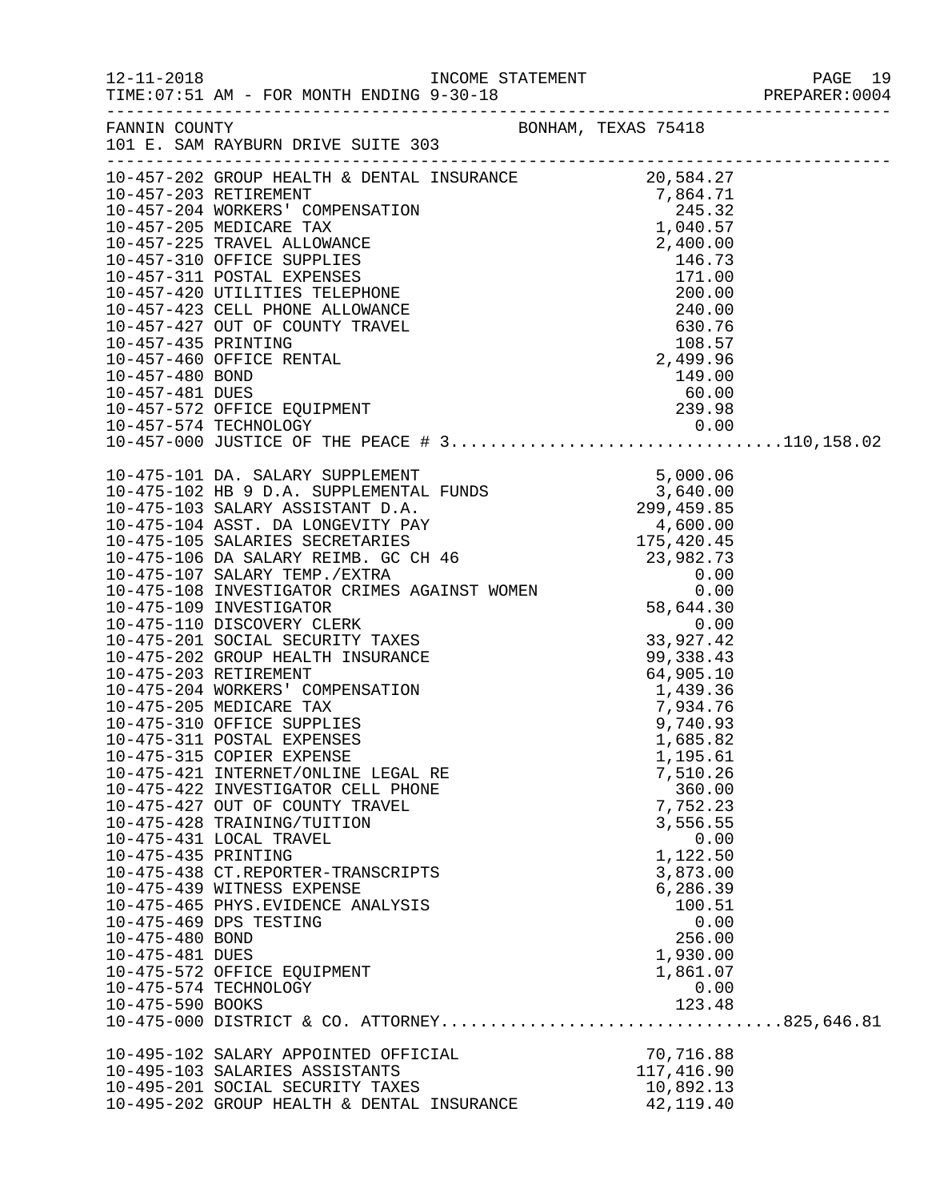12-11-2018 INCOME STATEMENT
TIME:07:51 AM - FOR MONTH ENDING 9-30-18 PREPARER:0004

FANNIN COUNTY BONHAM, TEXAS 75418
101 E. SAM RAYBURN DRIVE SUITE 303

| Account | Description | Amount | Total |
|---|---|---|---|
| 10-457-202 | GROUP HEALTH & DENTAL INSURANCE | 20,584.27 | |
| 10-457-203 | RETIREMENT | 7,864.71 | |
| 10-457-204 | WORKERS' COMPENSATION | 245.32 | |
| 10-457-205 | MEDICARE TAX | 1,040.57 | |
| 10-457-225 | TRAVEL ALLOWANCE | 2,400.00 | |
| 10-457-310 | OFFICE SUPPLIES | 146.73 | |
| 10-457-311 | POSTAL EXPENSES | 171.00 | |
| 10-457-420 | UTILITIES TELEPHONE | 200.00 | |
| 10-457-423 | CELL PHONE ALLOWANCE | 240.00 | |
| 10-457-427 | OUT OF COUNTY TRAVEL | 630.76 | |
| 10-457-435 | PRINTING | 108.57 | |
| 10-457-460 | OFFICE RENTAL | 2,499.96 | |
| 10-457-480 | BOND | 149.00 | |
| 10-457-481 | DUES | 60.00 | |
| 10-457-572 | OFFICE EQUIPMENT | 239.98 | |
| 10-457-574 | TECHNOLOGY | 0.00 | |
| 10-457-000 | JUSTICE OF THE PEACE # 3 | | 110,158.02 |
| 10-475-101 | DA. SALARY SUPPLEMENT | 5,000.06 | |
| 10-475-102 | HB 9 D.A. SUPPLEMENTAL FUNDS | 3,640.00 | |
| 10-475-103 | SALARY ASSISTANT D.A. | 299,459.85 | |
| 10-475-104 | ASST. DA LONGEVITY PAY | 4,600.00 | |
| 10-475-105 | SALARIES SECRETARIES | 175,420.45 | |
| 10-475-106 | DA SALARY REIMB. GC CH 46 | 23,982.73 | |
| 10-475-107 | SALARY TEMP./EXTRA | 0.00 | |
| 10-475-108 | INVESTIGATOR CRIMES AGAINST WOMEN | 0.00 | |
| 10-475-109 | INVESTIGATOR | 58,644.30 | |
| 10-475-110 | DISCOVERY CLERK | 0.00 | |
| 10-475-201 | SOCIAL SECURITY TAXES | 33,927.42 | |
| 10-475-202 | GROUP HEALTH INSURANCE | 99,338.43 | |
| 10-475-203 | RETIREMENT | 64,905.10 | |
| 10-475-204 | WORKERS' COMPENSATION | 1,439.36 | |
| 10-475-205 | MEDICARE TAX | 7,934.76 | |
| 10-475-310 | OFFICE SUPPLIES | 9,740.93 | |
| 10-475-311 | POSTAL EXPENSES | 1,685.82 | |
| 10-475-315 | COPIER EXPENSE | 1,195.61 | |
| 10-475-421 | INTERNET/ONLINE LEGAL RE | 7,510.26 | |
| 10-475-422 | INVESTIGATOR CELL PHONE | 360.00 | |
| 10-475-427 | OUT OF COUNTY TRAVEL | 7,752.23 | |
| 10-475-428 | TRAINING/TUITION | 3,556.55 | |
| 10-475-431 | LOCAL TRAVEL | 0.00 | |
| 10-475-435 | PRINTING | 1,122.50 | |
| 10-475-438 | CT.REPORTER-TRANSCRIPTS | 3,873.00 | |
| 10-475-439 | WITNESS EXPENSE | 6,286.39 | |
| 10-475-465 | PHYS.EVIDENCE ANALYSIS | 100.51 | |
| 10-475-469 | DPS TESTING | 0.00 | |
| 10-475-480 | BOND | 256.00 | |
| 10-475-481 | DUES | 1,930.00 | |
| 10-475-572 | OFFICE EQUIPMENT | 1,861.07 | |
| 10-475-574 | TECHNOLOGY | 0.00 | |
| 10-475-590 | BOOKS | 123.48 | |
| 10-475-000 | DISTRICT & CO. ATTORNEY | | 825,646.81 |
| 10-495-102 | SALARY APPOINTED OFFICIAL | 70,716.88 | |
| 10-495-103 | SALARIES ASSISTANTS | 117,416.90 | |
| 10-495-201 | SOCIAL SECURITY TAXES | 10,892.13 | |
| 10-495-202 | GROUP HEALTH & DENTAL INSURANCE | 42,119.40 | |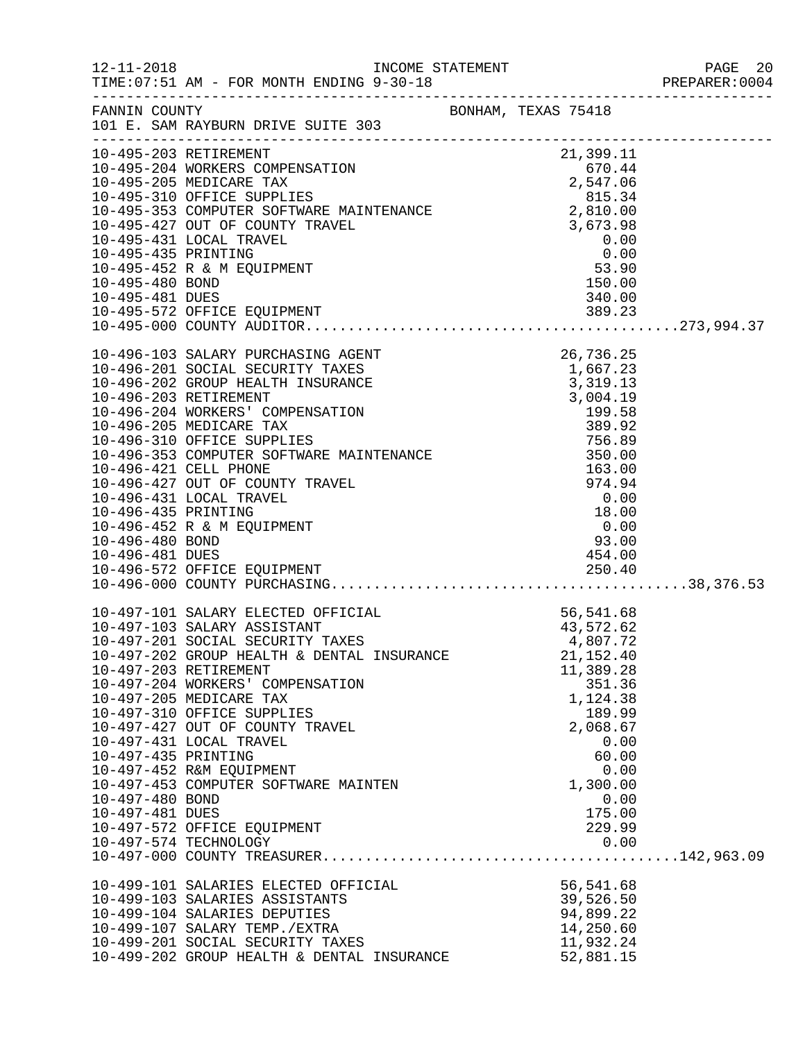FANNIN COUNTY BONHAM, TEXAS 75418
101 E. SAM RAYBURN DRIVE SUITE 303

| Account | Description | Amount | Total |
|---|---|---|---|
| 10-495-203 | RETIREMENT | 21,399.11 | |
| 10-495-204 | WORKERS COMPENSATION | 670.44 | |
| 10-495-205 | MEDICARE TAX | 2,547.06 | |
| 10-495-310 | OFFICE SUPPLIES | 815.34 | |
| 10-495-353 | COMPUTER SOFTWARE MAINTENANCE | 2,810.00 | |
| 10-495-427 | OUT OF COUNTY TRAVEL | 3,673.98 | |
| 10-495-431 | LOCAL TRAVEL | 0.00 | |
| 10-495-435 | PRINTING | 0.00 | |
| 10-495-452 | R & M EQUIPMENT | 53.90 | |
| 10-495-480 | BOND | 150.00 | |
| 10-495-481 | DUES | 340.00 | |
| 10-495-572 | OFFICE EQUIPMENT | 389.23 | |
| 10-495-000 | COUNTY AUDITOR | | 273,994.37 |
| 10-496-103 | SALARY PURCHASING AGENT | 26,736.25 | |
| 10-496-201 | SOCIAL SECURITY TAXES | 1,667.23 | |
| 10-496-202 | GROUP HEALTH INSURANCE | 3,319.13 | |
| 10-496-203 | RETIREMENT | 3,004.19 | |
| 10-496-204 | WORKERS' COMPENSATION | 199.58 | |
| 10-496-205 | MEDICARE TAX | 389.92 | |
| 10-496-310 | OFFICE SUPPLIES | 756.89 | |
| 10-496-353 | COMPUTER SOFTWARE MAINTENANCE | 350.00 | |
| 10-496-421 | CELL PHONE | 163.00 | |
| 10-496-427 | OUT OF COUNTY TRAVEL | 974.94 | |
| 10-496-431 | LOCAL TRAVEL | 0.00 | |
| 10-496-435 | PRINTING | 18.00 | |
| 10-496-452 | R & M EQUIPMENT | 0.00 | |
| 10-496-480 | BOND | 93.00 | |
| 10-496-481 | DUES | 454.00 | |
| 10-496-572 | OFFICE EQUIPMENT | 250.40 | |
| 10-496-000 | COUNTY PURCHASING | | 38,376.53 |
| 10-497-101 | SALARY ELECTED OFFICIAL | 56,541.68 | |
| 10-497-103 | SALARY ASSISTANT | 43,572.62 | |
| 10-497-201 | SOCIAL SECURITY TAXES | 4,807.72 | |
| 10-497-202 | GROUP HEALTH & DENTAL INSURANCE | 21,152.40 | |
| 10-497-203 | RETIREMENT | 11,389.28 | |
| 10-497-204 | WORKERS' COMPENSATION | 351.36 | |
| 10-497-205 | MEDICARE TAX | 1,124.38 | |
| 10-497-310 | OFFICE SUPPLIES | 189.99 | |
| 10-497-427 | OUT OF COUNTY TRAVEL | 2,068.67 | |
| 10-497-431 | LOCAL TRAVEL | 0.00 | |
| 10-497-435 | PRINTING | 60.00 | |
| 10-497-452 | R&M EQUIPMENT | 0.00 | |
| 10-497-453 | COMPUTER SOFTWARE MAINTEN | 1,300.00 | |
| 10-497-480 | BOND | 0.00 | |
| 10-497-481 | DUES | 175.00 | |
| 10-497-572 | OFFICE EQUIPMENT | 229.99 | |
| 10-497-574 | TECHNOLOGY | 0.00 | |
| 10-497-000 | COUNTY TREASURER | | 142,963.09 |
| 10-499-101 | SALARIES ELECTED OFFICIAL | 56,541.68 | |
| 10-499-103 | SALARIES ASSISTANTS | 39,526.50 | |
| 10-499-104 | SALARIES DEPUTIES | 94,899.22 | |
| 10-499-107 | SALARY TEMP./EXTRA | 14,250.60 | |
| 10-499-201 | SOCIAL SECURITY TAXES | 11,932.24 | |
| 10-499-202 | GROUP HEALTH & DENTAL INSURANCE | 52,881.15 | |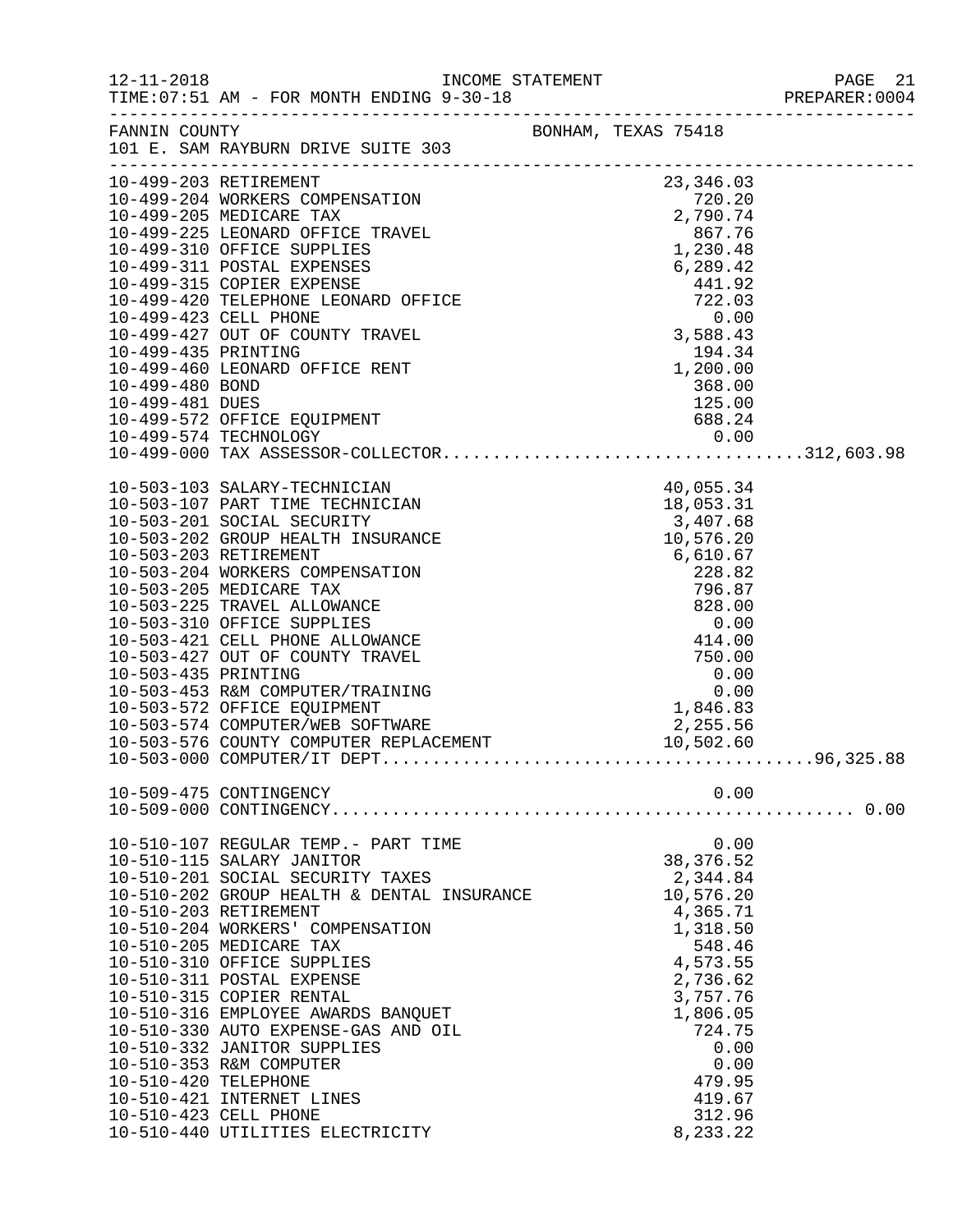FANNIN COUNTY — BONHAM, TEXAS 75418
101 E. SAM RAYBURN DRIVE SUITE 303

INCOME STATEMENT — TIME:07:51 AM - FOR MONTH ENDING 9-30-18

| Account | Description | Amount | Total |
|---|---|---|---|
| 10-499-203 | RETIREMENT | 23,346.03 | |
| 10-499-204 | WORKERS COMPENSATION | 720.20 | |
| 10-499-205 | MEDICARE TAX | 2,790.74 | |
| 10-499-225 | LEONARD OFFICE TRAVEL | 867.76 | |
| 10-499-310 | OFFICE SUPPLIES | 1,230.48 | |
| 10-499-311 | POSTAL EXPENSES | 6,289.42 | |
| 10-499-315 | COPIER EXPENSE | 441.92 | |
| 10-499-420 | TELEPHONE LEONARD OFFICE | 722.03 | |
| 10-499-423 | CELL PHONE | 0.00 | |
| 10-499-427 | OUT OF COUNTY TRAVEL | 3,588.43 | |
| 10-499-435 | PRINTING | 194.34 | |
| 10-499-460 | LEONARD OFFICE RENT | 1,200.00 | |
| 10-499-480 | BOND | 368.00 | |
| 10-499-481 | DUES | 125.00 | |
| 10-499-572 | OFFICE EQUIPMENT | 688.24 | |
| 10-499-574 | TECHNOLOGY | 0.00 | |
| 10-499-000 | TAX ASSESSOR-COLLECTOR | | 312,603.98 |
| 10-503-103 | SALARY-TECHNICIAN | 40,055.34 | |
| 10-503-107 | PART TIME TECHNICIAN | 18,053.31 | |
| 10-503-201 | SOCIAL SECURITY | 3,407.68 | |
| 10-503-202 | GROUP HEALTH INSURANCE | 10,576.20 | |
| 10-503-203 | RETIREMENT | 6,610.67 | |
| 10-503-204 | WORKERS COMPENSATION | 228.82 | |
| 10-503-205 | MEDICARE TAX | 796.87 | |
| 10-503-225 | TRAVEL ALLOWANCE | 828.00 | |
| 10-503-310 | OFFICE SUPPLIES | 0.00 | |
| 10-503-421 | CELL PHONE ALLOWANCE | 414.00 | |
| 10-503-427 | OUT OF COUNTY TRAVEL | 750.00 | |
| 10-503-435 | PRINTING | 0.00 | |
| 10-503-453 | R&M COMPUTER/TRAINING | 0.00 | |
| 10-503-572 | OFFICE EQUIPMENT | 1,846.83 | |
| 10-503-574 | COMPUTER/WEB SOFTWARE | 2,255.56 | |
| 10-503-576 | COUNTY COMPUTER REPLACEMENT | 10,502.60 | |
| 10-503-000 | COMPUTER/IT DEPT. | | 96,325.88 |
| 10-509-475 | CONTINGENCY | 0.00 | |
| 10-509-000 | CONTINGENCY | | 0.00 |
| 10-510-107 | REGULAR TEMP.- PART TIME | 0.00 | |
| 10-510-115 | SALARY JANITOR | 38,376.52 | |
| 10-510-201 | SOCIAL SECURITY TAXES | 2,344.84 | |
| 10-510-202 | GROUP HEALTH & DENTAL INSURANCE | 10,576.20 | |
| 10-510-203 | RETIREMENT | 4,365.71 | |
| 10-510-204 | WORKERS' COMPENSATION | 1,318.50 | |
| 10-510-205 | MEDICARE TAX | 548.46 | |
| 10-510-310 | OFFICE SUPPLIES | 4,573.55 | |
| 10-510-311 | POSTAL EXPENSE | 2,736.62 | |
| 10-510-315 | COPIER RENTAL | 3,757.76 | |
| 10-510-316 | EMPLOYEE AWARDS BANQUET | 1,806.05 | |
| 10-510-330 | AUTO EXPENSE-GAS AND OIL | 724.75 | |
| 10-510-332 | JANITOR SUPPLIES | 0.00 | |
| 10-510-353 | R&M COMPUTER | 0.00 | |
| 10-510-420 | TELEPHONE | 479.95 | |
| 10-510-421 | INTERNET LINES | 419.67 | |
| 10-510-423 | CELL PHONE | 312.96 | |
| 10-510-440 | UTILITIES ELECTRICITY | 8,233.22 | |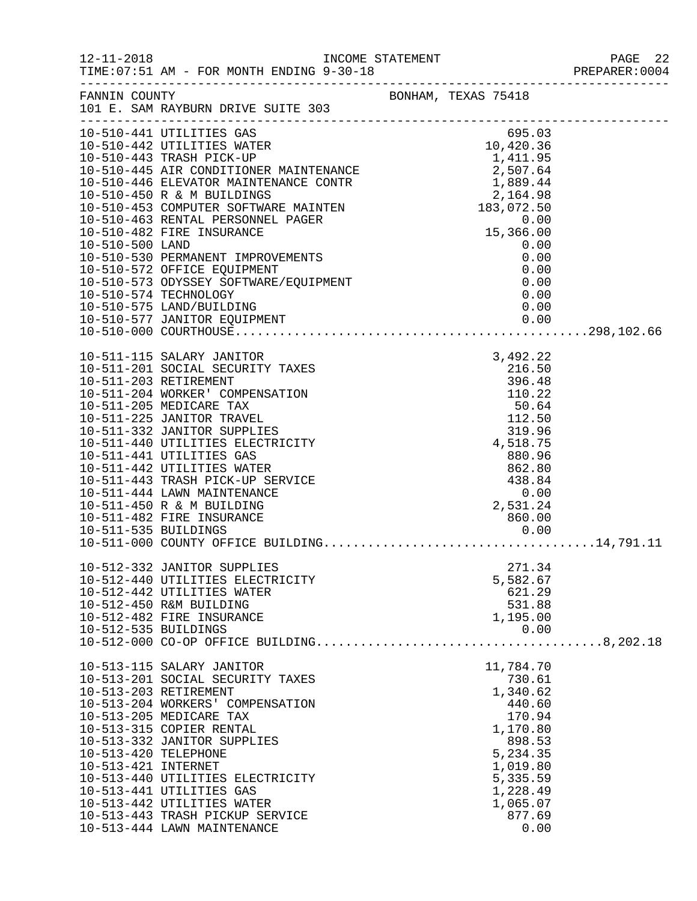FANNIN COUNTY BONHAM, TEXAS 75418
101 E. SAM RAYBURN DRIVE SUITE 303

| Account | Description | Amount | Total |
|---|---|---|---|
| 10-510-441 | UTILITIES GAS | 695.03 | |
| 10-510-442 | UTILITIES WATER | 10,420.36 | |
| 10-510-443 | TRASH PICK-UP | 1,411.95 | |
| 10-510-445 | AIR CONDITIONER MAINTENANCE | 2,507.64 | |
| 10-510-446 | ELEVATOR MAINTENANCE CONTR | 1,889.44 | |
| 10-510-450 | R & M BUILDINGS | 2,164.98 | |
| 10-510-453 | COMPUTER SOFTWARE MAINTEN | 183,072.50 | |
| 10-510-463 | RENTAL PERSONNEL PAGER | 0.00 | |
| 10-510-482 | FIRE INSURANCE | 15,366.00 | |
| 10-510-500 | LAND | 0.00 | |
| 10-510-530 | PERMANENT IMPROVEMENTS | 0.00 | |
| 10-510-572 | OFFICE EQUIPMENT | 0.00 | |
| 10-510-573 | ODYSSEY SOFTWARE/EQUIPMENT | 0.00 | |
| 10-510-574 | TECHNOLOGY | 0.00 | |
| 10-510-575 | LAND/BUILDING | 0.00 | |
| 10-510-577 | JANITOR EQUIPMENT | 0.00 | |
| 10-510-000 | COURTHOUSE | | 298,102.66 |
| 10-511-115 | SALARY JANITOR | 3,492.22 | |
| 10-511-201 | SOCIAL SECURITY TAXES | 216.50 | |
| 10-511-203 | RETIREMENT | 396.48 | |
| 10-511-204 | WORKER' COMPENSATION | 110.22 | |
| 10-511-205 | MEDICARE TAX | 50.64 | |
| 10-511-225 | JANITOR TRAVEL | 112.50 | |
| 10-511-332 | JANITOR SUPPLIES | 319.96 | |
| 10-511-440 | UTILITIES ELECTRICITY | 4,518.75 | |
| 10-511-441 | UTILITIES GAS | 880.96 | |
| 10-511-442 | UTILITIES WATER | 862.80 | |
| 10-511-443 | TRASH PICK-UP SERVICE | 438.84 | |
| 10-511-444 | LAWN MAINTENANCE | 0.00 | |
| 10-511-450 | R & M BUILDING | 2,531.24 | |
| 10-511-482 | FIRE INSURANCE | 860.00 | |
| 10-511-535 | BUILDINGS | 0.00 | |
| 10-511-000 | COUNTY OFFICE BUILDING | | 14,791.11 |
| 10-512-332 | JANITOR SUPPLIES | 271.34 | |
| 10-512-440 | UTILITIES ELECTRICITY | 5,582.67 | |
| 10-512-442 | UTILITIES WATER | 621.29 | |
| 10-512-450 | R&M BUILDING | 531.88 | |
| 10-512-482 | FIRE INSURANCE | 1,195.00 | |
| 10-512-535 | BUILDINGS | 0.00 | |
| 10-512-000 | CO-OP OFFICE BUILDING | | 8,202.18 |
| 10-513-115 | SALARY JANITOR | 11,784.70 | |
| 10-513-201 | SOCIAL SECURITY TAXES | 730.61 | |
| 10-513-203 | RETIREMENT | 1,340.62 | |
| 10-513-204 | WORKERS' COMPENSATION | 440.60 | |
| 10-513-205 | MEDICARE TAX | 170.94 | |
| 10-513-315 | COPIER RENTAL | 1,170.80 | |
| 10-513-332 | JANITOR SUPPLIES | 898.53 | |
| 10-513-420 | TELEPHONE | 5,234.35 | |
| 10-513-421 | INTERNET | 1,019.80 | |
| 10-513-440 | UTILITIES ELECTRICITY | 5,335.59 | |
| 10-513-441 | UTILITIES GAS | 1,228.49 | |
| 10-513-442 | UTILITIES WATER | 1,065.07 | |
| 10-513-443 | TRASH PICKUP SERVICE | 877.69 | |
| 10-513-444 | LAWN MAINTENANCE | 0.00 | |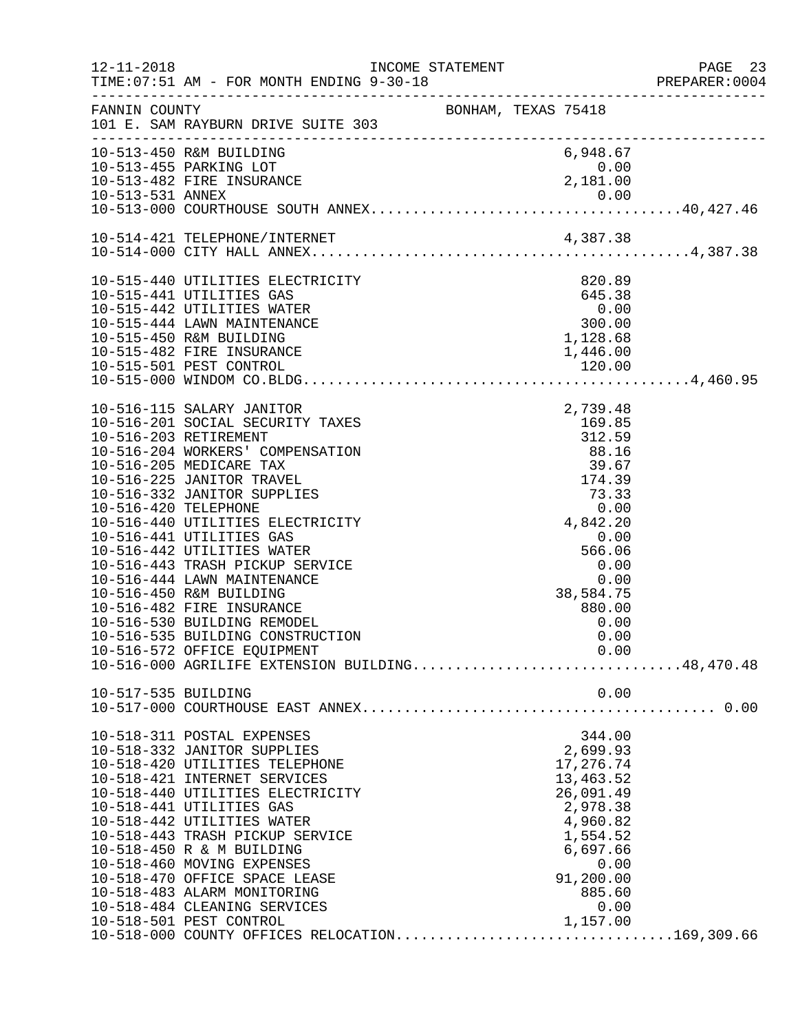FANNIN COUNTY — BONHAM, TEXAS 75418
101 E. SAM RAYBURN DRIVE SUITE 303

INCOME STATEMENT
TIME:07:51 AM - FOR MONTH ENDING 9-30-18

| Account | Description | Amount | Total |
|---|---|---|---|
| 10-513-450 | R&M BUILDING | 6,948.67 | |
| 10-513-455 | PARKING LOT | 0.00 | |
| 10-513-482 | FIRE INSURANCE | 2,181.00 | |
| 10-513-531 | ANNEX | 0.00 | |
| 10-513-000 | COURTHOUSE SOUTH ANNEX | | 40,427.46 |
| 10-514-421 | TELEPHONE/INTERNET | 4,387.38 | |
| 10-514-000 | CITY HALL ANNEX | | 4,387.38 |
| 10-515-440 | UTILITIES ELECTRICITY | 820.89 | |
| 10-515-441 | UTILITIES GAS | 645.38 | |
| 10-515-442 | UTILITIES WATER | 0.00 | |
| 10-515-444 | LAWN MAINTENANCE | 300.00 | |
| 10-515-450 | R&M BUILDING | 1,128.68 | |
| 10-515-482 | FIRE INSURANCE | 1,446.00 | |
| 10-515-501 | PEST CONTROL | 120.00 | |
| 10-515-000 | WINDOM CO.BLDG | | 4,460.95 |
| 10-516-115 | SALARY JANITOR | 2,739.48 | |
| 10-516-201 | SOCIAL SECURITY TAXES | 169.85 | |
| 10-516-203 | RETIREMENT | 312.59 | |
| 10-516-204 | WORKERS' COMPENSATION | 88.16 | |
| 10-516-205 | MEDICARE TAX | 39.67 | |
| 10-516-225 | JANITOR TRAVEL | 174.39 | |
| 10-516-332 | JANITOR SUPPLIES | 73.33 | |
| 10-516-420 | TELEPHONE | 0.00 | |
| 10-516-440 | UTILITIES ELECTRICITY | 4,842.20 | |
| 10-516-441 | UTILITIES GAS | 0.00 | |
| 10-516-442 | UTILITIES WATER | 566.06 | |
| 10-516-443 | TRASH PICKUP SERVICE | 0.00 | |
| 10-516-444 | LAWN MAINTENANCE | 0.00 | |
| 10-516-450 | R&M BUILDING | 38,584.75 | |
| 10-516-482 | FIRE INSURANCE | 880.00 | |
| 10-516-530 | BUILDING REMODEL | 0.00 | |
| 10-516-535 | BUILDING CONSTRUCTION | 0.00 | |
| 10-516-572 | OFFICE EQUIPMENT | 0.00 | |
| 10-516-000 | AGRILIFE EXTENSION BUILDING | | 48,470.48 |
| 10-517-535 | BUILDING | 0.00 | |
| 10-517-000 | COURTHOUSE EAST ANNEX | | 0.00 |
| 10-518-311 | POSTAL EXPENSES | 344.00 | |
| 10-518-332 | JANITOR SUPPLIES | 2,699.93 | |
| 10-518-420 | UTILITIES TELEPHONE | 17,276.74 | |
| 10-518-421 | INTERNET SERVICES | 13,463.52 | |
| 10-518-440 | UTILITIES ELECTRICITY | 26,091.49 | |
| 10-518-441 | UTILITIES GAS | 2,978.38 | |
| 10-518-442 | UTILITIES WATER | 4,960.82 | |
| 10-518-443 | TRASH PICKUP SERVICE | 1,554.52 | |
| 10-518-450 | R & M BUILDING | 6,697.66 | |
| 10-518-460 | MOVING EXPENSES | 0.00 | |
| 10-518-470 | OFFICE SPACE LEASE | 91,200.00 | |
| 10-518-483 | ALARM MONITORING | 885.60 | |
| 10-518-484 | CLEANING SERVICES | 0.00 | |
| 10-518-501 | PEST CONTROL | 1,157.00 | |
| 10-518-000 | COUNTY OFFICES RELOCATION | | 169,309.66 |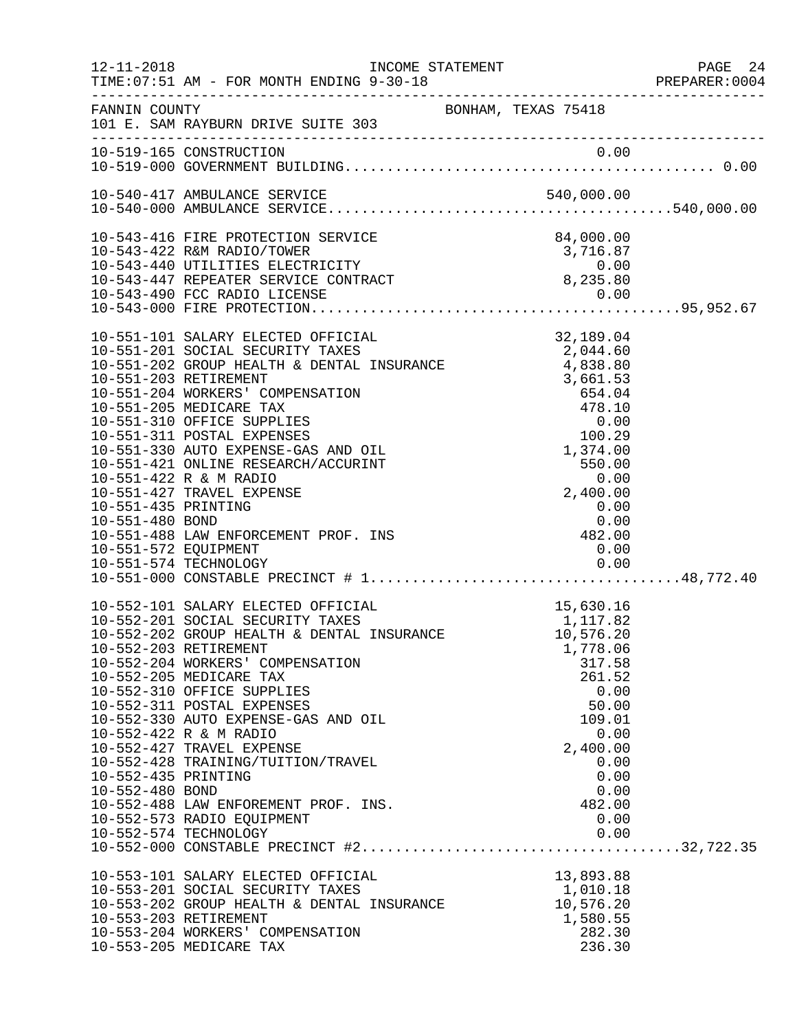INCOME STATEMENT

12-11-2018
TIME:07:51 AM - FOR MONTH ENDING 9-30-18
PREPARER:0004

FANNIN COUNTY — BONHAM, TEXAS 75418
101 E. SAM RAYBURN DRIVE SUITE 303

| Account | Description | Amount | Total |
|---|---|---|---|
| 10-519-165 | CONSTRUCTION | 0.00 | |
| 10-519-000 | GOVERNMENT BUILDING | | 0.00 |
| 10-540-417 | AMBULANCE SERVICE | 540,000.00 | |
| 10-540-000 | AMBULANCE SERVICE | | 540,000.00 |
| 10-543-416 | FIRE PROTECTION SERVICE | 84,000.00 | |
| 10-543-422 | R&M RADIO/TOWER | 3,716.87 | |
| 10-543-440 | UTILITIES ELECTRICITY | 0.00 | |
| 10-543-447 | REPEATER SERVICE CONTRACT | 8,235.80 | |
| 10-543-490 | FCC RADIO LICENSE | 0.00 | |
| 10-543-000 | FIRE PROTECTION | | 95,952.67 |
| 10-551-101 | SALARY ELECTED OFFICIAL | 32,189.04 | |
| 10-551-201 | SOCIAL SECURITY TAXES | 2,044.60 | |
| 10-551-202 | GROUP HEALTH & DENTAL INSURANCE | 4,838.80 | |
| 10-551-203 | RETIREMENT | 3,661.53 | |
| 10-551-204 | WORKERS' COMPENSATION | 654.04 | |
| 10-551-205 | MEDICARE TAX | 478.10 | |
| 10-551-310 | OFFICE SUPPLIES | 0.00 | |
| 10-551-311 | POSTAL EXPENSES | 100.29 | |
| 10-551-330 | AUTO EXPENSE-GAS AND OIL | 1,374.00 | |
| 10-551-421 | ONLINE RESEARCH/ACCURINT | 550.00 | |
| 10-551-422 | R & M RADIO | 0.00 | |
| 10-551-427 | TRAVEL EXPENSE | 2,400.00 | |
| 10-551-435 | PRINTING | 0.00 | |
| 10-551-480 | BOND | 0.00 | |
| 10-551-488 | LAW ENFORCEMENT PROF. INS | 482.00 | |
| 10-551-572 | EQUIPMENT | 0.00 | |
| 10-551-574 | TECHNOLOGY | 0.00 | |
| 10-551-000 | CONSTABLE PRECINCT # 1 | | 48,772.40 |
| 10-552-101 | SALARY ELECTED OFFICIAL | 15,630.16 | |
| 10-552-201 | SOCIAL SECURITY TAXES | 1,117.82 | |
| 10-552-202 | GROUP HEALTH & DENTAL INSURANCE | 10,576.20 | |
| 10-552-203 | RETIREMENT | 1,778.06 | |
| 10-552-204 | WORKERS' COMPENSATION | 317.58 | |
| 10-552-205 | MEDICARE TAX | 261.52 | |
| 10-552-310 | OFFICE SUPPLIES | 0.00 | |
| 10-552-311 | POSTAL EXPENSES | 50.00 | |
| 10-552-330 | AUTO EXPENSE-GAS AND OIL | 109.01 | |
| 10-552-422 | R & M RADIO | 0.00 | |
| 10-552-427 | TRAVEL EXPENSE | 2,400.00 | |
| 10-552-428 | TRAINING/TUITION/TRAVEL | 0.00 | |
| 10-552-435 | PRINTING | 0.00 | |
| 10-552-480 | BOND | 0.00 | |
| 10-552-488 | LAW ENFOREMENT PROF. INS. | 482.00 | |
| 10-552-573 | RADIO EQUIPMENT | 0.00 | |
| 10-552-574 | TECHNOLOGY | 0.00 | |
| 10-552-000 | CONSTABLE PRECINCT #2 | | 32,722.35 |
| 10-553-101 | SALARY ELECTED OFFICIAL | 13,893.88 | |
| 10-553-201 | SOCIAL SECURITY TAXES | 1,010.18 | |
| 10-553-202 | GROUP HEALTH & DENTAL INSURANCE | 10,576.20 | |
| 10-553-203 | RETIREMENT | 1,580.55 | |
| 10-553-204 | WORKERS' COMPENSATION | 282.30 | |
| 10-553-205 | MEDICARE TAX | 236.30 | |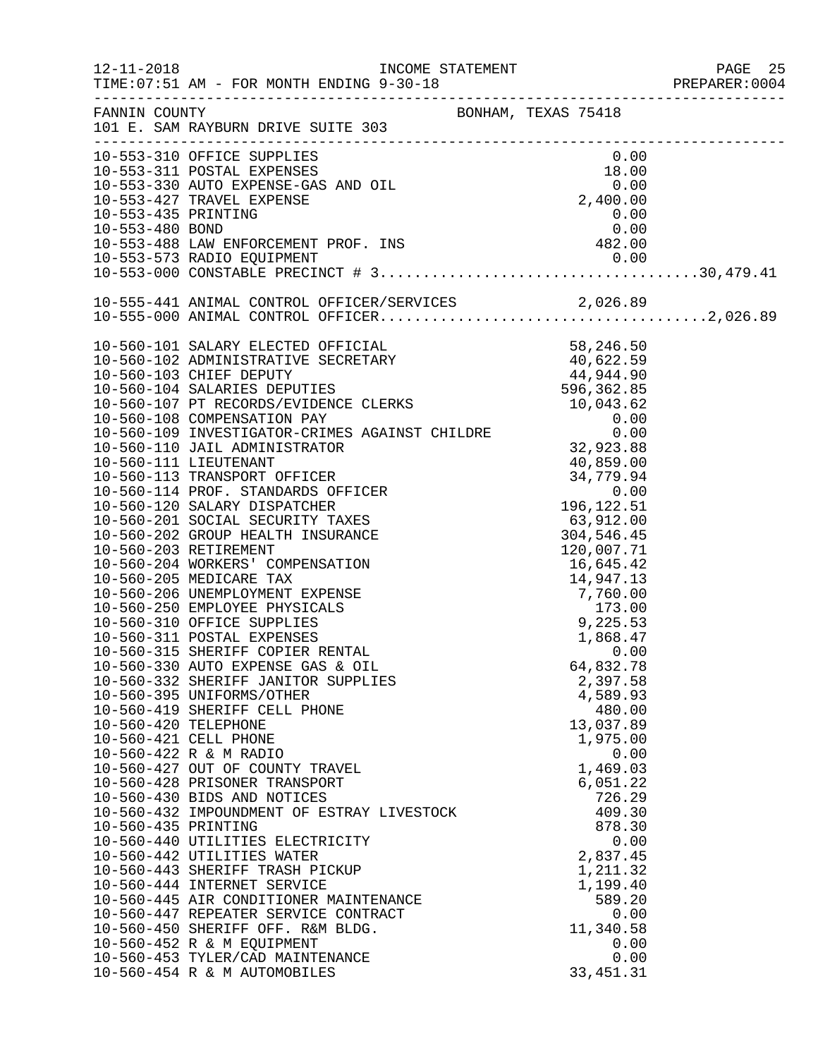FANNIN COUNTY BONHAM, TEXAS 75418
101 E. SAM RAYBURN DRIVE SUITE 303

INCOME STATEMENT
TIME:07:51 AM - FOR MONTH ENDING 9-30-18

| Account | Description | Amount | Total |
|---|---|---|---|
| 10-553-310 | OFFICE SUPPLIES | 0.00 | |
| 10-553-311 | POSTAL EXPENSES | 18.00 | |
| 10-553-330 | AUTO EXPENSE-GAS AND OIL | 0.00 | |
| 10-553-427 | TRAVEL EXPENSE | 2,400.00 | |
| 10-553-435 | PRINTING | 0.00 | |
| 10-553-480 | BOND | 0.00 | |
| 10-553-488 | LAW ENFORCEMENT PROF. INS | 482.00 | |
| 10-553-573 | RADIO EQUIPMENT | 0.00 | |
| 10-553-000 | CONSTABLE PRECINCT # 3 | | 30,479.41 |
| 10-555-441 | ANIMAL CONTROL OFFICER/SERVICES | 2,026.89 | |
| 10-555-000 | ANIMAL CONTROL OFFICER | | 2,026.89 |
| 10-560-101 | SALARY ELECTED OFFICIAL | 58,246.50 | |
| 10-560-102 | ADMINISTRATIVE SECRETARY | 40,622.59 | |
| 10-560-103 | CHIEF DEPUTY | 44,944.90 | |
| 10-560-104 | SALARIES DEPUTIES | 596,362.85 | |
| 10-560-107 | PT RECORDS/EVIDENCE CLERKS | 10,043.62 | |
| 10-560-108 | COMPENSATION PAY | 0.00 | |
| 10-560-109 | INVESTIGATOR-CRIMES AGAINST CHILDRE | 0.00 | |
| 10-560-110 | JAIL ADMINISTRATOR | 32,923.88 | |
| 10-560-111 | LIEUTENANT | 40,859.00 | |
| 10-560-113 | TRANSPORT OFFICER | 34,779.94 | |
| 10-560-114 | PROF. STANDARDS OFFICER | 0.00 | |
| 10-560-120 | SALARY DISPATCHER | 196,122.51 | |
| 10-560-201 | SOCIAL SECURITY TAXES | 63,912.00 | |
| 10-560-202 | GROUP HEALTH INSURANCE | 304,546.45 | |
| 10-560-203 | RETIREMENT | 120,007.71 | |
| 10-560-204 | WORKERS' COMPENSATION | 16,645.42 | |
| 10-560-205 | MEDICARE TAX | 14,947.13 | |
| 10-560-206 | UNEMPLOYMENT EXPENSE | 7,760.00 | |
| 10-560-250 | EMPLOYEE PHYSICALS | 173.00 | |
| 10-560-310 | OFFICE SUPPLIES | 9,225.53 | |
| 10-560-311 | POSTAL EXPENSES | 1,868.47 | |
| 10-560-315 | SHERIFF COPIER RENTAL | 0.00 | |
| 10-560-330 | AUTO EXPENSE GAS & OIL | 64,832.78 | |
| 10-560-332 | SHERIFF JANITOR SUPPLIES | 2,397.58 | |
| 10-560-395 | UNIFORMS/OTHER | 4,589.93 | |
| 10-560-419 | SHERIFF CELL PHONE | 480.00 | |
| 10-560-420 | TELEPHONE | 13,037.89 | |
| 10-560-421 | CELL PHONE | 1,975.00 | |
| 10-560-422 | R & M RADIO | 0.00 | |
| 10-560-427 | OUT OF COUNTY TRAVEL | 1,469.03 | |
| 10-560-428 | PRISONER TRANSPORT | 6,051.22 | |
| 10-560-430 | BIDS AND NOTICES | 726.29 | |
| 10-560-432 | IMPOUNDMENT OF ESTRAY LIVESTOCK | 409.30 | |
| 10-560-435 | PRINTING | 878.30 | |
| 10-560-440 | UTILITIES ELECTRICITY | 0.00 | |
| 10-560-442 | UTILITIES WATER | 2,837.45 | |
| 10-560-443 | SHERIFF TRASH PICKUP | 1,211.32 | |
| 10-560-444 | INTERNET SERVICE | 1,199.40 | |
| 10-560-445 | AIR CONDITIONER MAINTENANCE | 589.20 | |
| 10-560-447 | REPEATER SERVICE CONTRACT | 0.00 | |
| 10-560-450 | SHERIFF OFF. R&M BLDG. | 11,340.58 | |
| 10-560-452 | R & M EQUIPMENT | 0.00 | |
| 10-560-453 | TYLER/CAD MAINTENANCE | 0.00 | |
| 10-560-454 | R & M AUTOMOBILES | 33,451.31 | |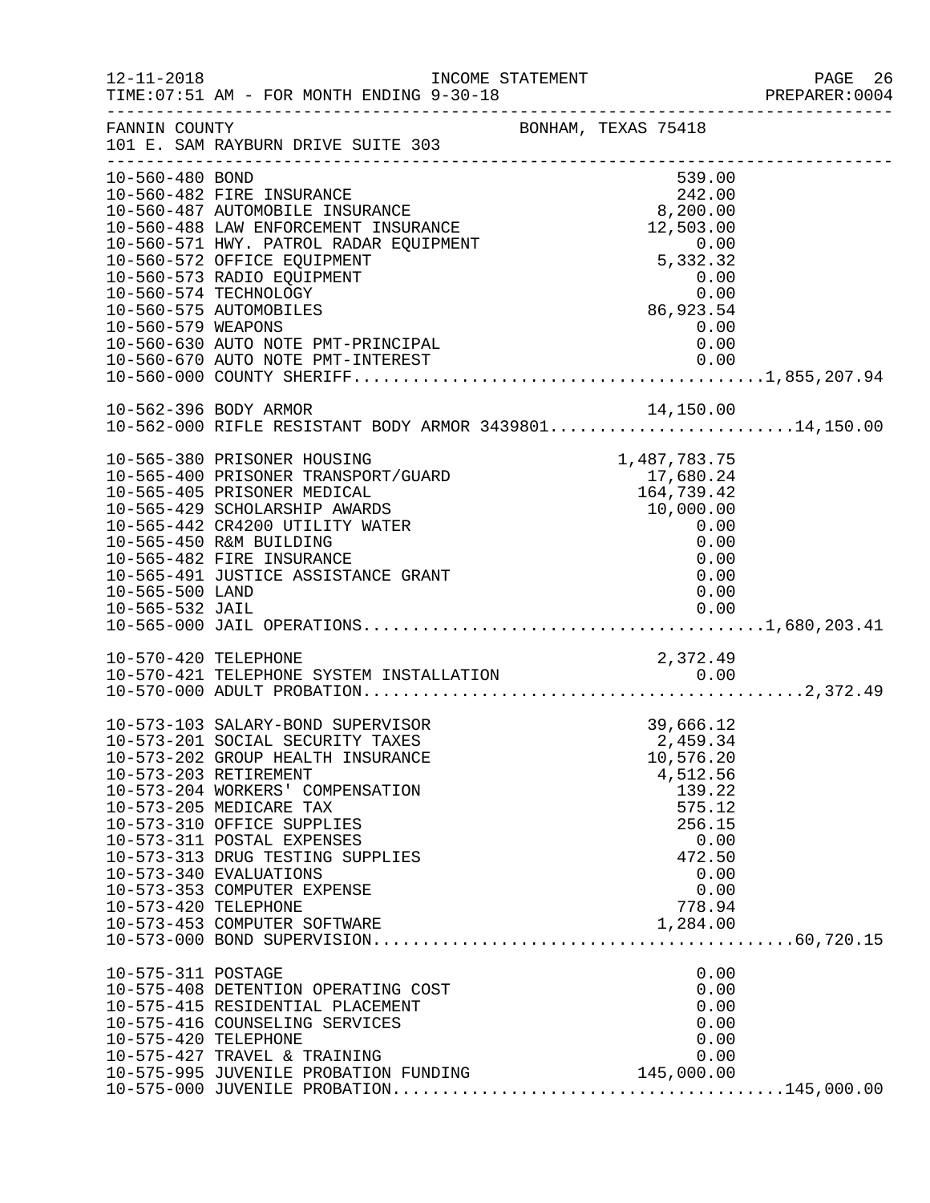FANNIN COUNTY BONHAM, TEXAS 75418
101 E. SAM RAYBURN DRIVE SUITE 303

| Account | Description | Amount | Total |
|---|---|---|---|
| 10-560-480 | BOND | 539.00 | |
| 10-560-482 | FIRE INSURANCE | 242.00 | |
| 10-560-487 | AUTOMOBILE INSURANCE | 8,200.00 | |
| 10-560-488 | LAW ENFORCEMENT INSURANCE | 12,503.00 | |
| 10-560-571 | HWY. PATROL RADAR EQUIPMENT | 0.00 | |
| 10-560-572 | OFFICE EQUIPMENT | 5,332.32 | |
| 10-560-573 | RADIO EQUIPMENT | 0.00 | |
| 10-560-574 | TECHNOLOGY | 0.00 | |
| 10-560-575 | AUTOMOBILES | 86,923.54 | |
| 10-560-579 | WEAPONS | 0.00 | |
| 10-560-630 | AUTO NOTE PMT-PRINCIPAL | 0.00 | |
| 10-560-670 | AUTO NOTE PMT-INTEREST | 0.00 | |
| 10-560-000 | COUNTY SHERIFF | | 1,855,207.94 |
| 10-562-396 | BODY ARMOR | 14,150.00 | |
| 10-562-000 | RIFLE RESISTANT BODY ARMOR 3439801 | | 14,150.00 |
| 10-565-380 | PRISONER HOUSING | 1,487,783.75 | |
| 10-565-400 | PRISONER TRANSPORT/GUARD | 17,680.24 | |
| 10-565-405 | PRISONER MEDICAL | 164,739.42 | |
| 10-565-429 | SCHOLARSHIP AWARDS | 10,000.00 | |
| 10-565-442 | CR4200 UTILITY WATER | 0.00 | |
| 10-565-450 | R&M BUILDING | 0.00 | |
| 10-565-482 | FIRE INSURANCE | 0.00 | |
| 10-565-491 | JUSTICE ASSISTANCE GRANT | 0.00 | |
| 10-565-500 | LAND | 0.00 | |
| 10-565-532 | JAIL | 0.00 | |
| 10-565-000 | JAIL OPERATIONS | | 1,680,203.41 |
| 10-570-420 | TELEPHONE | 2,372.49 | |
| 10-570-421 | TELEPHONE SYSTEM INSTALLATION | 0.00 | |
| 10-570-000 | ADULT PROBATION | | 2,372.49 |
| 10-573-103 | SALARY-BOND SUPERVISOR | 39,666.12 | |
| 10-573-201 | SOCIAL SECURITY TAXES | 2,459.34 | |
| 10-573-202 | GROUP HEALTH INSURANCE | 10,576.20 | |
| 10-573-203 | RETIREMENT | 4,512.56 | |
| 10-573-204 | WORKERS' COMPENSATION | 139.22 | |
| 10-573-205 | MEDICARE TAX | 575.12 | |
| 10-573-310 | OFFICE SUPPLIES | 256.15 | |
| 10-573-311 | POSTAL EXPENSES | 0.00 | |
| 10-573-313 | DRUG TESTING SUPPLIES | 472.50 | |
| 10-573-340 | EVALUATIONS | 0.00 | |
| 10-573-353 | COMPUTER EXPENSE | 0.00 | |
| 10-573-420 | TELEPHONE | 778.94 | |
| 10-573-453 | COMPUTER SOFTWARE | 1,284.00 | |
| 10-573-000 | BOND SUPERVISION | | 60,720.15 |
| 10-575-311 | POSTAGE | 0.00 | |
| 10-575-408 | DETENTION OPERATING COST | 0.00 | |
| 10-575-415 | RESIDENTIAL PLACEMENT | 0.00 | |
| 10-575-416 | COUNSELING SERVICES | 0.00 | |
| 10-575-420 | TELEPHONE | 0.00 | |
| 10-575-427 | TRAVEL & TRAINING | 0.00 | |
| 10-575-995 | JUVENILE PROBATION FUNDING | 145,000.00 | |
| 10-575-000 | JUVENILE PROBATION | | 145,000.00 |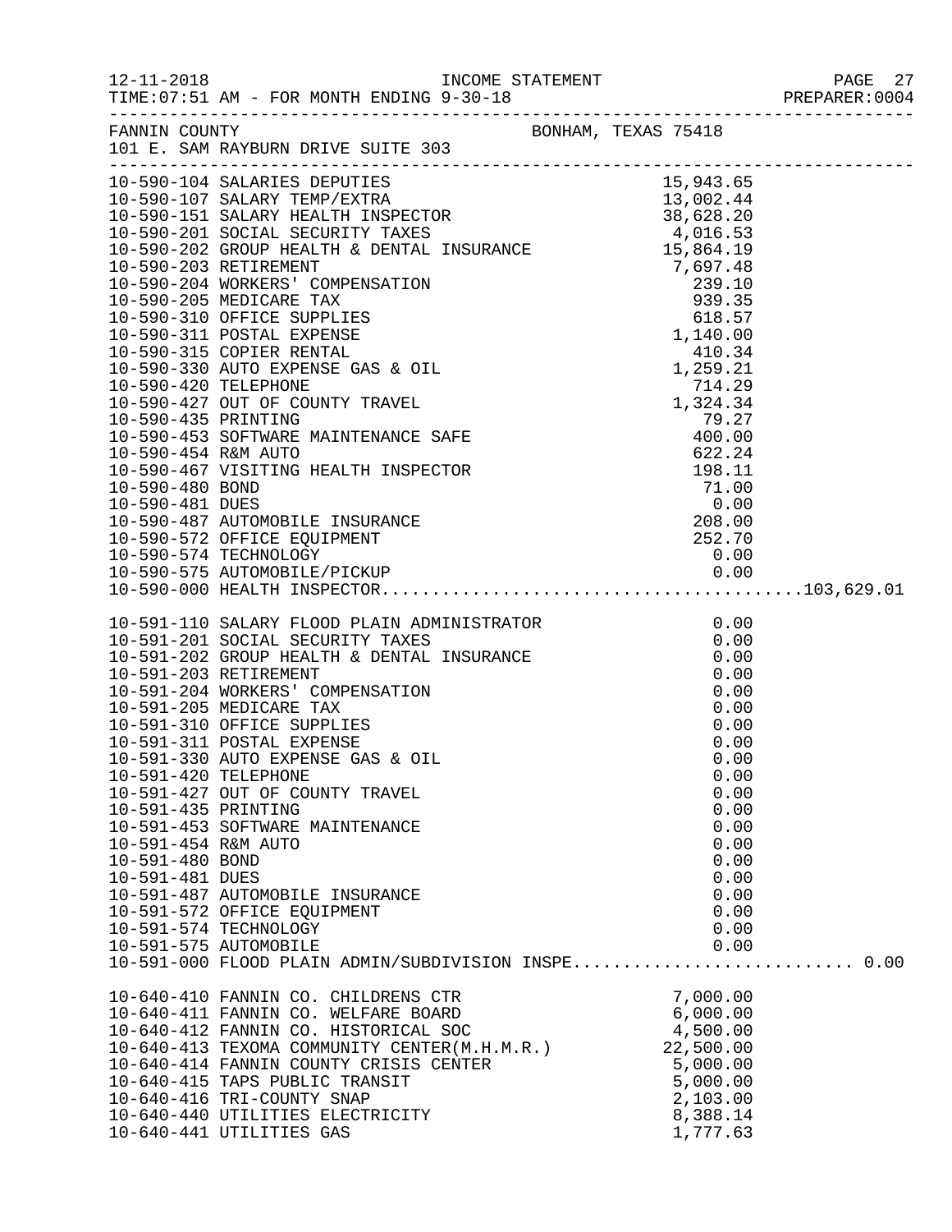12-11-2018 INCOME STATEMENT
TIME:07:51 AM - FOR MONTH ENDING 9-30-18 PREPARER:0004

FANNIN COUNTY BONHAM, TEXAS 75418
101 E. SAM RAYBURN DRIVE SUITE 303

| Account | Description | Amount | Total |
|---|---|---|---|
| 10-590-104 | SALARIES DEPUTIES | 15,943.65 | |
| 10-590-107 | SALARY TEMP/EXTRA | 13,002.44 | |
| 10-590-151 | SALARY HEALTH INSPECTOR | 38,628.20 | |
| 10-590-201 | SOCIAL SECURITY TAXES | 4,016.53 | |
| 10-590-202 | GROUP HEALTH & DENTAL INSURANCE | 15,864.19 | |
| 10-590-203 | RETIREMENT | 7,697.48 | |
| 10-590-204 | WORKERS' COMPENSATION | 239.10 | |
| 10-590-205 | MEDICARE TAX | 939.35 | |
| 10-590-310 | OFFICE SUPPLIES | 618.57 | |
| 10-590-311 | POSTAL EXPENSE | 1,140.00 | |
| 10-590-315 | COPIER RENTAL | 410.34 | |
| 10-590-330 | AUTO EXPENSE GAS & OIL | 1,259.21 | |
| 10-590-420 | TELEPHONE | 714.29 | |
| 10-590-427 | OUT OF COUNTY TRAVEL | 1,324.34 | |
| 10-590-435 | PRINTING | 79.27 | |
| 10-590-453 | SOFTWARE MAINTENANCE SAFE | 400.00 | |
| 10-590-454 | R&M AUTO | 622.24 | |
| 10-590-467 | VISITING HEALTH INSPECTOR | 198.11 | |
| 10-590-480 | BOND | 71.00 | |
| 10-590-481 | DUES | 0.00 | |
| 10-590-487 | AUTOMOBILE INSURANCE | 208.00 | |
| 10-590-572 | OFFICE EQUIPMENT | 252.70 | |
| 10-590-574 | TECHNOLOGY | 0.00 | |
| 10-590-575 | AUTOMOBILE/PICKUP | 0.00 | |
| 10-590-000 | HEALTH INSPECTOR | | 103,629.01 |
| 10-591-110 | SALARY FLOOD PLAIN ADMINISTRATOR | 0.00 | |
| 10-591-201 | SOCIAL SECURITY TAXES | 0.00 | |
| 10-591-202 | GROUP HEALTH & DENTAL INSURANCE | 0.00 | |
| 10-591-203 | RETIREMENT | 0.00 | |
| 10-591-204 | WORKERS' COMPENSATION | 0.00 | |
| 10-591-205 | MEDICARE TAX | 0.00 | |
| 10-591-310 | OFFICE SUPPLIES | 0.00 | |
| 10-591-311 | POSTAL EXPENSE | 0.00 | |
| 10-591-330 | AUTO EXPENSE GAS & OIL | 0.00 | |
| 10-591-420 | TELEPHONE | 0.00 | |
| 10-591-427 | OUT OF COUNTY TRAVEL | 0.00 | |
| 10-591-435 | PRINTING | 0.00 | |
| 10-591-453 | SOFTWARE MAINTENANCE | 0.00 | |
| 10-591-454 | R&M AUTO | 0.00 | |
| 10-591-480 | BOND | 0.00 | |
| 10-591-481 | DUES | 0.00 | |
| 10-591-487 | AUTOMOBILE INSURANCE | 0.00 | |
| 10-591-572 | OFFICE EQUIPMENT | 0.00 | |
| 10-591-574 | TECHNOLOGY | 0.00 | |
| 10-591-575 | AUTOMOBILE | 0.00 | |
| 10-591-000 | FLOOD PLAIN ADMIN/SUBDIVISION INSPE | | 0.00 |
| 10-640-410 | FANNIN CO. CHILDRENS CTR | 7,000.00 | |
| 10-640-411 | FANNIN CO. WELFARE BOARD | 6,000.00 | |
| 10-640-412 | FANNIN CO. HISTORICAL SOC | 4,500.00 | |
| 10-640-413 | TEXOMA COMMUNITY CENTER(M.H.M.R.) | 22,500.00 | |
| 10-640-414 | FANNIN COUNTY CRISIS CENTER | 5,000.00 | |
| 10-640-415 | TAPS PUBLIC TRANSIT | 5,000.00 | |
| 10-640-416 | TRI-COUNTY SNAP | 2,103.00 | |
| 10-640-440 | UTILITIES ELECTRICITY | 8,388.14 | |
| 10-640-441 | UTILITIES GAS | 1,777.63 | |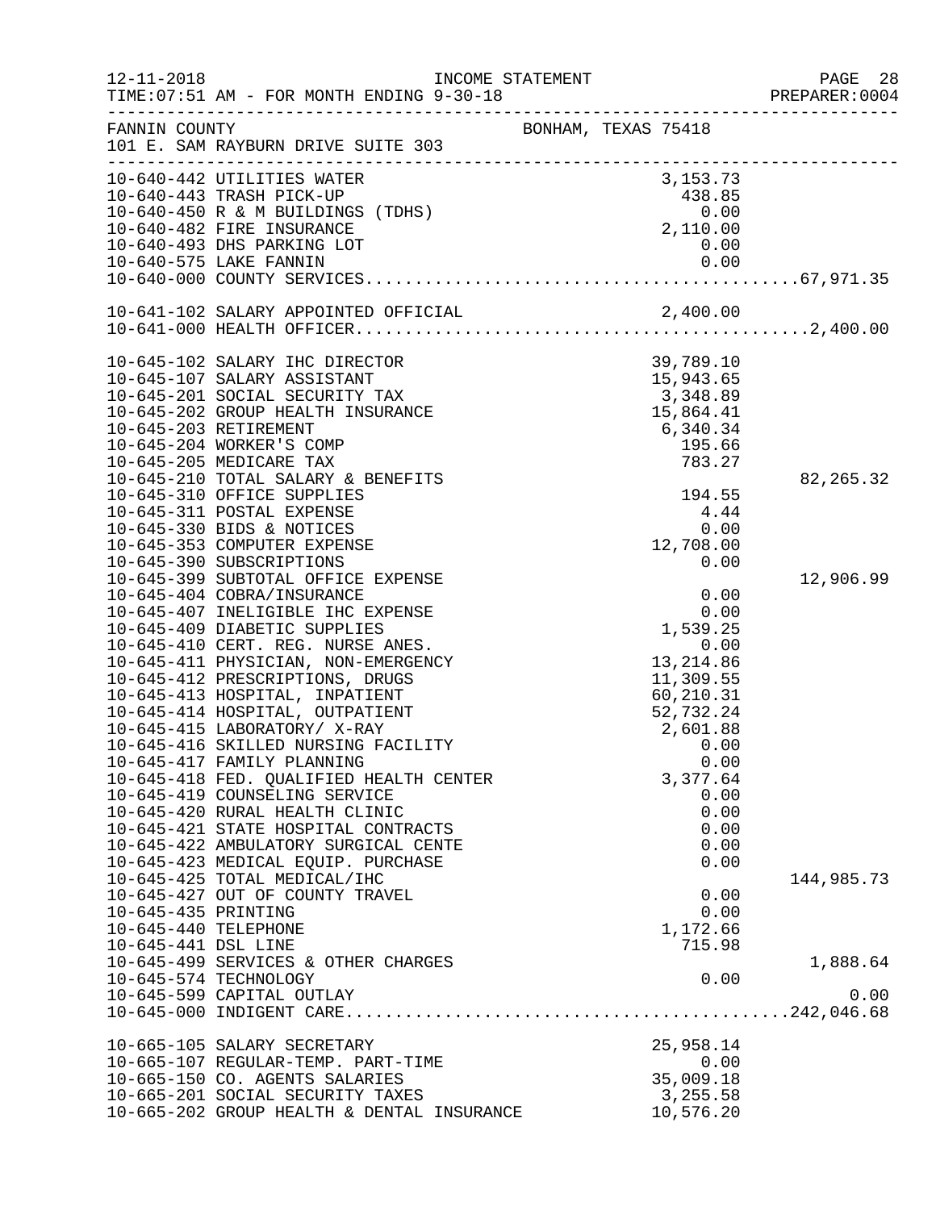FANNIN COUNTY — BONHAM, TEXAS 75418
101 E. SAM RAYBURN DRIVE SUITE 303

INCOME STATEMENT — TIME:07:51 AM - FOR MONTH ENDING 9-30-18

| Account | Description | Amount | Subtotal |
|---|---|---|---|
| 10-640-442 | UTILITIES WATER | 3,153.73 | |
| 10-640-443 | TRASH PICK-UP | 438.85 | |
| 10-640-450 | R & M BUILDINGS (TDHS) | 0.00 | |
| 10-640-482 | FIRE INSURANCE | 2,110.00 | |
| 10-640-493 | DHS PARKING LOT | 0.00 | |
| 10-640-575 | LAKE FANNIN | 0.00 | |
| 10-640-000 | COUNTY SERVICES | | 67,971.35 |
| 10-641-102 | SALARY APPOINTED OFFICIAL | 2,400.00 | |
| 10-641-000 | HEALTH OFFICER | | 2,400.00 |
| 10-645-102 | SALARY IHC DIRECTOR | 39,789.10 | |
| 10-645-107 | SALARY ASSISTANT | 15,943.65 | |
| 10-645-201 | SOCIAL SECURITY TAX | 3,348.89 | |
| 10-645-202 | GROUP HEALTH INSURANCE | 15,864.41 | |
| 10-645-203 | RETIREMENT | 6,340.34 | |
| 10-645-204 | WORKER'S COMP | 195.66 | |
| 10-645-205 | MEDICARE TAX | 783.27 | |
| 10-645-210 | TOTAL SALARY & BENEFITS | | 82,265.32 |
| 10-645-310 | OFFICE SUPPLIES | 194.55 | |
| 10-645-311 | POSTAL EXPENSE | 4.44 | |
| 10-645-330 | BIDS & NOTICES | 0.00 | |
| 10-645-353 | COMPUTER EXPENSE | 12,708.00 | |
| 10-645-390 | SUBSCRIPTIONS | 0.00 | |
| 10-645-399 | SUBTOTAL OFFICE EXPENSE | | 12,906.99 |
| 10-645-404 | COBRA/INSURANCE | 0.00 | |
| 10-645-407 | INELIGIBLE IHC EXPENSE | 0.00 | |
| 10-645-409 | DIABETIC SUPPLIES | 1,539.25 | |
| 10-645-410 | CERT. REG. NURSE ANES. | 0.00 | |
| 10-645-411 | PHYSICIAN, NON-EMERGENCY | 13,214.86 | |
| 10-645-412 | PRESCRIPTIONS, DRUGS | 11,309.55 | |
| 10-645-413 | HOSPITAL, INPATIENT | 60,210.31 | |
| 10-645-414 | HOSPITAL, OUTPATIENT | 52,732.24 | |
| 10-645-415 | LABORATORY/ X-RAY | 2,601.88 | |
| 10-645-416 | SKILLED NURSING FACILITY | 0.00 | |
| 10-645-417 | FAMILY PLANNING | 0.00 | |
| 10-645-418 | FED. QUALIFIED HEALTH CENTER | 3,377.64 | |
| 10-645-419 | COUNSELING SERVICE | 0.00 | |
| 10-645-420 | RURAL HEALTH CLINIC | 0.00 | |
| 10-645-421 | STATE HOSPITAL CONTRACTS | 0.00 | |
| 10-645-422 | AMBULATORY SURGICAL CENTE | 0.00 | |
| 10-645-423 | MEDICAL EQUIP. PURCHASE | 0.00 | |
| 10-645-425 | TOTAL MEDICAL/IHC | | 144,985.73 |
| 10-645-427 | OUT OF COUNTY TRAVEL | 0.00 | |
| 10-645-435 | PRINTING | 0.00 | |
| 10-645-440 | TELEPHONE | 1,172.66 | |
| 10-645-441 | DSL LINE | 715.98 | |
| 10-645-499 | SERVICES & OTHER CHARGES | | 1,888.64 |
| 10-645-574 | TECHNOLOGY | 0.00 | |
| 10-645-599 | CAPITAL OUTLAY | | 0.00 |
| 10-645-000 | INDIGENT CARE | | 242,046.68 |
| 10-665-105 | SALARY SECRETARY | 25,958.14 | |
| 10-665-107 | REGULAR-TEMP. PART-TIME | 0.00 | |
| 10-665-150 | CO. AGENTS SALARIES | 35,009.18 | |
| 10-665-201 | SOCIAL SECURITY TAXES | 3,255.58 | |
| 10-665-202 | GROUP HEALTH & DENTAL INSURANCE | 10,576.20 | |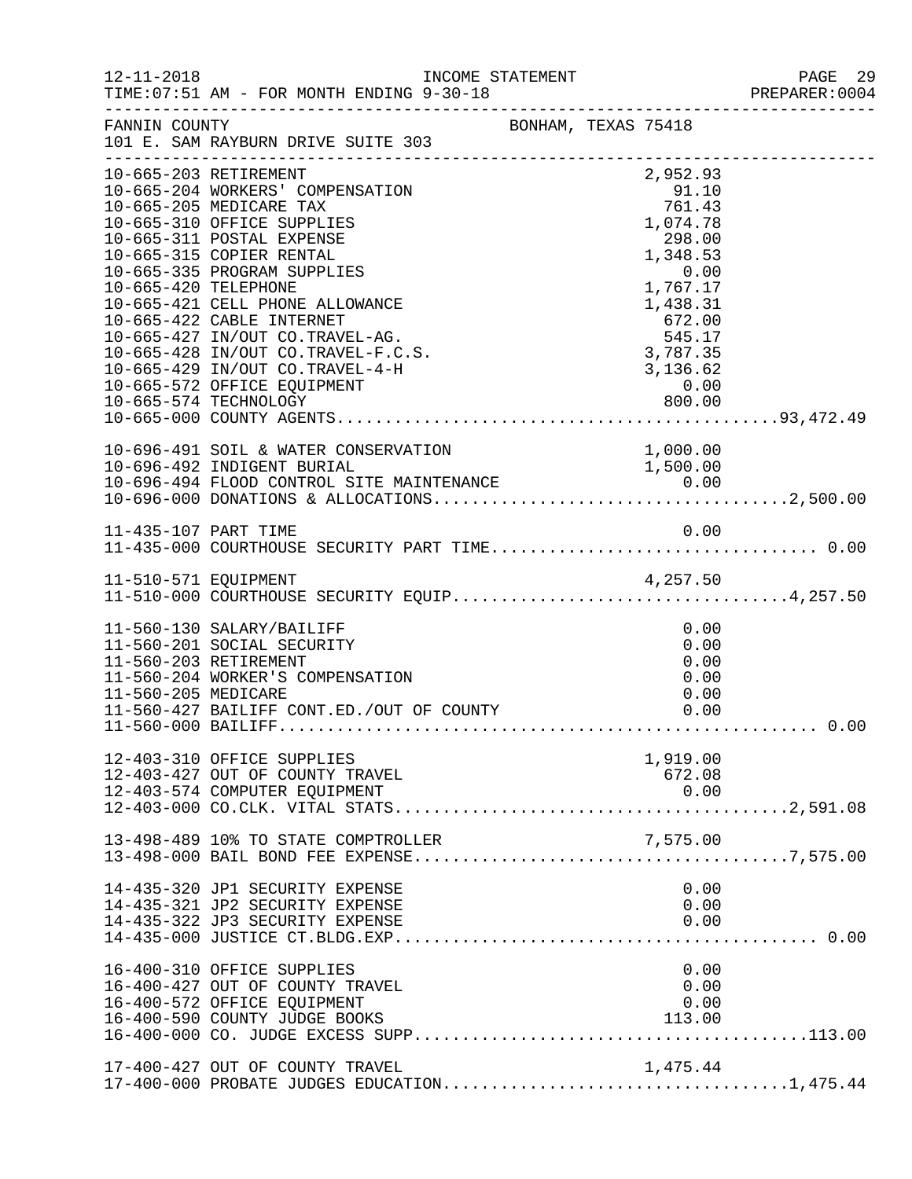FANNIN COUNTY BONHAM, TEXAS 75418
101 E. SAM RAYBURN DRIVE SUITE 303

INCOME STATEMENT
TIME:07:51 AM - FOR MONTH ENDING 9-30-18

| Account | Description | Amount | Total |
|---|---|---|---|
| 10-665-203 | RETIREMENT | 2,952.93 | |
| 10-665-204 | WORKERS' COMPENSATION | 91.10 | |
| 10-665-205 | MEDICARE TAX | 761.43 | |
| 10-665-310 | OFFICE SUPPLIES | 1,074.78 | |
| 10-665-311 | POSTAL EXPENSE | 298.00 | |
| 10-665-315 | COPIER RENTAL | 1,348.53 | |
| 10-665-335 | PROGRAM SUPPLIES | 0.00 | |
| 10-665-420 | TELEPHONE | 1,767.17 | |
| 10-665-421 | CELL PHONE ALLOWANCE | 1,438.31 | |
| 10-665-422 | CABLE INTERNET | 672.00 | |
| 10-665-427 | IN/OUT CO.TRAVEL-AG. | 545.17 | |
| 10-665-428 | IN/OUT CO.TRAVEL-F.C.S. | 3,787.35 | |
| 10-665-429 | IN/OUT CO.TRAVEL-4-H | 3,136.62 | |
| 10-665-572 | OFFICE EQUIPMENT | 0.00 | |
| 10-665-574 | TECHNOLOGY | 800.00 | |
| 10-665-000 | COUNTY AGENTS | | 93,472.49 |
| 10-696-491 | SOIL & WATER CONSERVATION | 1,000.00 | |
| 10-696-492 | INDIGENT BURIAL | 1,500.00 | |
| 10-696-494 | FLOOD CONTROL SITE MAINTENANCE | 0.00 | |
| 10-696-000 | DONATIONS & ALLOCATIONS | | 2,500.00 |
| 11-435-107 | PART TIME | 0.00 | |
| 11-435-000 | COURTHOUSE SECURITY PART TIME | | 0.00 |
| 11-510-571 | EQUIPMENT | 4,257.50 | |
| 11-510-000 | COURTHOUSE SECURITY EQUIP | | 4,257.50 |
| 11-560-130 | SALARY/BAILIFF | 0.00 | |
| 11-560-201 | SOCIAL SECURITY | 0.00 | |
| 11-560-203 | RETIREMENT | 0.00 | |
| 11-560-204 | WORKER'S COMPENSATION | 0.00 | |
| 11-560-205 | MEDICARE | 0.00 | |
| 11-560-427 | BAILIFF CONT.ED./OUT OF COUNTY | 0.00 | |
| 11-560-000 | BAILIFF | | 0.00 |
| 12-403-310 | OFFICE SUPPLIES | 1,919.00 | |
| 12-403-427 | OUT OF COUNTY TRAVEL | 672.08 | |
| 12-403-574 | COMPUTER EQUIPMENT | 0.00 | |
| 12-403-000 | CO.CLK. VITAL STATS | | 2,591.08 |
| 13-498-489 | 10% TO STATE COMPTROLLER | 7,575.00 | |
| 13-498-000 | BAIL BOND FEE EXPENSE | | 7,575.00 |
| 14-435-320 | JP1 SECURITY EXPENSE | 0.00 | |
| 14-435-321 | JP2 SECURITY EXPENSE | 0.00 | |
| 14-435-322 | JP3 SECURITY EXPENSE | 0.00 | |
| 14-435-000 | JUSTICE CT.BLDG.EXP. | | 0.00 |
| 16-400-310 | OFFICE SUPPLIES | 0.00 | |
| 16-400-427 | OUT OF COUNTY TRAVEL | 0.00 | |
| 16-400-572 | OFFICE EQUIPMENT | 0.00 | |
| 16-400-590 | COUNTY JUDGE BOOKS | 113.00 | |
| 16-400-000 | CO. JUDGE EXCESS SUPP. | | 113.00 |
| 17-400-427 | OUT OF COUNTY TRAVEL | 1,475.44 | |
| 17-400-000 | PROBATE JUDGES EDUCATION | | 1,475.44 |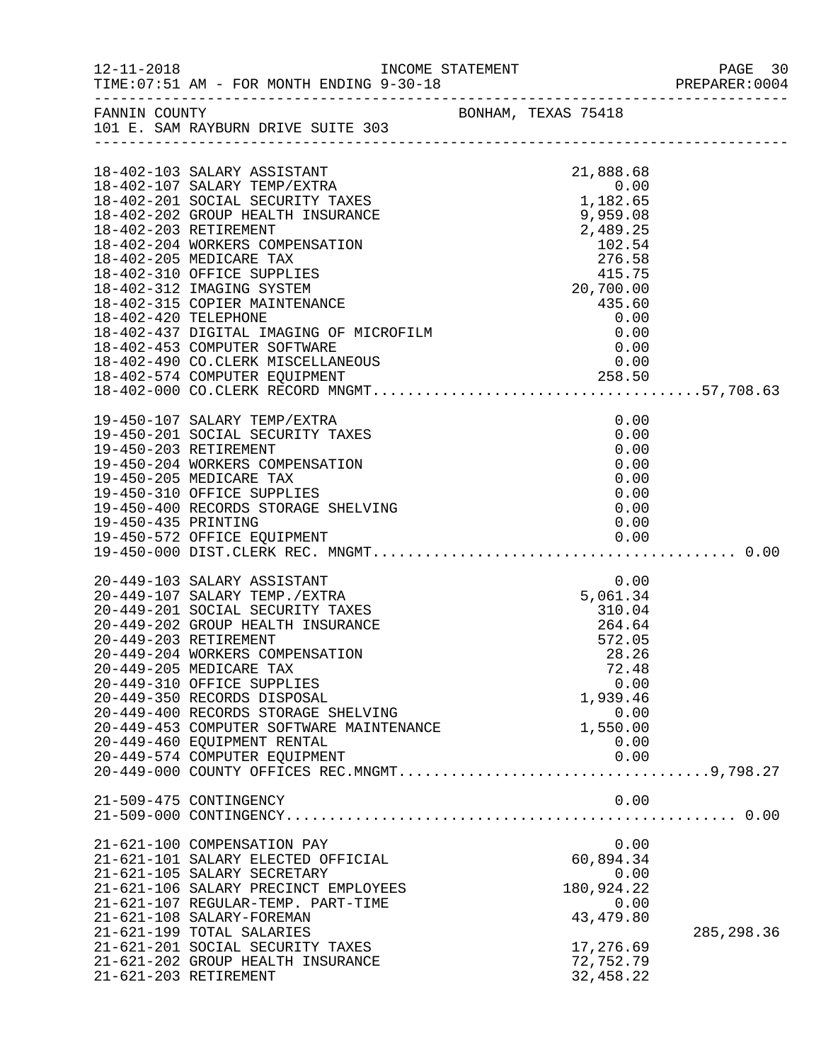FANNIN COUNTY BONHAM, TEXAS 75418
101 E. SAM RAYBURN DRIVE SUITE 303

INCOME STATEMENT - FOR MONTH ENDING 9-30-18

| Account | Description | Amount | Total |
|---|---|---|---|
| 18-402-103 | SALARY ASSISTANT | 21,888.68 | |
| 18-402-107 | SALARY TEMP/EXTRA | 0.00 | |
| 18-402-201 | SOCIAL SECURITY TAXES | 1,182.65 | |
| 18-402-202 | GROUP HEALTH INSURANCE | 9,959.08 | |
| 18-402-203 | RETIREMENT | 2,489.25 | |
| 18-402-204 | WORKERS COMPENSATION | 102.54 | |
| 18-402-205 | MEDICARE TAX | 276.58 | |
| 18-402-310 | OFFICE SUPPLIES | 415.75 | |
| 18-402-312 | IMAGING SYSTEM | 20,700.00 | |
| 18-402-315 | COPIER MAINTENANCE | 435.60 | |
| 18-402-420 | TELEPHONE | 0.00 | |
| 18-402-437 | DIGITAL IMAGING OF MICROFILM | 0.00 | |
| 18-402-453 | COMPUTER SOFTWARE | 0.00 | |
| 18-402-490 | CO.CLERK MISCELLANEOUS | 0.00 | |
| 18-402-574 | COMPUTER EQUIPMENT | 258.50 | |
| 18-402-000 | CO.CLERK RECORD MNGMT | | 57,708.63 |
| 19-450-107 | SALARY TEMP/EXTRA | 0.00 | |
| 19-450-201 | SOCIAL SECURITY TAXES | 0.00 | |
| 19-450-203 | RETIREMENT | 0.00 | |
| 19-450-204 | WORKERS COMPENSATION | 0.00 | |
| 19-450-205 | MEDICARE TAX | 0.00 | |
| 19-450-310 | OFFICE SUPPLIES | 0.00 | |
| 19-450-400 | RECORDS STORAGE SHELVING | 0.00 | |
| 19-450-435 | PRINTING | 0.00 | |
| 19-450-572 | OFFICE EQUIPMENT | 0.00 | |
| 19-450-000 | DIST.CLERK REC. MNGMT | | 0.00 |
| 20-449-103 | SALARY ASSISTANT | 0.00 | |
| 20-449-107 | SALARY TEMP./EXTRA | 5,061.34 | |
| 20-449-201 | SOCIAL SECURITY TAXES | 310.04 | |
| 20-449-202 | GROUP HEALTH INSURANCE | 264.64 | |
| 20-449-203 | RETIREMENT | 572.05 | |
| 20-449-204 | WORKERS COMPENSATION | 28.26 | |
| 20-449-205 | MEDICARE TAX | 72.48 | |
| 20-449-310 | OFFICE SUPPLIES | 0.00 | |
| 20-449-350 | RECORDS DISPOSAL | 1,939.46 | |
| 20-449-400 | RECORDS STORAGE SHELVING | 0.00 | |
| 20-449-453 | COMPUTER SOFTWARE MAINTENANCE | 1,550.00 | |
| 20-449-460 | EQUIPMENT RENTAL | 0.00 | |
| 20-449-574 | COMPUTER EQUIPMENT | 0.00 | |
| 20-449-000 | COUNTY OFFICES REC.MNGMT | | 9,798.27 |
| 21-509-475 | CONTINGENCY | 0.00 | |
| 21-509-000 | CONTINGENCY | | 0.00 |
| 21-621-100 | COMPENSATION PAY | 0.00 | |
| 21-621-101 | SALARY ELECTED OFFICIAL | 60,894.34 | |
| 21-621-105 | SALARY SECRETARY | 0.00 | |
| 21-621-106 | SALARY PRECINCT EMPLOYEES | 180,924.22 | |
| 21-621-107 | REGULAR-TEMP. PART-TIME | 0.00 | |
| 21-621-108 | SALARY-FOREMAN | 43,479.80 | |
| 21-621-199 | TOTAL SALARIES | | 285,298.36 |
| 21-621-201 | SOCIAL SECURITY TAXES | 17,276.69 | |
| 21-621-202 | GROUP HEALTH INSURANCE | 72,752.79 | |
| 21-621-203 | RETIREMENT | 32,458.22 | |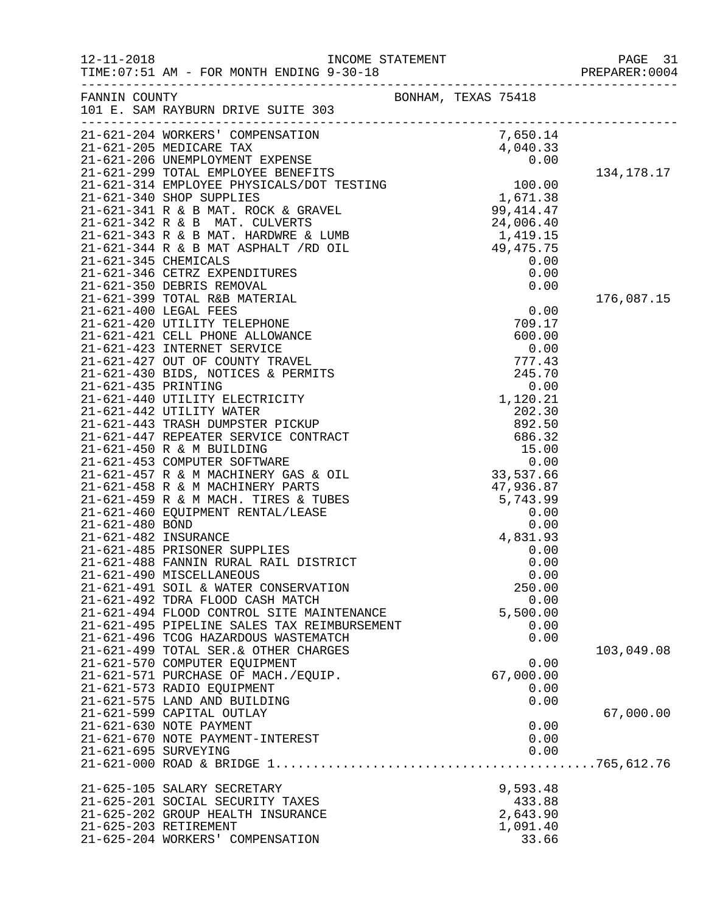FANNIN COUNTY BONHAM, TEXAS 75418
101 E. SAM RAYBURN DRIVE SUITE 303

INCOME STATEMENT
FOR MONTH ENDING 9-30-18

| Account | Description | Amount | Total |
|---|---|---|---|
| 21-621-204 | WORKERS' COMPENSATION | 7,650.14 | |
| 21-621-205 | MEDICARE TAX | 4,040.33 | |
| 21-621-206 | UNEMPLOYMENT EXPENSE | 0.00 | |
| 21-621-299 | TOTAL EMPLOYEE BENEFITS | | 134,178.17 |
| 21-621-314 | EMPLOYEE PHYSICALS/DOT TESTING | 100.00 | |
| 21-621-340 | SHOP SUPPLIES | 1,671.38 | |
| 21-621-341 | R & B MAT. ROCK & GRAVEL | 99,414.47 | |
| 21-621-342 | R & B MAT. CULVERTS | 24,006.40 | |
| 21-621-343 | R & B MAT. HARDWRE & LUMB | 1,419.15 | |
| 21-621-344 | R & B MAT ASPHALT /RD OIL | 49,475.75 | |
| 21-621-345 | CHEMICALS | 0.00 | |
| 21-621-346 | CETRZ EXPENDITURES | 0.00 | |
| 21-621-350 | DEBRIS REMOVAL | 0.00 | |
| 21-621-399 | TOTAL R&B MATERIAL | | 176,087.15 |
| 21-621-400 | LEGAL FEES | 0.00 | |
| 21-621-420 | UTILITY TELEPHONE | 709.17 | |
| 21-621-421 | CELL PHONE ALLOWANCE | 600.00 | |
| 21-621-423 | INTERNET SERVICE | 0.00 | |
| 21-621-427 | OUT OF COUNTY TRAVEL | 777.43 | |
| 21-621-430 | BIDS, NOTICES & PERMITS | 245.70 | |
| 21-621-435 | PRINTING | 0.00 | |
| 21-621-440 | UTILITY ELECTRICITY | 1,120.21 | |
| 21-621-442 | UTILITY WATER | 202.30 | |
| 21-621-443 | TRASH DUMPSTER PICKUP | 892.50 | |
| 21-621-447 | REPEATER SERVICE CONTRACT | 686.32 | |
| 21-621-450 | R & M BUILDING | 15.00 | |
| 21-621-453 | COMPUTER SOFTWARE | 0.00 | |
| 21-621-457 | R & M MACHINERY GAS & OIL | 33,537.66 | |
| 21-621-458 | R & M MACHINERY PARTS | 47,936.87 | |
| 21-621-459 | R & M MACH. TIRES & TUBES | 5,743.99 | |
| 21-621-460 | EQUIPMENT RENTAL/LEASE | 0.00 | |
| 21-621-480 | BOND | 0.00 | |
| 21-621-482 | INSURANCE | 4,831.93 | |
| 21-621-485 | PRISONER SUPPLIES | 0.00 | |
| 21-621-488 | FANNIN RURAL RAIL DISTRICT | 0.00 | |
| 21-621-490 | MISCELLANEOUS | 0.00 | |
| 21-621-491 | SOIL & WATER CONSERVATION | 250.00 | |
| 21-621-492 | TDRA FLOOD CASH MATCH | 0.00 | |
| 21-621-494 | FLOOD CONTROL SITE MAINTENANCE | 5,500.00 | |
| 21-621-495 | PIPELINE SALES TAX REIMBURSEMENT | 0.00 | |
| 21-621-496 | TCOG HAZARDOUS WASTEMATCH | 0.00 | |
| 21-621-499 | TOTAL SER.& OTHER CHARGES | | 103,049.08 |
| 21-621-570 | COMPUTER EQUIPMENT | 0.00 | |
| 21-621-571 | PURCHASE OF MACH./EQUIP. | 67,000.00 | |
| 21-621-573 | RADIO EQUIPMENT | 0.00 | |
| 21-621-575 | LAND AND BUILDING | 0.00 | |
| 21-621-599 | CAPITAL OUTLAY | | 67,000.00 |
| 21-621-630 | NOTE PAYMENT | 0.00 | |
| 21-621-670 | NOTE PAYMENT-INTEREST | 0.00 | |
| 21-621-695 | SURVEYING | 0.00 | |
| 21-621-000 | ROAD & BRIDGE 1 | | 765,612.76 |
| | | | |
| 21-625-105 | SALARY SECRETARY | 9,593.48 | |
| 21-625-201 | SOCIAL SECURITY TAXES | 433.88 | |
| 21-625-202 | GROUP HEALTH INSURANCE | 2,643.90 | |
| 21-625-203 | RETIREMENT | 1,091.40 | |
| 21-625-204 | WORKERS' COMPENSATION | 33.66 | |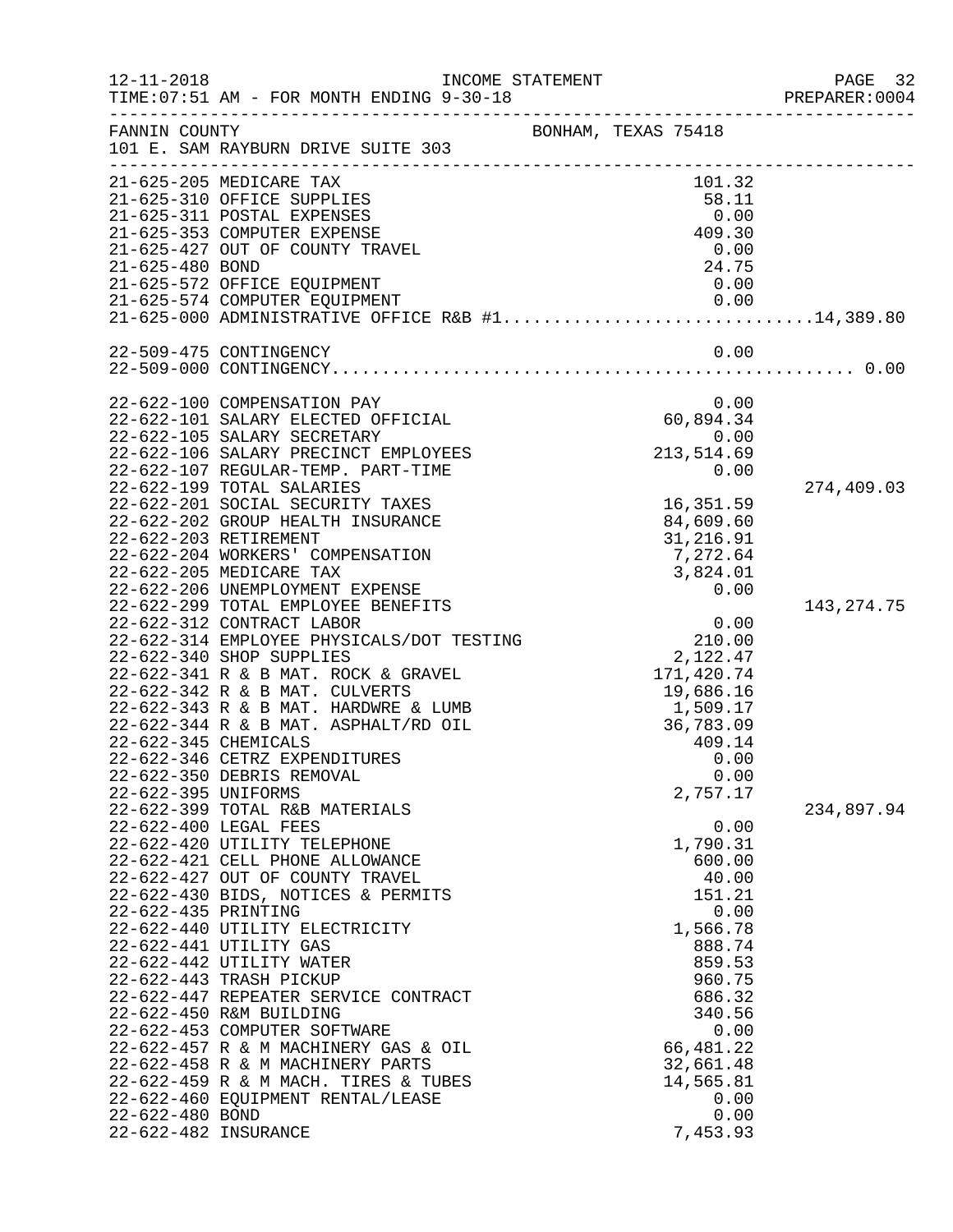12-11-2018 INCOME STATEMENT
TIME:07:51 AM - FOR MONTH ENDING 9-30-18 PREPARER:0004

FANNIN COUNTY BONHAM, TEXAS 75418
101 E. SAM RAYBURN DRIVE SUITE 303

| Account | Description | Amount | Total |
|---|---|---|---|
| 21-625-205 | MEDICARE TAX | 101.32 | |
| 21-625-310 | OFFICE SUPPLIES | 58.11 | |
| 21-625-311 | POSTAL EXPENSES | 0.00 | |
| 21-625-353 | COMPUTER EXPENSE | 409.30 | |
| 21-625-427 | OUT OF COUNTY TRAVEL | 0.00 | |
| 21-625-480 | BOND | 24.75 | |
| 21-625-572 | OFFICE EQUIPMENT | 0.00 | |
| 21-625-574 | COMPUTER EQUIPMENT | 0.00 | |
| 21-625-000 | ADMINISTRATIVE OFFICE R&B #1 | | 14,389.80 |
| | | | |
| 22-509-475 | CONTINGENCY | 0.00 | |
| 22-509-000 | CONTINGENCY | | 0.00 |
| | | | |
| 22-622-100 | COMPENSATION PAY | 0.00 | |
| 22-622-101 | SALARY ELECTED OFFICIAL | 60,894.34 | |
| 22-622-105 | SALARY SECRETARY | 0.00 | |
| 22-622-106 | SALARY PRECINCT EMPLOYEES | 213,514.69 | |
| 22-622-107 | REGULAR-TEMP. PART-TIME | 0.00 | |
| 22-622-199 | TOTAL SALARIES | | 274,409.03 |
| 22-622-201 | SOCIAL SECURITY TAXES | 16,351.59 | |
| 22-622-202 | GROUP HEALTH INSURANCE | 84,609.60 | |
| 22-622-203 | RETIREMENT | 31,216.91 | |
| 22-622-204 | WORKERS' COMPENSATION | 7,272.64 | |
| 22-622-205 | MEDICARE TAX | 3,824.01 | |
| 22-622-206 | UNEMPLOYMENT EXPENSE | 0.00 | |
| 22-622-299 | TOTAL EMPLOYEE BENEFITS | | 143,274.75 |
| 22-622-312 | CONTRACT LABOR | 0.00 | |
| 22-622-314 | EMPLOYEE PHYSICALS/DOT TESTING | 210.00 | |
| 22-622-340 | SHOP SUPPLIES | 2,122.47 | |
| 22-622-341 | R & B MAT. ROCK & GRAVEL | 171,420.74 | |
| 22-622-342 | R & B MAT. CULVERTS | 19,686.16 | |
| 22-622-343 | R & B MAT. HARDWRE & LUMB | 1,509.17 | |
| 22-622-344 | R & B MAT. ASPHALT/RD OIL | 36,783.09 | |
| 22-622-345 | CHEMICALS | 409.14 | |
| 22-622-346 | CETRZ EXPENDITURES | 0.00 | |
| 22-622-350 | DEBRIS REMOVAL | 0.00 | |
| 22-622-395 | UNIFORMS | 2,757.17 | |
| 22-622-399 | TOTAL R&B MATERIALS | | 234,897.94 |
| 22-622-400 | LEGAL FEES | 0.00 | |
| 22-622-420 | UTILITY TELEPHONE | 1,790.31 | |
| 22-622-421 | CELL PHONE ALLOWANCE | 600.00 | |
| 22-622-427 | OUT OF COUNTY TRAVEL | 40.00 | |
| 22-622-430 | BIDS, NOTICES & PERMITS | 151.21 | |
| 22-622-435 | PRINTING | 0.00 | |
| 22-622-440 | UTILITY ELECTRICITY | 1,566.78 | |
| 22-622-441 | UTILITY GAS | 888.74 | |
| 22-622-442 | UTILITY WATER | 859.53 | |
| 22-622-443 | TRASH PICKUP | 960.75 | |
| 22-622-447 | REPEATER SERVICE CONTRACT | 686.32 | |
| 22-622-450 | R&M BUILDING | 340.56 | |
| 22-622-453 | COMPUTER SOFTWARE | 0.00 | |
| 22-622-457 | R & M MACHINERY GAS & OIL | 66,481.22 | |
| 22-622-458 | R & M MACHINERY PARTS | 32,661.48 | |
| 22-622-459 | R & M MACH. TIRES & TUBES | 14,565.81 | |
| 22-622-460 | EQUIPMENT RENTAL/LEASE | 0.00 | |
| 22-622-480 | BOND | 0.00 | |
| 22-622-482 | INSURANCE | 7,453.93 | |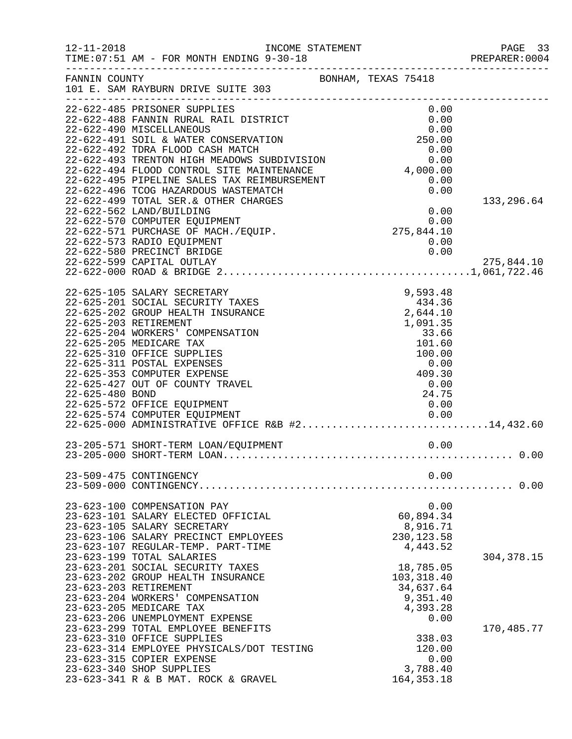FANNIN COUNTY BONHAM, TEXAS 75418
101 E. SAM RAYBURN DRIVE SUITE 303

| Account | Description | Amount | Total |
|---|---|---|---|
| 22-622-485 | PRISONER SUPPLIES | 0.00 | |
| 22-622-488 | FANNIN RURAL RAIL DISTRICT | 0.00 | |
| 22-622-490 | MISCELLANEOUS | 0.00 | |
| 22-622-491 | SOIL & WATER CONSERVATION | 250.00 | |
| 22-622-492 | TDRA FLOOD CASH MATCH | 0.00 | |
| 22-622-493 | TRENTON HIGH MEADOWS SUBDIVISION | 0.00 | |
| 22-622-494 | FLOOD CONTROL SITE MAINTENANCE | 4,000.00 | |
| 22-622-495 | PIPELINE SALES TAX REIMBURSEMENT | 0.00 | |
| 22-622-496 | TCOG HAZARDOUS WASTEMATCH | 0.00 | |
| 22-622-499 | TOTAL SER.& OTHER CHARGES | | 133,296.64 |
| 22-622-562 | LAND/BUILDING | 0.00 | |
| 22-622-570 | COMPUTER EQUIPMENT | 0.00 | |
| 22-622-571 | PURCHASE OF MACH./EQUIP. | 275,844.10 | |
| 22-622-573 | RADIO EQUIPMENT | 0.00 | |
| 22-622-580 | PRECINCT BRIDGE | 0.00 | |
| 22-622-599 | CAPITAL OUTLAY | | 275,844.10 |
| 22-622-000 | ROAD & BRIDGE 2 | | 1,061,722.46 |
| 22-625-105 | SALARY SECRETARY | 9,593.48 | |
| 22-625-201 | SOCIAL SECURITY TAXES | 434.36 | |
| 22-625-202 | GROUP HEALTH INSURANCE | 2,644.10 | |
| 22-625-203 | RETIREMENT | 1,091.35 | |
| 22-625-204 | WORKERS' COMPENSATION | 33.66 | |
| 22-625-205 | MEDICARE TAX | 101.60 | |
| 22-625-310 | OFFICE SUPPLIES | 100.00 | |
| 22-625-311 | POSTAL EXPENSES | 0.00 | |
| 22-625-353 | COMPUTER EXPENSE | 409.30 | |
| 22-625-427 | OUT OF COUNTY TRAVEL | 0.00 | |
| 22-625-480 | BOND | 24.75 | |
| 22-625-572 | OFFICE EQUIPMENT | 0.00 | |
| 22-625-574 | COMPUTER EQUIPMENT | 0.00 | |
| 22-625-000 | ADMINISTRATIVE OFFICE R&B #2 | | 14,432.60 |
| 23-205-571 | SHORT-TERM LOAN/EQUIPMENT | 0.00 | |
| 23-205-000 | SHORT-TERM LOAN | | 0.00 |
| 23-509-475 | CONTINGENCY | 0.00 | |
| 23-509-000 | CONTINGENCY | | 0.00 |
| 23-623-100 | COMPENSATION PAY | 0.00 | |
| 23-623-101 | SALARY ELECTED OFFICIAL | 60,894.34 | |
| 23-623-105 | SALARY SECRETARY | 8,916.71 | |
| 23-623-106 | SALARY PRECINCT EMPLOYEES | 230,123.58 | |
| 23-623-107 | REGULAR-TEMP. PART-TIME | 4,443.52 | |
| 23-623-199 | TOTAL SALARIES | | 304,378.15 |
| 23-623-201 | SOCIAL SECURITY TAXES | 18,785.05 | |
| 23-623-202 | GROUP HEALTH INSURANCE | 103,318.40 | |
| 23-623-203 | RETIREMENT | 34,637.64 | |
| 23-623-204 | WORKERS' COMPENSATION | 9,351.40 | |
| 23-623-205 | MEDICARE TAX | 4,393.28 | |
| 23-623-206 | UNEMPLOYMENT EXPENSE | 0.00 | |
| 23-623-299 | TOTAL EMPLOYEE BENEFITS | | 170,485.77 |
| 23-623-310 | OFFICE SUPPLIES | 338.03 | |
| 23-623-314 | EMPLOYEE PHYSICALS/DOT TESTING | 120.00 | |
| 23-623-315 | COPIER EXPENSE | 0.00 | |
| 23-623-340 | SHOP SUPPLIES | 3,788.40 | |
| 23-623-341 | R & B MAT. ROCK & GRAVEL | 164,353.18 | |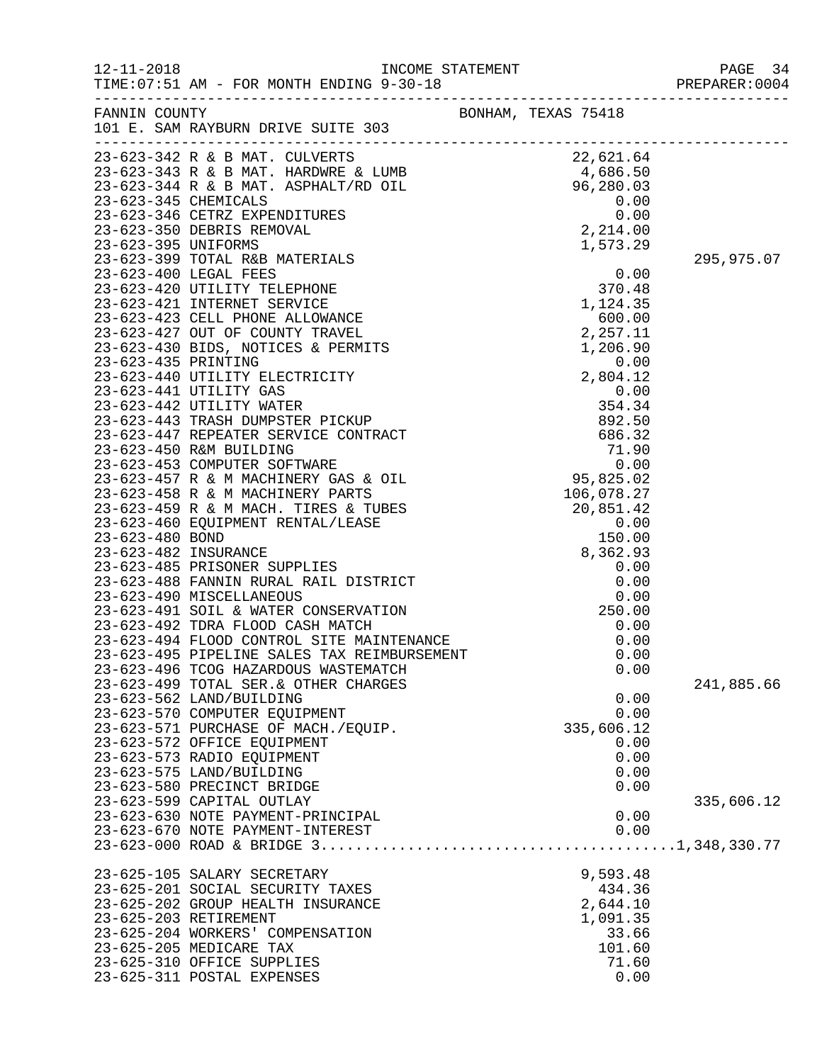FANNIN COUNTY — BONHAM, TEXAS 75418
101 E. SAM RAYBURN DRIVE SUITE 303

| Account | Amount | Total |
|---|---|---|
| 23-623-342 R & B MAT. CULVERTS | 22,621.64 | |
| 23-623-343 R & B MAT. HARDWRE & LUMB | 4,686.50 | |
| 23-623-344 R & B MAT. ASPHALT/RD OIL | 96,280.03 | |
| 23-623-345 CHEMICALS | 0.00 | |
| 23-623-346 CETRZ EXPENDITURES | 0.00 | |
| 23-623-350 DEBRIS REMOVAL | 2,214.00 | |
| 23-623-395 UNIFORMS | 1,573.29 | |
| 23-623-399 TOTAL R&B MATERIALS | | 295,975.07 |
| 23-623-400 LEGAL FEES | 0.00 | |
| 23-623-420 UTILITY TELEPHONE | 370.48 | |
| 23-623-421 INTERNET SERVICE | 1,124.35 | |
| 23-623-423 CELL PHONE ALLOWANCE | 600.00 | |
| 23-623-427 OUT OF COUNTY TRAVEL | 2,257.11 | |
| 23-623-430 BIDS, NOTICES & PERMITS | 1,206.90 | |
| 23-623-435 PRINTING | 0.00 | |
| 23-623-440 UTILITY ELECTRICITY | 2,804.12 | |
| 23-623-441 UTILITY GAS | 0.00 | |
| 23-623-442 UTILITY WATER | 354.34 | |
| 23-623-443 TRASH DUMPSTER PICKUP | 892.50 | |
| 23-623-447 REPEATER SERVICE CONTRACT | 686.32 | |
| 23-623-450 R&M BUILDING | 71.90 | |
| 23-623-453 COMPUTER SOFTWARE | 0.00 | |
| 23-623-457 R & M MACHINERY GAS & OIL | 95,825.02 | |
| 23-623-458 R & M MACHINERY PARTS | 106,078.27 | |
| 23-623-459 R & M MACH. TIRES & TUBES | 20,851.42 | |
| 23-623-460 EQUIPMENT RENTAL/LEASE | 0.00 | |
| 23-623-480 BOND | 150.00 | |
| 23-623-482 INSURANCE | 8,362.93 | |
| 23-623-485 PRISONER SUPPLIES | 0.00 | |
| 23-623-488 FANNIN RURAL RAIL DISTRICT | 0.00 | |
| 23-623-490 MISCELLANEOUS | 0.00 | |
| 23-623-491 SOIL & WATER CONSERVATION | 250.00 | |
| 23-623-492 TDRA FLOOD CASH MATCH | 0.00 | |
| 23-623-494 FLOOD CONTROL SITE MAINTENANCE | 0.00 | |
| 23-623-495 PIPELINE SALES TAX REIMBURSEMENT | 0.00 | |
| 23-623-496 TCOG HAZARDOUS WASTEMATCH | 0.00 | |
| 23-623-499 TOTAL SER.& OTHER CHARGES | | 241,885.66 |
| 23-623-562 LAND/BUILDING | 0.00 | |
| 23-623-570 COMPUTER EQUIPMENT | 0.00 | |
| 23-623-571 PURCHASE OF MACH./EQUIP. | 335,606.12 | |
| 23-623-572 OFFICE EQUIPMENT | 0.00 | |
| 23-623-573 RADIO EQUIPMENT | 0.00 | |
| 23-623-575 LAND/BUILDING | 0.00 | |
| 23-623-580 PRECINCT BRIDGE | 0.00 | |
| 23-623-599 CAPITAL OUTLAY | | 335,606.12 |
| 23-623-630 NOTE PAYMENT-PRINCIPAL | 0.00 | |
| 23-623-670 NOTE PAYMENT-INTEREST | 0.00 | |
| 23-623-000 ROAD & BRIDGE 3 | | 1,348,330.77 |
| 23-625-105 SALARY SECRETARY | 9,593.48 | |
| 23-625-201 SOCIAL SECURITY TAXES | 434.36 | |
| 23-625-202 GROUP HEALTH INSURANCE | 2,644.10 | |
| 23-625-203 RETIREMENT | 1,091.35 | |
| 23-625-204 WORKERS' COMPENSATION | 33.66 | |
| 23-625-205 MEDICARE TAX | 101.60 | |
| 23-625-310 OFFICE SUPPLIES | 71.60 | |
| 23-625-311 POSTAL EXPENSES | 0.00 | |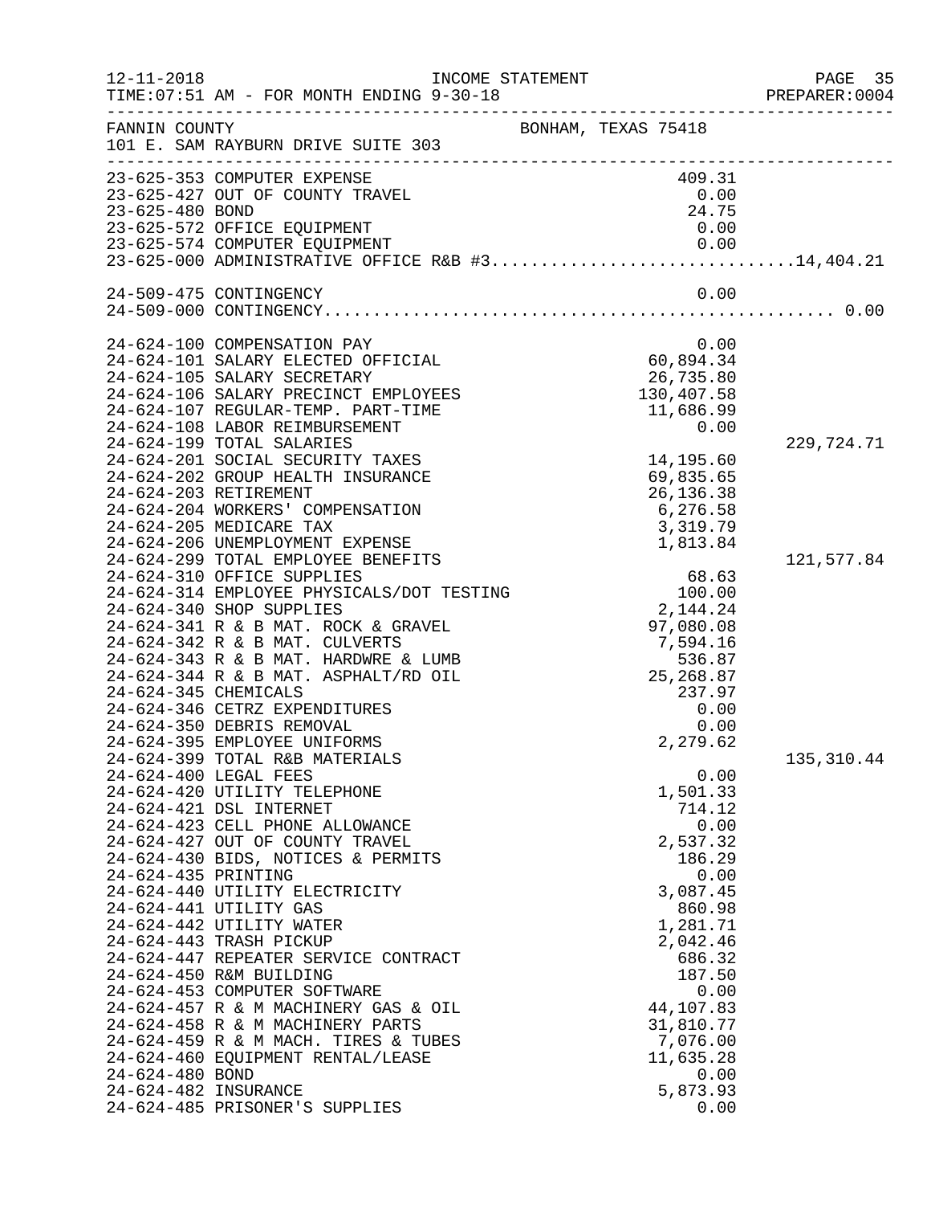FANNIN COUNTY　　BONHAM, TEXAS 75418
101 E. SAM RAYBURN DRIVE SUITE 303

INCOME STATEMENT
FOR MONTH ENDING 9-30-18

| Account | Description | Amount | Total |
|---|---|---|---|
| 23-625-353 | COMPUTER EXPENSE | 409.31 | |
| 23-625-427 | OUT OF COUNTY TRAVEL | 0.00 | |
| 23-625-480 | BOND | 24.75 | |
| 23-625-572 | OFFICE EQUIPMENT | 0.00 | |
| 23-625-574 | COMPUTER EQUIPMENT | 0.00 | |
| 23-625-000 | ADMINISTRATIVE OFFICE R&B #3 | | 14,404.21 |
| | | | |
| 24-509-475 | CONTINGENCY | 0.00 | |
| 24-509-000 | CONTINGENCY | | 0.00 |
| | | | |
| 24-624-100 | COMPENSATION PAY | 0.00 | |
| 24-624-101 | SALARY ELECTED OFFICIAL | 60,894.34 | |
| 24-624-105 | SALARY SECRETARY | 26,735.80 | |
| 24-624-106 | SALARY PRECINCT EMPLOYEES | 130,407.58 | |
| 24-624-107 | REGULAR-TEMP. PART-TIME | 11,686.99 | |
| 24-624-108 | LABOR REIMBURSEMENT | 0.00 | |
| 24-624-199 | TOTAL SALARIES | | 229,724.71 |
| 24-624-201 | SOCIAL SECURITY TAXES | 14,195.60 | |
| 24-624-202 | GROUP HEALTH INSURANCE | 69,835.65 | |
| 24-624-203 | RETIREMENT | 26,136.38 | |
| 24-624-204 | WORKERS' COMPENSATION | 6,276.58 | |
| 24-624-205 | MEDICARE TAX | 3,319.79 | |
| 24-624-206 | UNEMPLOYMENT EXPENSE | 1,813.84 | |
| 24-624-299 | TOTAL EMPLOYEE BENEFITS | | 121,577.84 |
| 24-624-310 | OFFICE SUPPLIES | 68.63 | |
| 24-624-314 | EMPLOYEE PHYSICALS/DOT TESTING | 100.00 | |
| 24-624-340 | SHOP SUPPLIES | 2,144.24 | |
| 24-624-341 | R & B MAT. ROCK & GRAVEL | 97,080.08 | |
| 24-624-342 | R & B MAT. CULVERTS | 7,594.16 | |
| 24-624-343 | R & B MAT. HARDWRE & LUMB | 536.87 | |
| 24-624-344 | R & B MAT. ASPHALT/RD OIL | 25,268.87 | |
| 24-624-345 | CHEMICALS | 237.97 | |
| 24-624-346 | CETRZ EXPENDITURES | 0.00 | |
| 24-624-350 | DEBRIS REMOVAL | 0.00 | |
| 24-624-395 | EMPLOYEE UNIFORMS | 2,279.62 | |
| 24-624-399 | TOTAL R&B MATERIALS | | 135,310.44 |
| 24-624-400 | LEGAL FEES | 0.00 | |
| 24-624-420 | UTILITY TELEPHONE | 1,501.33 | |
| 24-624-421 | DSL INTERNET | 714.12 | |
| 24-624-423 | CELL PHONE ALLOWANCE | 0.00 | |
| 24-624-427 | OUT OF COUNTY TRAVEL | 2,537.32 | |
| 24-624-430 | BIDS, NOTICES & PERMITS | 186.29 | |
| 24-624-435 | PRINTING | 0.00 | |
| 24-624-440 | UTILITY ELECTRICITY | 3,087.45 | |
| 24-624-441 | UTILITY GAS | 860.98 | |
| 24-624-442 | UTILITY WATER | 1,281.71 | |
| 24-624-443 | TRASH PICKUP | 2,042.46 | |
| 24-624-447 | REPEATER SERVICE CONTRACT | 686.32 | |
| 24-624-450 | R&M BUILDING | 187.50 | |
| 24-624-453 | COMPUTER SOFTWARE | 0.00 | |
| 24-624-457 | R & M MACHINERY GAS & OIL | 44,107.83 | |
| 24-624-458 | R & M MACHINERY PARTS | 31,810.77 | |
| 24-624-459 | R & M MACH. TIRES & TUBES | 7,076.00 | |
| 24-624-460 | EQUIPMENT RENTAL/LEASE | 11,635.28 | |
| 24-624-480 | BOND | 0.00 | |
| 24-624-482 | INSURANCE | 5,873.93 | |
| 24-624-485 | PRISONER'S SUPPLIES | 0.00 | |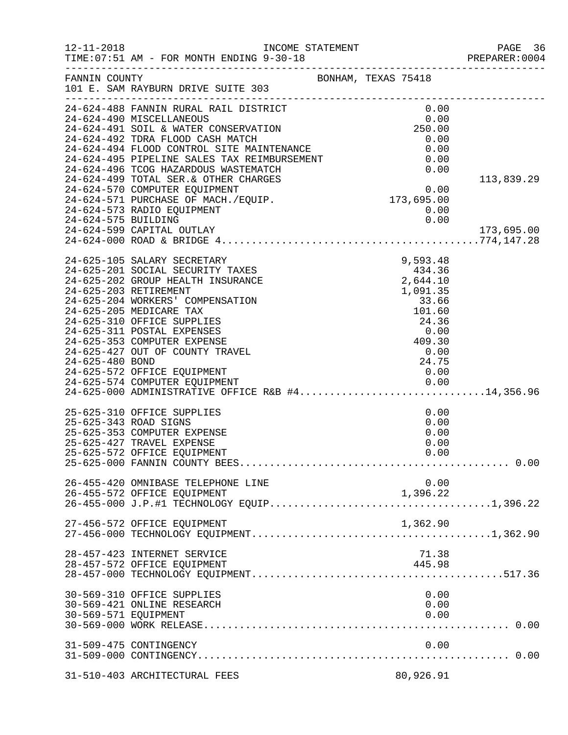FANNIN COUNTY BONHAM, TEXAS 75418
101 E. SAM RAYBURN DRIVE SUITE 303

INCOME STATEMENT
FOR MONTH ENDING 9-30-18

| Account | Description | Amount | Total |
|---|---|---|---|
| 24-624-488 | FANNIN RURAL RAIL DISTRICT | 0.00 | |
| 24-624-490 | MISCELLANEOUS | 0.00 | |
| 24-624-491 | SOIL & WATER CONSERVATION | 250.00 | |
| 24-624-492 | TDRA FLOOD CASH MATCH | 0.00 | |
| 24-624-494 | FLOOD CONTROL SITE MAINTENANCE | 0.00 | |
| 24-624-495 | PIPELINE SALES TAX REIMBURSEMENT | 0.00 | |
| 24-624-496 | TCOG HAZARDOUS WASTEMATCH | 0.00 | |
| 24-624-499 | TOTAL SER.& OTHER CHARGES | | 113,839.29 |
| 24-624-570 | COMPUTER EQUIPMENT | 0.00 | |
| 24-624-571 | PURCHASE OF MACH./EQUIP. | 173,695.00 | |
| 24-624-573 | RADIO EQUIPMENT | 0.00 | |
| 24-624-575 | BUILDING | 0.00 | |
| 24-624-599 | CAPITAL OUTLAY | | 173,695.00 |
| 24-624-000 | ROAD & BRIDGE 4 | | 774,147.28 |
| 24-625-105 | SALARY SECRETARY | 9,593.48 | |
| 24-625-201 | SOCIAL SECURITY TAXES | 434.36 | |
| 24-625-202 | GROUP HEALTH INSURANCE | 2,644.10 | |
| 24-625-203 | RETIREMENT | 1,091.35 | |
| 24-625-204 | WORKERS' COMPENSATION | 33.66 | |
| 24-625-205 | MEDICARE TAX | 101.60 | |
| 24-625-310 | OFFICE SUPPLIES | 24.36 | |
| 24-625-311 | POSTAL EXPENSES | 0.00 | |
| 24-625-353 | COMPUTER EXPENSE | 409.30 | |
| 24-625-427 | OUT OF COUNTY TRAVEL | 0.00 | |
| 24-625-480 | BOND | 24.75 | |
| 24-625-572 | OFFICE EQUIPMENT | 0.00 | |
| 24-625-574 | COMPUTER EQUIPMENT | 0.00 | |
| 24-625-000 | ADMINISTRATIVE OFFICE R&B #4 | | 14,356.96 |
| 25-625-310 | OFFICE SUPPLIES | 0.00 | |
| 25-625-343 | ROAD SIGNS | 0.00 | |
| 25-625-353 | COMPUTER EXPENSE | 0.00 | |
| 25-625-427 | TRAVEL EXPENSE | 0.00 | |
| 25-625-572 | OFFICE EQUIPMENT | 0.00 | |
| 25-625-000 | FANNIN COUNTY BEES | | 0.00 |
| 26-455-420 | OMNIBASE TELEPHONE LINE | 0.00 | |
| 26-455-572 | OFFICE EQUIPMENT | 1,396.22 | |
| 26-455-000 | J.P.#1 TECHNOLOGY EQUIP | | 1,396.22 |
| 27-456-572 | OFFICE EQUIPMENT | 1,362.90 | |
| 27-456-000 | TECHNOLOGY EQUIPMENT | | 1,362.90 |
| 28-457-423 | INTERNET SERVICE | 71.38 | |
| 28-457-572 | OFFICE EQUIPMENT | 445.98 | |
| 28-457-000 | TECHNOLOGY EQUIPMENT | | 517.36 |
| 30-569-310 | OFFICE SUPPLIES | 0.00 | |
| 30-569-421 | ONLINE RESEARCH | 0.00 | |
| 30-569-571 | EQUIPMENT | 0.00 | |
| 30-569-000 | WORK RELEASE | | 0.00 |
| 31-509-475 | CONTINGENCY | 0.00 | |
| 31-509-000 | CONTINGENCY | | 0.00 |
| 31-510-403 | ARCHITECTURAL FEES | 80,926.91 | |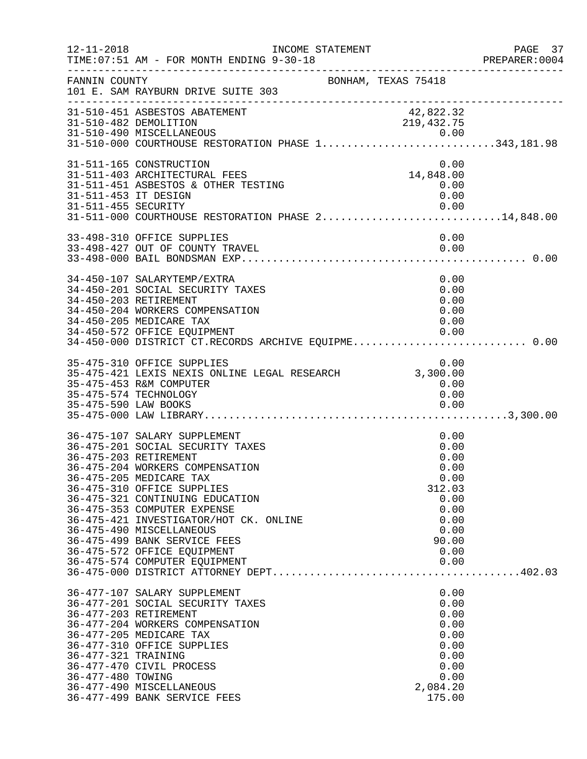FANNIN COUNTY — BONHAM, TEXAS 75418
101 E. SAM RAYBURN DRIVE SUITE 303

INCOME STATEMENT — TIME: 07:51 AM - FOR MONTH ENDING 9-30-18

| Account | Description | Amount | Total |
|---|---|---|---|
| 31-510-451 | ASBESTOS ABATEMENT | 42,822.32 | |
| 31-510-482 | DEMOLITION | 219,432.75 | |
| 31-510-490 | MISCELLANEOUS | 0.00 | |
| 31-510-000 | COURTHOUSE RESTORATION PHASE 1 | | 343,181.98 |
| 31-511-165 | CONSTRUCTION | 0.00 | |
| 31-511-403 | ARCHITECTURAL FEES | 14,848.00 | |
| 31-511-451 | ASBESTOS & OTHER TESTING | 0.00 | |
| 31-511-453 | IT DESIGN | 0.00 | |
| 31-511-455 | SECURITY | 0.00 | |
| 31-511-000 | COURTHOUSE RESTORATION PHASE 2 | | 14,848.00 |
| 33-498-310 | OFFICE SUPPLIES | 0.00 | |
| 33-498-427 | OUT OF COUNTY TRAVEL | 0.00 | |
| 33-498-000 | BAIL BONDSMAN EXP | | 0.00 |
| 34-450-107 | SALARYTEMP/EXTRA | 0.00 | |
| 34-450-201 | SOCIAL SECURITY TAXES | 0.00 | |
| 34-450-203 | RETIREMENT | 0.00 | |
| 34-450-204 | WORKERS COMPENSATION | 0.00 | |
| 34-450-205 | MEDICARE TAX | 0.00 | |
| 34-450-572 | OFFICE EQUIPMENT | 0.00 | |
| 34-450-000 | DISTRICT CT.RECORDS ARCHIVE EQUIPME | | 0.00 |
| 35-475-310 | OFFICE SUPPLIES | 0.00 | |
| 35-475-421 | LEXIS NEXIS ONLINE LEGAL RESEARCH | 3,300.00 | |
| 35-475-453 | R&M COMPUTER | 0.00 | |
| 35-475-574 | TECHNOLOGY | 0.00 | |
| 35-475-590 | LAW BOOKS | 0.00 | |
| 35-475-000 | LAW LIBRARY | | 3,300.00 |
| 36-475-107 | SALARY SUPPLEMENT | 0.00 | |
| 36-475-201 | SOCIAL SECURITY TAXES | 0.00 | |
| 36-475-203 | RETIREMENT | 0.00 | |
| 36-475-204 | WORKERS COMPENSATION | 0.00 | |
| 36-475-205 | MEDICARE TAX | 0.00 | |
| 36-475-310 | OFFICE SUPPLIES | 312.03 | |
| 36-475-321 | CONTINUING EDUCATION | 0.00 | |
| 36-475-353 | COMPUTER EXPENSE | 0.00 | |
| 36-475-421 | INVESTIGATOR/HOT CK. ONLINE | 0.00 | |
| 36-475-490 | MISCELLANEOUS | 0.00 | |
| 36-475-499 | BANK SERVICE FEES | 90.00 | |
| 36-475-572 | OFFICE EQUIPMENT | 0.00 | |
| 36-475-574 | COMPUTER EQUIPMENT | 0.00 | |
| 36-475-000 | DISTRICT ATTORNEY DEPT | | 402.03 |
| 36-477-107 | SALARY SUPPLEMENT | 0.00 | |
| 36-477-201 | SOCIAL SECURITY TAXES | 0.00 | |
| 36-477-203 | RETIREMENT | 0.00 | |
| 36-477-204 | WORKERS COMPENSATION | 0.00 | |
| 36-477-205 | MEDICARE TAX | 0.00 | |
| 36-477-310 | OFFICE SUPPLIES | 0.00 | |
| 36-477-321 | TRAINING | 0.00 | |
| 36-477-470 | CIVIL PROCESS | 0.00 | |
| 36-477-480 | TOWING | 0.00 | |
| 36-477-490 | MISCELLANEOUS | 2,084.20 | |
| 36-477-499 | BANK SERVICE FEES | 175.00 | |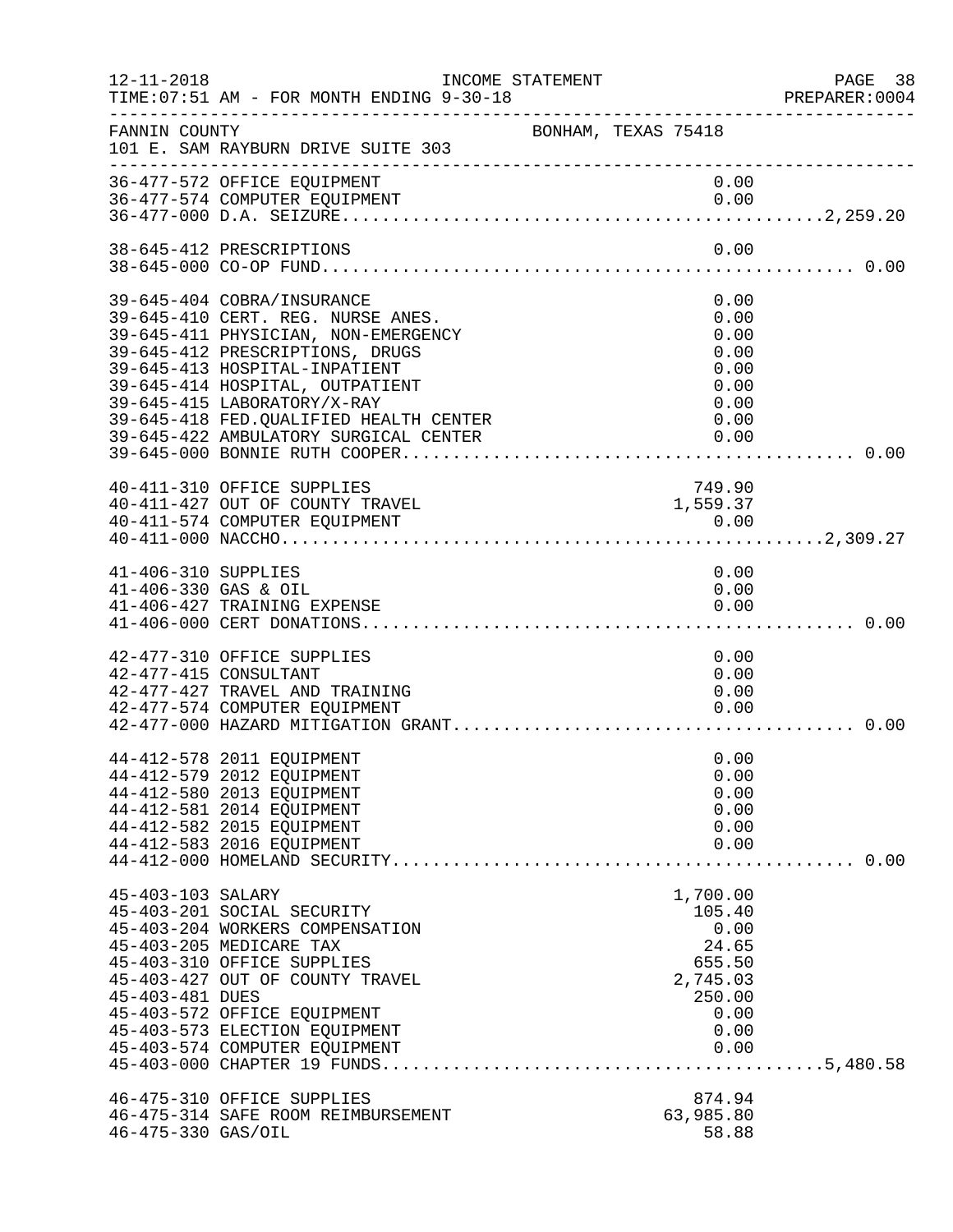FANNIN COUNTY BONHAM, TEXAS 75418
101 E. SAM RAYBURN DRIVE SUITE 303

INCOME STATEMENT
12-11-2018
TIME:07:51 AM - FOR MONTH ENDING 9-30-18
PREPARER:0004

| Account | Description | Amount | Total |
|---|---|---|---|
| 36-477-572 | OFFICE EQUIPMENT | 0.00 | |
| 36-477-574 | COMPUTER EQUIPMENT | 0.00 | |
| 36-477-000 | D.A. SEIZURE | | 2,259.20 |
| 38-645-412 | PRESCRIPTIONS | 0.00 | |
| 38-645-000 | CO-OP FUND | | 0.00 |
| 39-645-404 | COBRA/INSURANCE | 0.00 | |
| 39-645-410 | CERT. REG. NURSE ANES. | 0.00 | |
| 39-645-411 | PHYSICIAN, NON-EMERGENCY | 0.00 | |
| 39-645-412 | PRESCRIPTIONS, DRUGS | 0.00 | |
| 39-645-413 | HOSPITAL-INPATIENT | 0.00 | |
| 39-645-414 | HOSPITAL, OUTPATIENT | 0.00 | |
| 39-645-415 | LABORATORY/X-RAY | 0.00 | |
| 39-645-418 | FED.QUALIFIED HEALTH CENTER | 0.00 | |
| 39-645-422 | AMBULATORY SURGICAL CENTER | 0.00 | |
| 39-645-000 | BONNIE RUTH COOPER | | 0.00 |
| 40-411-310 | OFFICE SUPPLIES | 749.90 | |
| 40-411-427 | OUT OF COUNTY TRAVEL | 1,559.37 | |
| 40-411-574 | COMPUTER EQUIPMENT | 0.00 | |
| 40-411-000 | NACCHO | | 2,309.27 |
| 41-406-310 | SUPPLIES | 0.00 | |
| 41-406-330 | GAS & OIL | 0.00 | |
| 41-406-427 | TRAINING EXPENSE | 0.00 | |
| 41-406-000 | CERT DONATIONS | | 0.00 |
| 42-477-310 | OFFICE SUPPLIES | 0.00 | |
| 42-477-415 | CONSULTANT | 0.00 | |
| 42-477-427 | TRAVEL AND TRAINING | 0.00 | |
| 42-477-574 | COMPUTER EQUIPMENT | 0.00 | |
| 42-477-000 | HAZARD MITIGATION GRANT | | 0.00 |
| 44-412-578 | 2011 EQUIPMENT | 0.00 | |
| 44-412-579 | 2012 EQUIPMENT | 0.00 | |
| 44-412-580 | 2013 EQUIPMENT | 0.00 | |
| 44-412-581 | 2014 EQUIPMENT | 0.00 | |
| 44-412-582 | 2015 EQUIPMENT | 0.00 | |
| 44-412-583 | 2016 EQUIPMENT | 0.00 | |
| 44-412-000 | HOMELAND SECURITY | | 0.00 |
| 45-403-103 | SALARY | 1,700.00 | |
| 45-403-201 | SOCIAL SECURITY | 105.40 | |
| 45-403-204 | WORKERS COMPENSATION | 0.00 | |
| 45-403-205 | MEDICARE TAX | 24.65 | |
| 45-403-310 | OFFICE SUPPLIES | 655.50 | |
| 45-403-427 | OUT OF COUNTY TRAVEL | 2,745.03 | |
| 45-403-481 | DUES | 250.00 | |
| 45-403-572 | OFFICE EQUIPMENT | 0.00 | |
| 45-403-573 | ELECTION EQUIPMENT | 0.00 | |
| 45-403-574 | COMPUTER EQUIPMENT | 0.00 | |
| 45-403-000 | CHAPTER 19 FUNDS | | 5,480.58 |
| 46-475-310 | OFFICE SUPPLIES | 874.94 | |
| 46-475-314 | SAFE ROOM REIMBURSEMENT | 63,985.80 | |
| 46-475-330 | GAS/OIL | 58.88 | |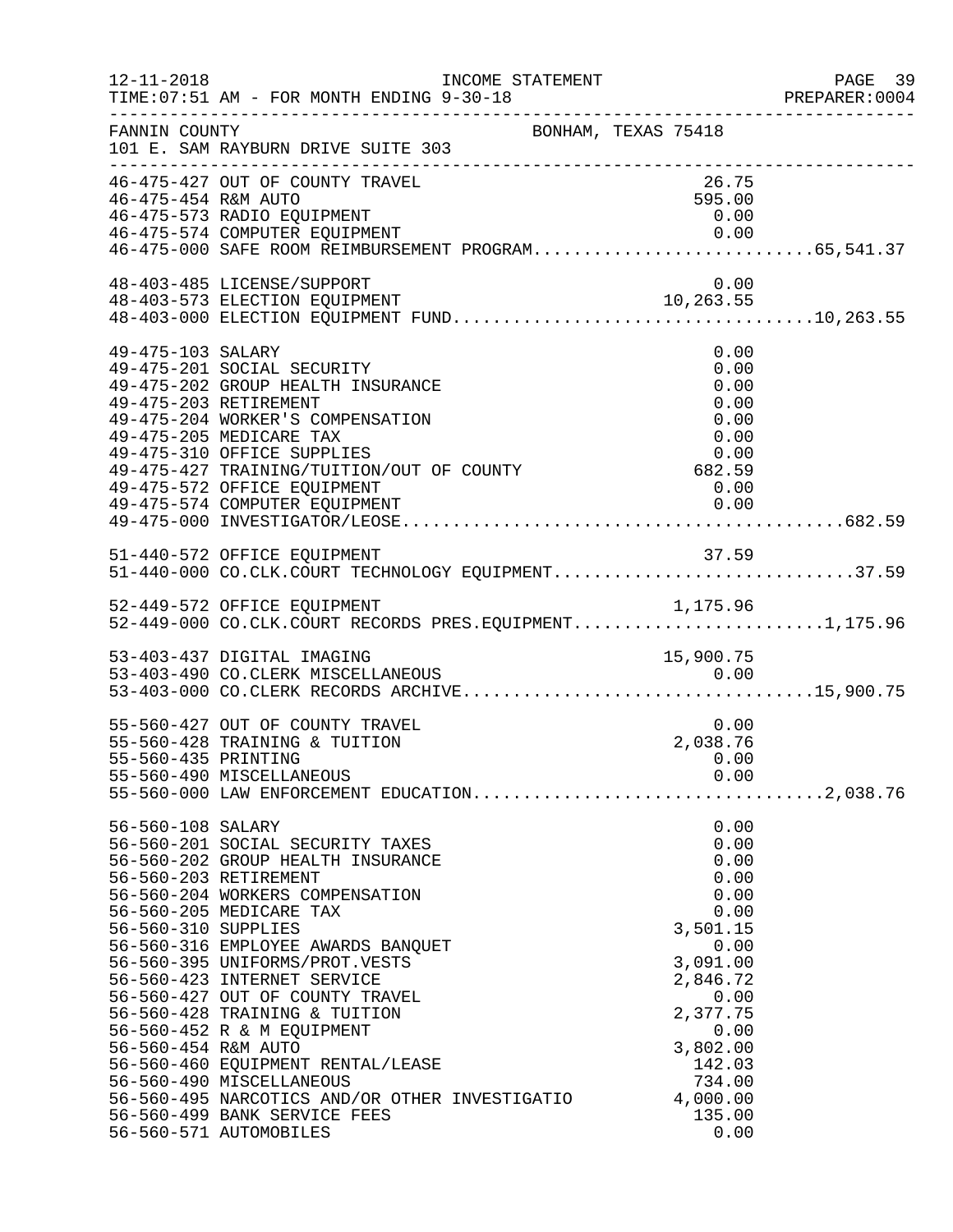FANNIN COUNTY                                BONHAM, TEXAS 75418
101 E. SAM RAYBURN DRIVE SUITE 303

INCOME STATEMENT
TIME:07:51 AM - FOR MONTH ENDING 9-30-18

| Account | Description | Amount | Total |
|---|---|---|---|
| 46-475-427 | OUT OF COUNTY TRAVEL | 26.75 | |
| 46-475-454 | R&M AUTO | 595.00 | |
| 46-475-573 | RADIO EQUIPMENT | 0.00 | |
| 46-475-574 | COMPUTER EQUIPMENT | 0.00 | |
| 46-475-000 | SAFE ROOM REIMBURSEMENT PROGRAM | | 65,541.37 |
| 48-403-485 | LICENSE/SUPPORT | 0.00 | |
| 48-403-573 | ELECTION EQUIPMENT | 10,263.55 | |
| 48-403-000 | ELECTION EQUIPMENT FUND | | 10,263.55 |
| 49-475-103 | SALARY | 0.00 | |
| 49-475-201 | SOCIAL SECURITY | 0.00 | |
| 49-475-202 | GROUP HEALTH INSURANCE | 0.00 | |
| 49-475-203 | RETIREMENT | 0.00 | |
| 49-475-204 | WORKER'S COMPENSATION | 0.00 | |
| 49-475-205 | MEDICARE TAX | 0.00 | |
| 49-475-310 | OFFICE SUPPLIES | 0.00 | |
| 49-475-427 | TRAINING/TUITION/OUT OF COUNTY | 682.59 | |
| 49-475-572 | OFFICE EQUIPMENT | 0.00 | |
| 49-475-574 | COMPUTER EQUIPMENT | 0.00 | |
| 49-475-000 | INVESTIGATOR/LEOSE | | 682.59 |
| 51-440-572 | OFFICE EQUIPMENT | 37.59 | |
| 51-440-000 | CO.CLK.COURT TECHNOLOGY EQUIPMENT | | 37.59 |
| 52-449-572 | OFFICE EQUIPMENT | 1,175.96 | |
| 52-449-000 | CO.CLK.COURT RECORDS PRES.EQUIPMENT | | 1,175.96 |
| 53-403-437 | DIGITAL IMAGING | 15,900.75 | |
| 53-403-490 | CO.CLERK MISCELLANEOUS | 0.00 | |
| 53-403-000 | CO.CLERK RECORDS ARCHIVE | | 15,900.75 |
| 55-560-427 | OUT OF COUNTY TRAVEL | 0.00 | |
| 55-560-428 | TRAINING & TUITION | 2,038.76 | |
| 55-560-435 | PRINTING | 0.00 | |
| 55-560-490 | MISCELLANEOUS | 0.00 | |
| 55-560-000 | LAW ENFORCEMENT EDUCATION | | 2,038.76 |
| 56-560-108 | SALARY | 0.00 | |
| 56-560-201 | SOCIAL SECURITY TAXES | 0.00 | |
| 56-560-202 | GROUP HEALTH INSURANCE | 0.00 | |
| 56-560-203 | RETIREMENT | 0.00 | |
| 56-560-204 | WORKERS COMPENSATION | 0.00 | |
| 56-560-205 | MEDICARE TAX | 0.00 | |
| 56-560-310 | SUPPLIES | 3,501.15 | |
| 56-560-316 | EMPLOYEE AWARDS BANQUET | 0.00 | |
| 56-560-395 | UNIFORMS/PROT.VESTS | 3,091.00 | |
| 56-560-423 | INTERNET SERVICE | 2,846.72 | |
| 56-560-427 | OUT OF COUNTY TRAVEL | 0.00 | |
| 56-560-428 | TRAINING & TUITION | 2,377.75 | |
| 56-560-452 | R & M EQUIPMENT | 0.00 | |
| 56-560-454 | R&M AUTO | 3,802.00 | |
| 56-560-460 | EQUIPMENT RENTAL/LEASE | 142.03 | |
| 56-560-490 | MISCELLANEOUS | 734.00 | |
| 56-560-495 | NARCOTICS AND/OR OTHER INVESTIGATIO | 4,000.00 | |
| 56-560-499 | BANK SERVICE FEES | 135.00 | |
| 56-560-571 | AUTOMOBILES | 0.00 | |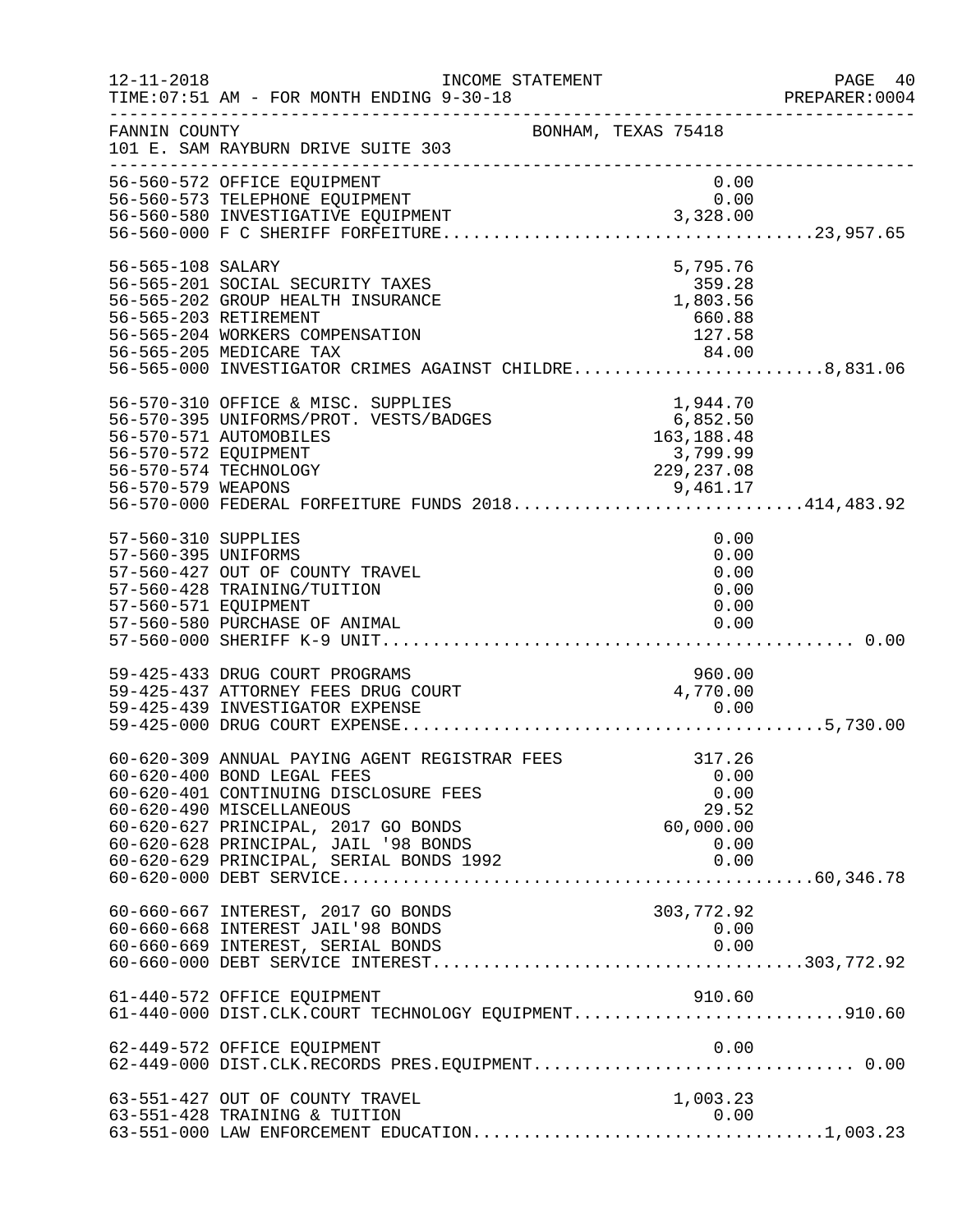12-11-2018 INCOME STATEMENT
TIME:07:51 AM - FOR MONTH ENDING 9-30-18

FANNIN COUNTY BONHAM, TEXAS 75418
101 E. SAM RAYBURN DRIVE SUITE 303

| Account | Description | Amount | Total |
|---|---|---|---|
| 56-560-572 | OFFICE EQUIPMENT | 0.00 | |
| 56-560-573 | TELEPHONE EQUIPMENT | 0.00 | |
| 56-560-580 | INVESTIGATIVE EQUIPMENT | 3,328.00 | |
| 56-560-000 | F C SHERIFF FORFEITURE | | 23,957.65 |
| 56-565-108 | SALARY | 5,795.76 | |
| 56-565-201 | SOCIAL SECURITY TAXES | 359.28 | |
| 56-565-202 | GROUP HEALTH INSURANCE | 1,803.56 | |
| 56-565-203 | RETIREMENT | 660.88 | |
| 56-565-204 | WORKERS COMPENSATION | 127.58 | |
| 56-565-205 | MEDICARE TAX | 84.00 | |
| 56-565-000 | INVESTIGATOR CRIMES AGAINST CHILDRE | | 8,831.06 |
| 56-570-310 | OFFICE & MISC. SUPPLIES | 1,944.70 | |
| 56-570-395 | UNIFORMS/PROT. VESTS/BADGES | 6,852.50 | |
| 56-570-571 | AUTOMOBILES | 163,188.48 | |
| 56-570-572 | EQUIPMENT | 3,799.99 | |
| 56-570-574 | TECHNOLOGY | 229,237.08 | |
| 56-570-579 | WEAPONS | 9,461.17 | |
| 56-570-000 | FEDERAL FORFEITURE FUNDS 2018 | | 414,483.92 |
| 57-560-310 | SUPPLIES | 0.00 | |
| 57-560-395 | UNIFORMS | 0.00 | |
| 57-560-427 | OUT OF COUNTY TRAVEL | 0.00 | |
| 57-560-428 | TRAINING/TUITION | 0.00 | |
| 57-560-571 | EQUIPMENT | 0.00 | |
| 57-560-580 | PURCHASE OF ANIMAL | 0.00 | |
| 57-560-000 | SHERIFF K-9 UNIT | | 0.00 |
| 59-425-433 | DRUG COURT PROGRAMS | 960.00 | |
| 59-425-437 | ATTORNEY FEES DRUG COURT | 4,770.00 | |
| 59-425-439 | INVESTIGATOR EXPENSE | 0.00 | |
| 59-425-000 | DRUG COURT EXPENSE | | 5,730.00 |
| 60-620-309 | ANNUAL PAYING AGENT REGISTRAR FEES | 317.26 | |
| 60-620-400 | BOND LEGAL FEES | 0.00 | |
| 60-620-401 | CONTINUING DISCLOSURE FEES | 0.00 | |
| 60-620-490 | MISCELLANEOUS | 29.52 | |
| 60-620-627 | PRINCIPAL, 2017 GO BONDS | 60,000.00 | |
| 60-620-628 | PRINCIPAL, JAIL '98 BONDS | 0.00 | |
| 60-620-629 | PRINCIPAL, SERIAL BONDS 1992 | 0.00 | |
| 60-620-000 | DEBT SERVICE | | 60,346.78 |
| 60-660-667 | INTEREST, 2017 GO BONDS | 303,772.92 | |
| 60-660-668 | INTEREST JAIL'98 BONDS | 0.00 | |
| 60-660-669 | INTEREST, SERIAL BONDS | 0.00 | |
| 60-660-000 | DEBT SERVICE INTEREST | | 303,772.92 |
| 61-440-572 | OFFICE EQUIPMENT | 910.60 | |
| 61-440-000 | DIST.CLK.COURT TECHNOLOGY EQUIPMENT | | 910.60 |
| 62-449-572 | OFFICE EQUIPMENT | 0.00 | |
| 62-449-000 | DIST.CLK.RECORDS PRES.EQUIPMENT | | 0.00 |
| 63-551-427 | OUT OF COUNTY TRAVEL | 1,003.23 | |
| 63-551-428 | TRAINING & TUITION | 0.00 | |
| 63-551-000 | LAW ENFORCEMENT EDUCATION | | 1,003.23 |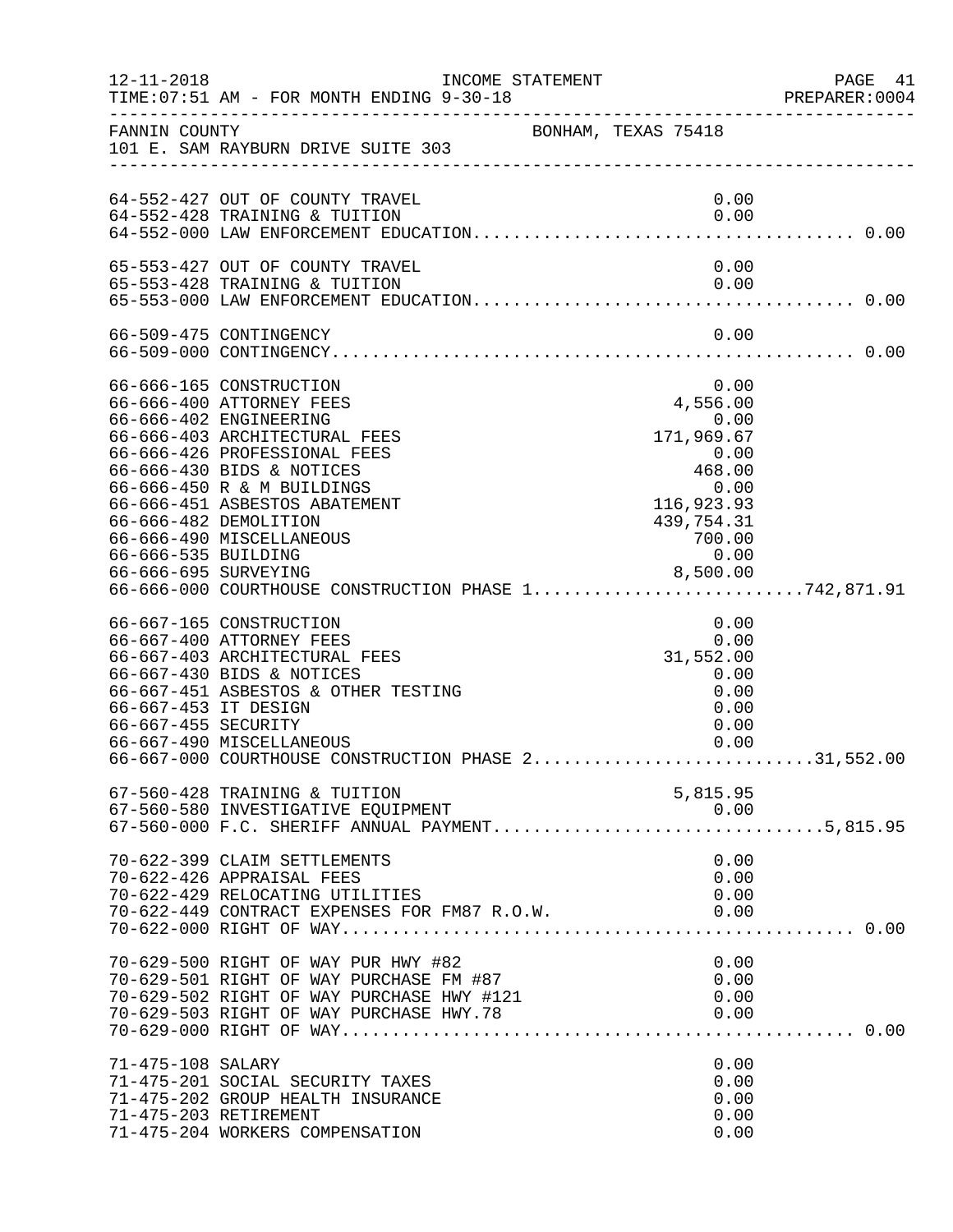FANNIN COUNTY — BONHAM, TEXAS 75418
101 E. SAM RAYBURN DRIVE SUITE 303

INCOME STATEMENT — TIME:07:51 AM - FOR MONTH ENDING 9-30-18

| Account | Description | Amount | Total |
|---|---|---|---|
| 64-552-427 | OUT OF COUNTY TRAVEL | 0.00 | |
| 64-552-428 | TRAINING & TUITION | 0.00 | |
| 64-552-000 | LAW ENFORCEMENT EDUCATION | | 0.00 |
| 65-553-427 | OUT OF COUNTY TRAVEL | 0.00 | |
| 65-553-428 | TRAINING & TUITION | 0.00 | |
| 65-553-000 | LAW ENFORCEMENT EDUCATION | | 0.00 |
| 66-509-475 | CONTINGENCY | 0.00 | |
| 66-509-000 | CONTINGENCY | | 0.00 |
| 66-666-165 | CONSTRUCTION | 0.00 | |
| 66-666-400 | ATTORNEY FEES | 4,556.00 | |
| 66-666-402 | ENGINEERING | 0.00 | |
| 66-666-403 | ARCHITECTURAL FEES | 171,969.67 | |
| 66-666-426 | PROFESSIONAL FEES | 0.00 | |
| 66-666-430 | BIDS & NOTICES | 468.00 | |
| 66-666-450 | R & M BUILDINGS | 0.00 | |
| 66-666-451 | ASBESTOS ABATEMENT | 116,923.93 | |
| 66-666-482 | DEMOLITION | 439,754.31 | |
| 66-666-490 | MISCELLANEOUS | 700.00 | |
| 66-666-535 | BUILDING | 0.00 | |
| 66-666-695 | SURVEYING | 8,500.00 | |
| 66-666-000 | COURTHOUSE CONSTRUCTION PHASE 1 | | 742,871.91 |
| 66-667-165 | CONSTRUCTION | 0.00 | |
| 66-667-400 | ATTORNEY FEES | 0.00 | |
| 66-667-403 | ARCHITECTURAL FEES | 31,552.00 | |
| 66-667-430 | BIDS & NOTICES | 0.00 | |
| 66-667-451 | ASBESTOS & OTHER TESTING | 0.00 | |
| 66-667-453 | IT DESIGN | 0.00 | |
| 66-667-455 | SECURITY | 0.00 | |
| 66-667-490 | MISCELLANEOUS | 0.00 | |
| 66-667-000 | COURTHOUSE CONSTRUCTION PHASE 2 | | 31,552.00 |
| 67-560-428 | TRAINING & TUITION | 5,815.95 | |
| 67-560-580 | INVESTIGATIVE EQUIPMENT | 0.00 | |
| 67-560-000 | F.C. SHERIFF ANNUAL PAYMENT | | 5,815.95 |
| 70-622-399 | CLAIM SETTLEMENTS | 0.00 | |
| 70-622-426 | APPRAISAL FEES | 0.00 | |
| 70-622-429 | RELOCATING UTILITIES | 0.00 | |
| 70-622-449 | CONTRACT EXPENSES FOR FM87 R.O.W. | 0.00 | |
| 70-622-000 | RIGHT OF WAY | | 0.00 |
| 70-629-500 | RIGHT OF WAY PUR HWY #82 | 0.00 | |
| 70-629-501 | RIGHT OF WAY PURCHASE FM #87 | 0.00 | |
| 70-629-502 | RIGHT OF WAY PURCHASE HWY #121 | 0.00 | |
| 70-629-503 | RIGHT OF WAY PURCHASE HWY.78 | 0.00 | |
| 70-629-000 | RIGHT OF WAY | | 0.00 |
| 71-475-108 | SALARY | 0.00 | |
| 71-475-201 | SOCIAL SECURITY TAXES | 0.00 | |
| 71-475-202 | GROUP HEALTH INSURANCE | 0.00 | |
| 71-475-203 | RETIREMENT | 0.00 | |
| 71-475-204 | WORKERS COMPENSATION | 0.00 | |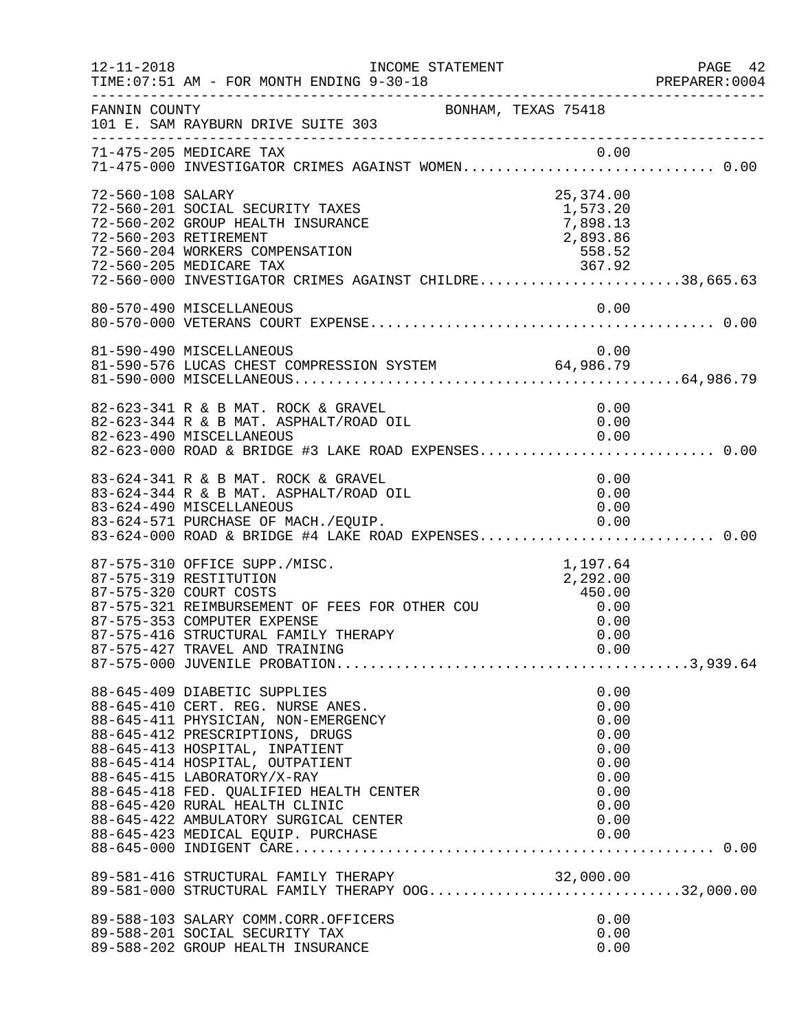FANNIN COUNTY — BONHAM, TEXAS 75418
101 E. SAM RAYBURN DRIVE SUITE 303

INCOME STATEMENT
TIME:07:51 AM - FOR MONTH ENDING 9-30-18

| Account | Description | Amount | Total |
|---|---|---|---|
| 71-475-205 | MEDICARE TAX | 0.00 | |
| 71-475-000 | INVESTIGATOR CRIMES AGAINST WOMEN | | 0.00 |
| 72-560-108 | SALARY | 25,374.00 | |
| 72-560-201 | SOCIAL SECURITY TAXES | 1,573.20 | |
| 72-560-202 | GROUP HEALTH INSURANCE | 7,898.13 | |
| 72-560-203 | RETIREMENT | 2,893.86 | |
| 72-560-204 | WORKERS COMPENSATION | 558.52 | |
| 72-560-205 | MEDICARE TAX | 367.92 | |
| 72-560-000 | INVESTIGATOR CRIMES AGAINST CHILDRE | | 38,665.63 |
| 80-570-490 | MISCELLANEOUS | 0.00 | |
| 80-570-000 | VETERANS COURT EXPENSE | | 0.00 |
| 81-590-490 | MISCELLANEOUS | 0.00 | |
| 81-590-576 | LUCAS CHEST COMPRESSION SYSTEM | 64,986.79 | |
| 81-590-000 | MISCELLANEOUS | | 64,986.79 |
| 82-623-341 | R & B MAT. ROCK & GRAVEL | 0.00 | |
| 82-623-344 | R & B MAT. ASPHALT/ROAD OIL | 0.00 | |
| 82-623-490 | MISCELLANEOUS | 0.00 | |
| 82-623-000 | ROAD & BRIDGE #3 LAKE ROAD EXPENSES | | 0.00 |
| 83-624-341 | R & B MAT. ROCK & GRAVEL | 0.00 | |
| 83-624-344 | R & B MAT. ASPHALT/ROAD OIL | 0.00 | |
| 83-624-490 | MISCELLANEOUS | 0.00 | |
| 83-624-571 | PURCHASE OF MACH./EQUIP. | 0.00 | |
| 83-624-000 | ROAD & BRIDGE #4 LAKE ROAD EXPENSES | | 0.00 |
| 87-575-310 | OFFICE SUPP./MISC. | 1,197.64 | |
| 87-575-319 | RESTITUTION | 2,292.00 | |
| 87-575-320 | COURT COSTS | 450.00 | |
| 87-575-321 | REIMBURSEMENT OF FEES FOR OTHER COU | 0.00 | |
| 87-575-353 | COMPUTER EXPENSE | 0.00 | |
| 87-575-416 | STRUCTURAL FAMILY THERAPY | 0.00 | |
| 87-575-427 | TRAVEL AND TRAINING | 0.00 | |
| 87-575-000 | JUVENILE PROBATION | | 3,939.64 |
| 88-645-409 | DIABETIC SUPPLIES | 0.00 | |
| 88-645-410 | CERT. REG. NURSE ANES. | 0.00 | |
| 88-645-411 | PHYSICIAN, NON-EMERGENCY | 0.00 | |
| 88-645-412 | PRESCRIPTIONS, DRUGS | 0.00 | |
| 88-645-413 | HOSPITAL, INPATIENT | 0.00 | |
| 88-645-414 | HOSPITAL, OUTPATIENT | 0.00 | |
| 88-645-415 | LABORATORY/X-RAY | 0.00 | |
| 88-645-418 | FED. QUALIFIED HEALTH CENTER | 0.00 | |
| 88-645-420 | RURAL HEALTH CLINIC | 0.00 | |
| 88-645-422 | AMBULATORY SURGICAL CENTER | 0.00 | |
| 88-645-423 | MEDICAL EQUIP. PURCHASE | 0.00 | |
| 88-645-000 | INDIGENT CARE | | 0.00 |
| 89-581-416 | STRUCTURAL FAMILY THERAPY | 32,000.00 | |
| 89-581-000 | STRUCTURAL FAMILY THERAPY OOG | | 32,000.00 |
| 89-588-103 | SALARY COMM.CORR.OFFICERS | 0.00 | |
| 89-588-201 | SOCIAL SECURITY TAX | 0.00 | |
| 89-588-202 | GROUP HEALTH INSURANCE | 0.00 | |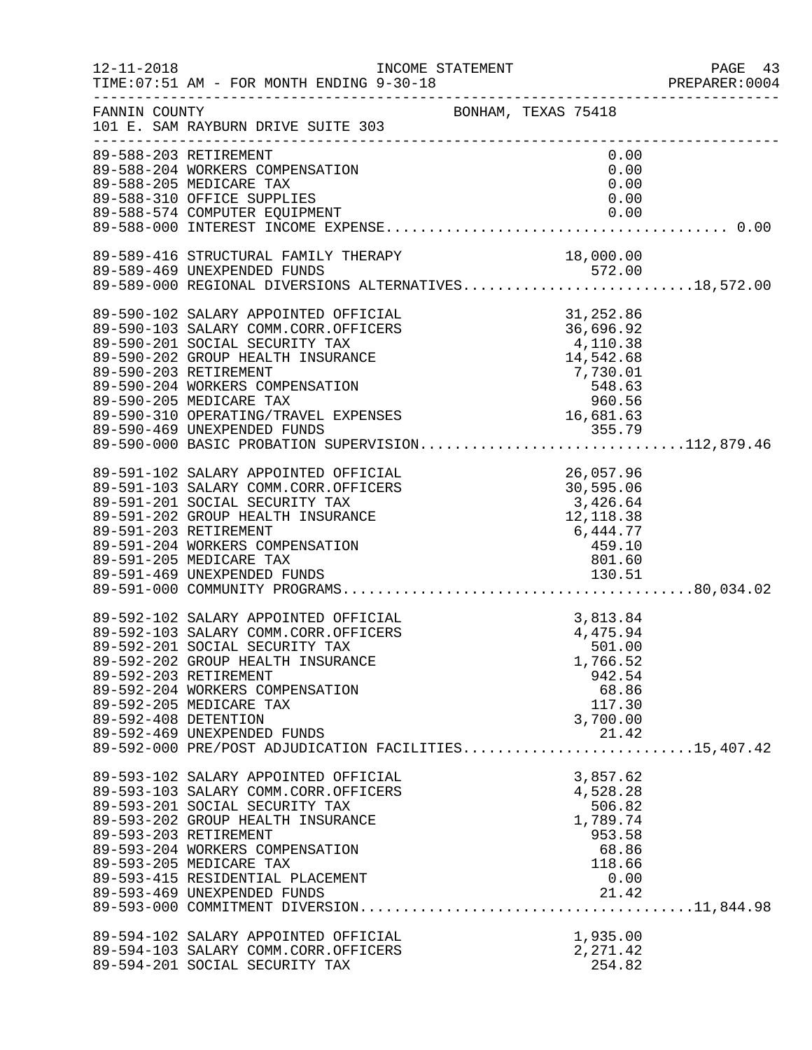FANNIN COUNTY BONHAM, TEXAS 75418
101 E. SAM RAYBURN DRIVE SUITE 303

INCOME STATEMENT
TIME:07:51 AM - FOR MONTH ENDING 9-30-18

| Account | Description | Amount | Total |
|---|---|---|---|
| 89-588-203 | RETIREMENT | 0.00 | |
| 89-588-204 | WORKERS COMPENSATION | 0.00 | |
| 89-588-205 | MEDICARE TAX | 0.00 | |
| 89-588-310 | OFFICE SUPPLIES | 0.00 | |
| 89-588-574 | COMPUTER EQUIPMENT | 0.00 | |
| 89-588-000 | INTEREST INCOME EXPENSE | | 0.00 |
| 89-589-416 | STRUCTURAL FAMILY THERAPY | 18,000.00 | |
| 89-589-469 | UNEXPENDED FUNDS | 572.00 | |
| 89-589-000 | REGIONAL DIVERSIONS ALTERNATIVES | | 18,572.00 |
| 89-590-102 | SALARY APPOINTED OFFICIAL | 31,252.86 | |
| 89-590-103 | SALARY COMM.CORR.OFFICERS | 36,696.92 | |
| 89-590-201 | SOCIAL SECURITY TAX | 4,110.38 | |
| 89-590-202 | GROUP HEALTH INSURANCE | 14,542.68 | |
| 89-590-203 | RETIREMENT | 7,730.01 | |
| 89-590-204 | WORKERS COMPENSATION | 548.63 | |
| 89-590-205 | MEDICARE TAX | 960.56 | |
| 89-590-310 | OPERATING/TRAVEL EXPENSES | 16,681.63 | |
| 89-590-469 | UNEXPENDED FUNDS | 355.79 | |
| 89-590-000 | BASIC PROBATION SUPERVISION | | 112,879.46 |
| 89-591-102 | SALARY APPOINTED OFFICIAL | 26,057.96 | |
| 89-591-103 | SALARY COMM.CORR.OFFICERS | 30,595.06 | |
| 89-591-201 | SOCIAL SECURITY TAX | 3,426.64 | |
| 89-591-202 | GROUP HEALTH INSURANCE | 12,118.38 | |
| 89-591-203 | RETIREMENT | 6,444.77 | |
| 89-591-204 | WORKERS COMPENSATION | 459.10 | |
| 89-591-205 | MEDICARE TAX | 801.60 | |
| 89-591-469 | UNEXPENDED FUNDS | 130.51 | |
| 89-591-000 | COMMUNITY PROGRAMS | | 80,034.02 |
| 89-592-102 | SALARY APPOINTED OFFICIAL | 3,813.84 | |
| 89-592-103 | SALARY COMM.CORR.OFFICERS | 4,475.94 | |
| 89-592-201 | SOCIAL SECURITY TAX | 501.00 | |
| 89-592-202 | GROUP HEALTH INSURANCE | 1,766.52 | |
| 89-592-203 | RETIREMENT | 942.54 | |
| 89-592-204 | WORKERS COMPENSATION | 68.86 | |
| 89-592-205 | MEDICARE TAX | 117.30 | |
| 89-592-408 | DETENTION | 3,700.00 | |
| 89-592-469 | UNEXPENDED FUNDS | 21.42 | |
| 89-592-000 | PRE/POST ADJUDICATION FACILITIES | | 15,407.42 |
| 89-593-102 | SALARY APPOINTED OFFICIAL | 3,857.62 | |
| 89-593-103 | SALARY COMM.CORR.OFFICERS | 4,528.28 | |
| 89-593-201 | SOCIAL SECURITY TAX | 506.82 | |
| 89-593-202 | GROUP HEALTH INSURANCE | 1,789.74 | |
| 89-593-203 | RETIREMENT | 953.58 | |
| 89-593-204 | WORKERS COMPENSATION | 68.86 | |
| 89-593-205 | MEDICARE TAX | 118.66 | |
| 89-593-415 | RESIDENTIAL PLACEMENT | 0.00 | |
| 89-593-469 | UNEXPENDED FUNDS | 21.42 | |
| 89-593-000 | COMMITMENT DIVERSION | | 11,844.98 |
| 89-594-102 | SALARY APPOINTED OFFICIAL | 1,935.00 | |
| 89-594-103 | SALARY COMM.CORR.OFFICERS | 2,271.42 | |
| 89-594-201 | SOCIAL SECURITY TAX | 254.82 | |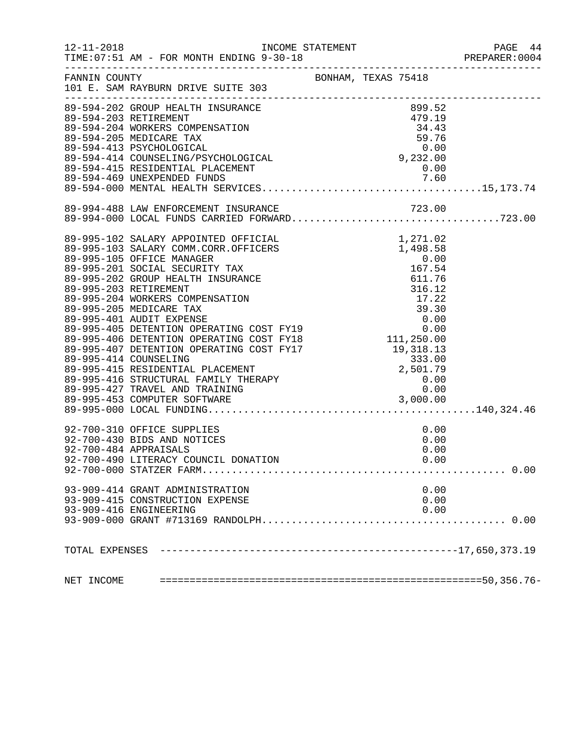FANNIN COUNTY BONHAM, TEXAS 75418
101 E. SAM RAYBURN DRIVE SUITE 303

| Account | Description | Amount | Total |
|---|---|---|---|
| 89-594-202 | GROUP HEALTH INSURANCE | 899.52 | |
| 89-594-203 | RETIREMENT | 479.19 | |
| 89-594-204 | WORKERS COMPENSATION | 34.43 | |
| 89-594-205 | MEDICARE TAX | 59.76 | |
| 89-594-413 | PSYCHOLOGICAL | 0.00 | |
| 89-594-414 | COUNSELING/PSYCHOLOGICAL | 9,232.00 | |
| 89-594-415 | RESIDENTIAL PLACEMENT | 0.00 | |
| 89-594-469 | UNEXPENDED FUNDS | 7.60 | |
| 89-594-000 | MENTAL HEALTH SERVICES | | 15,173.74 |
| 89-994-488 | LAW ENFORCEMENT INSURANCE | 723.00 | |
| 89-994-000 | LOCAL FUNDS CARRIED FORWARD | | 723.00 |
| 89-995-102 | SALARY APPOINTED OFFICIAL | 1,271.02 | |
| 89-995-103 | SALARY COMM.CORR.OFFICERS | 1,498.58 | |
| 89-995-105 | OFFICE MANAGER | 0.00 | |
| 89-995-201 | SOCIAL SECURITY TAX | 167.54 | |
| 89-995-202 | GROUP HEALTH INSURANCE | 611.76 | |
| 89-995-203 | RETIREMENT | 316.12 | |
| 89-995-204 | WORKERS COMPENSATION | 17.22 | |
| 89-995-205 | MEDICARE TAX | 39.30 | |
| 89-995-401 | AUDIT EXPENSE | 0.00 | |
| 89-995-405 | DETENTION OPERATING COST FY19 | 0.00 | |
| 89-995-406 | DETENTION OPERATING COST FY18 | 111,250.00 | |
| 89-995-407 | DETENTION OPERATING COST FY17 | 19,318.13 | |
| 89-995-414 | COUNSELING | 333.00 | |
| 89-995-415 | RESIDENTIAL PLACEMENT | 2,501.79 | |
| 89-995-416 | STRUCTURAL FAMILY THERAPY | 0.00 | |
| 89-995-427 | TRAVEL AND TRAINING | 0.00 | |
| 89-995-453 | COMPUTER SOFTWARE | 3,000.00 | |
| 89-995-000 | LOCAL FUNDING | | 140,324.46 |
| 92-700-310 | OFFICE SUPPLIES | 0.00 | |
| 92-700-430 | BIDS AND NOTICES | 0.00 | |
| 92-700-484 | APPRAISALS | 0.00 | |
| 92-700-490 | LITERACY COUNCIL DONATION | 0.00 | |
| 92-700-000 | STATZER FARM | | 0.00 |
| 93-909-414 | GRANT ADMINISTRATION | 0.00 | |
| 93-909-415 | CONSTRUCTION EXPENSE | 0.00 | |
| 93-909-416 | ENGINEERING | 0.00 | |
| 93-909-000 | GRANT #713169 RANDOLPH | | 0.00 |

TOTAL EXPENSES ---------------------------------------------------17,650,373.19

NET INCOME ==================================================50,356.76-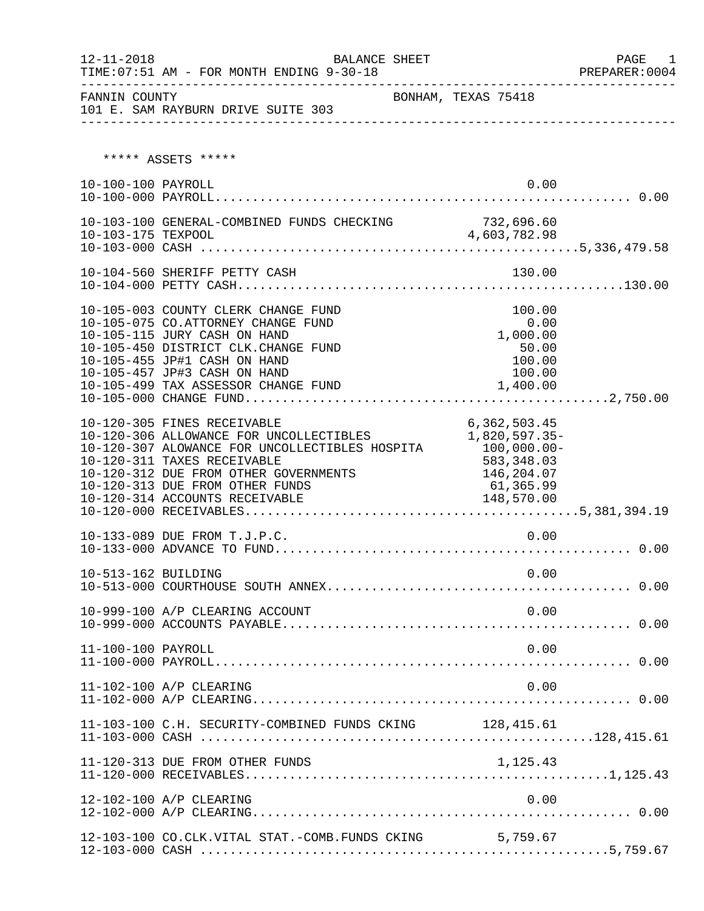12-11-2018 BALANCE SHEET PAGE 1
TIME:07:51 AM - FOR MONTH ENDING 9-30-18 PREPARER:0004

FANNIN COUNTY BONHAM, TEXAS 75418
101 E. SAM RAYBURN DRIVE SUITE 303

***** ASSETS *****

| Account | Description | Amount | Total |
|---|---|---|---|
| 10-100-100 | PAYROLL | 0.00 | |
| 10-100-000 | PAYROLL | | 0.00 |
| 10-103-100 | GENERAL-COMBINED FUNDS CHECKING | 732,696.60 | |
| 10-103-175 | TEXPOOL | 4,603,782.98 | |
| 10-103-000 | CASH | | 5,336,479.58 |
| 10-104-560 | SHERIFF PETTY CASH | 130.00 | |
| 10-104-000 | PETTY CASH | | 130.00 |
| 10-105-003 | COUNTY CLERK CHANGE FUND | 100.00 | |
| 10-105-075 | CO.ATTORNEY CHANGE FUND | 0.00 | |
| 10-105-115 | JURY CASH ON HAND | 1,000.00 | |
| 10-105-450 | DISTRICT CLK.CHANGE FUND | 50.00 | |
| 10-105-455 | JP#1 CASH ON HAND | 100.00 | |
| 10-105-457 | JP#3 CASH ON HAND | 100.00 | |
| 10-105-499 | TAX ASSESSOR CHANGE FUND | 1,400.00 | |
| 10-105-000 | CHANGE FUND | | 2,750.00 |
| 10-120-305 | FINES RECEIVABLE | 6,362,503.45 | |
| 10-120-306 | ALLOWANCE FOR UNCOLLECTIBLES | 1,820,597.35- | |
| 10-120-307 | ALOWANCE FOR UNCOLLECTIBLES HOSPITA | 100,000.00- | |
| 10-120-311 | TAXES RECEIVABLE | 583,348.03 | |
| 10-120-312 | DUE FROM OTHER GOVERNMENTS | 146,204.07 | |
| 10-120-313 | DUE FROM OTHER FUNDS | 61,365.99 | |
| 10-120-314 | ACCOUNTS RECEIVABLE | 148,570.00 | |
| 10-120-000 | RECEIVABLES | | 5,381,394.19 |
| 10-133-089 | DUE FROM T.J.P.C. | 0.00 | |
| 10-133-000 | ADVANCE TO FUND | | 0.00 |
| 10-513-162 | BUILDING | 0.00 | |
| 10-513-000 | COURTHOUSE SOUTH ANNEX | | 0.00 |
| 10-999-100 | A/P CLEARING ACCOUNT | 0.00 | |
| 10-999-000 | ACCOUNTS PAYABLE | | 0.00 |
| 11-100-100 | PAYROLL | 0.00 | |
| 11-100-000 | PAYROLL | | 0.00 |
| 11-102-100 | A/P CLEARING | 0.00 | |
| 11-102-000 | A/P CLEARING | | 0.00 |
| 11-103-100 | C.H. SECURITY-COMBINED FUNDS CKING | 128,415.61 | |
| 11-103-000 | CASH | | 128,415.61 |
| 11-120-313 | DUE FROM OTHER FUNDS | 1,125.43 | |
| 11-120-000 | RECEIVABLES | | 1,125.43 |
| 12-102-100 | A/P CLEARING | 0.00 | |
| 12-102-000 | A/P CLEARING | | 0.00 |
| 12-103-100 | CO.CLK.VITAL STAT.-COMB.FUNDS CKING | 5,759.67 | |
| 12-103-000 | CASH | | 5,759.67 |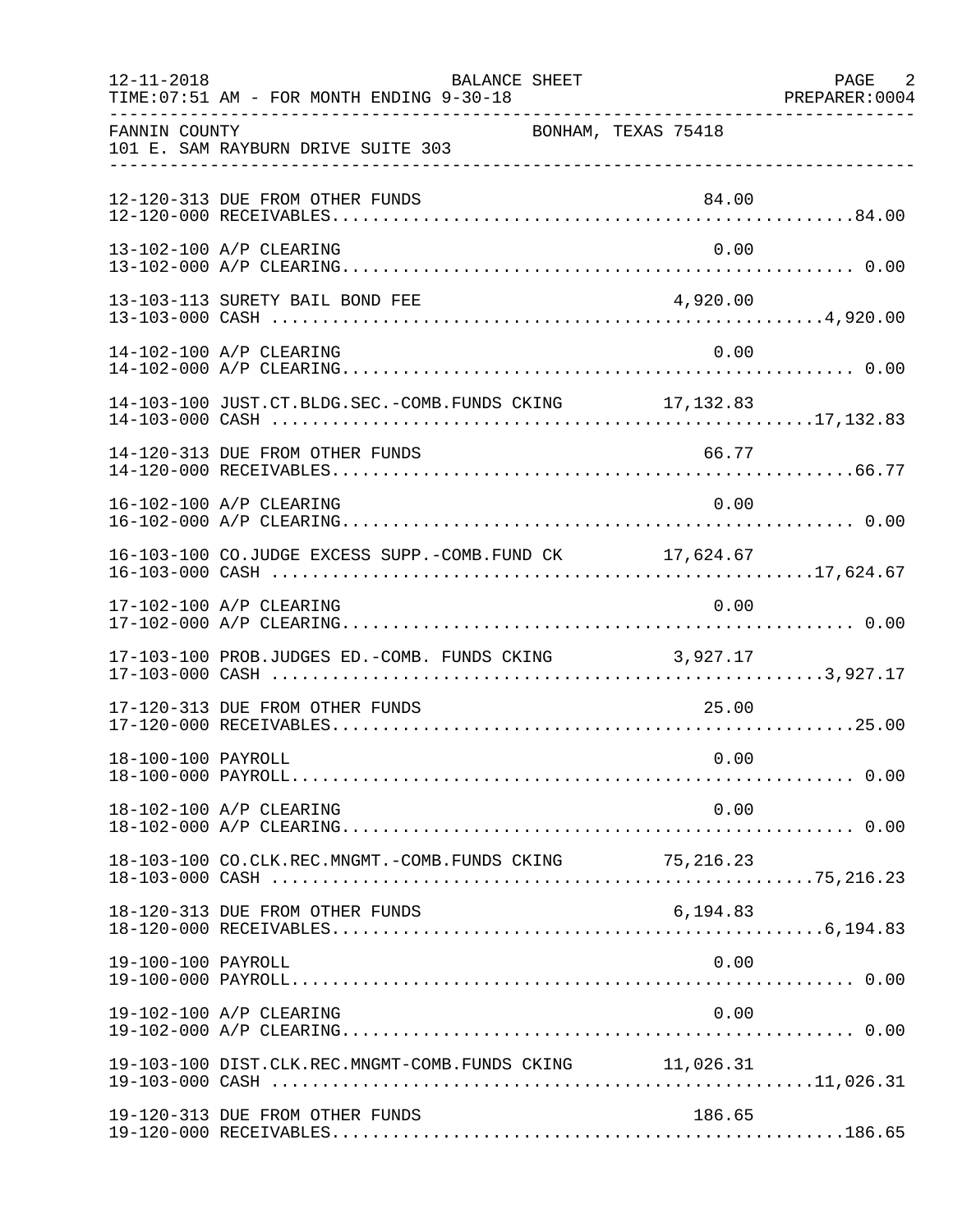FANNIN COUNTY BONHAM, TEXAS 75418
101 E. SAM RAYBURN DRIVE SUITE 303

BALANCE SHEET
FOR MONTH ENDING 9-30-18

| Account | Description | Amount | Total |
|---|---|---|---|
| 12-120-313 | DUE FROM OTHER FUNDS | 84.00 | |
| 12-120-000 | RECEIVABLES | | 84.00 |
| 13-102-100 | A/P CLEARING | 0.00 | |
| 13-102-000 | A/P CLEARING | | 0.00 |
| 13-103-113 | SURETY BAIL BOND FEE | 4,920.00 | |
| 13-103-000 | CASH | | 4,920.00 |
| 14-102-100 | A/P CLEARING | 0.00 | |
| 14-102-000 | A/P CLEARING | | 0.00 |
| 14-103-100 | JUST.CT.BLDG.SEC.-COMB.FUNDS CKING | 17,132.83 | |
| 14-103-000 | CASH | | 17,132.83 |
| 14-120-313 | DUE FROM OTHER FUNDS | 66.77 | |
| 14-120-000 | RECEIVABLES | | 66.77 |
| 16-102-100 | A/P CLEARING | 0.00 | |
| 16-102-000 | A/P CLEARING | | 0.00 |
| 16-103-100 | CO.JUDGE EXCESS SUPP.-COMB.FUND CK | 17,624.67 | |
| 16-103-000 | CASH | | 17,624.67 |
| 17-102-100 | A/P CLEARING | 0.00 | |
| 17-102-000 | A/P CLEARING | | 0.00 |
| 17-103-100 | PROB.JUDGES ED.-COMB. FUNDS CKING | 3,927.17 | |
| 17-103-000 | CASH | | 3,927.17 |
| 17-120-313 | DUE FROM OTHER FUNDS | 25.00 | |
| 17-120-000 | RECEIVABLES | | 25.00 |
| 18-100-100 | PAYROLL | 0.00 | |
| 18-100-000 | PAYROLL | | 0.00 |
| 18-102-100 | A/P CLEARING | 0.00 | |
| 18-102-000 | A/P CLEARING | | 0.00 |
| 18-103-100 | CO.CLK.REC.MNGMT.-COMB.FUNDS CKING | 75,216.23 | |
| 18-103-000 | CASH | | 75,216.23 |
| 18-120-313 | DUE FROM OTHER FUNDS | 6,194.83 | |
| 18-120-000 | RECEIVABLES | | 6,194.83 |
| 19-100-100 | PAYROLL | 0.00 | |
| 19-100-000 | PAYROLL | | 0.00 |
| 19-102-100 | A/P CLEARING | 0.00 | |
| 19-102-000 | A/P CLEARING | | 0.00 |
| 19-103-100 | DIST.CLK.REC.MNGMT-COMB.FUNDS CKING | 11,026.31 | |
| 19-103-000 | CASH | | 11,026.31 |
| 19-120-313 | DUE FROM OTHER FUNDS | 186.65 | |
| 19-120-000 | RECEIVABLES | | 186.65 |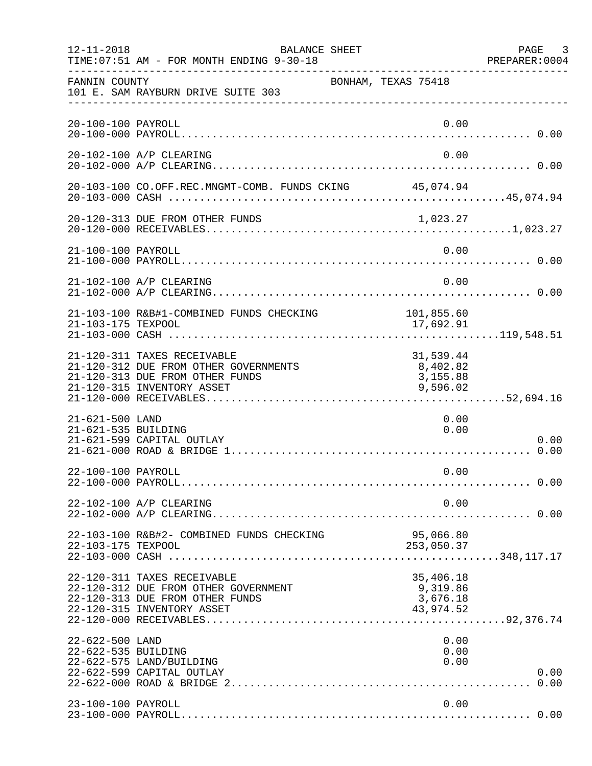FANNIN COUNTY BONHAM, TEXAS 75418
101 E. SAM RAYBURN DRIVE SUITE 303

| Account | Description | Amount | Total |
|---|---|---|---|
| 20-100-100 | PAYROLL | 0.00 | |
| 20-100-000 | PAYROLL | | 0.00 |
| 20-102-100 | A/P CLEARING | 0.00 | |
| 20-102-000 | A/P CLEARING | | 0.00 |
| 20-103-100 | CO.OFF.REC.MNGMT-COMB. FUNDS CKING | 45,074.94 | |
| 20-103-000 | CASH | | 45,074.94 |
| 20-120-313 | DUE FROM OTHER FUNDS | 1,023.27 | |
| 20-120-000 | RECEIVABLES | | 1,023.27 |
| 21-100-100 | PAYROLL | 0.00 | |
| 21-100-000 | PAYROLL | | 0.00 |
| 21-102-100 | A/P CLEARING | 0.00 | |
| 21-102-000 | A/P CLEARING | | 0.00 |
| 21-103-100 | R&B#1-COMBINED FUNDS CHECKING | 101,855.60 | |
| 21-103-175 | TEXPOOL | 17,692.91 | |
| 21-103-000 | CASH | | 119,548.51 |
| 21-120-311 | TAXES RECEIVABLE | 31,539.44 | |
| 21-120-312 | DUE FROM OTHER GOVERNMENTS | 8,402.82 | |
| 21-120-313 | DUE FROM OTHER FUNDS | 3,155.88 | |
| 21-120-315 | INVENTORY ASSET | 9,596.02 | |
| 21-120-000 | RECEIVABLES | | 52,694.16 |
| 21-621-500 | LAND | 0.00 | |
| 21-621-535 | BUILDING | 0.00 | |
| 21-621-599 | CAPITAL OUTLAY | | 0.00 |
| 21-621-000 | ROAD & BRIDGE 1 | | 0.00 |
| 22-100-100 | PAYROLL | 0.00 | |
| 22-100-000 | PAYROLL | | 0.00 |
| 22-102-100 | A/P CLEARING | 0.00 | |
| 22-102-000 | A/P CLEARING | | 0.00 |
| 22-103-100 | R&B#2- COMBINED FUNDS CHECKING | 95,066.80 | |
| 22-103-175 | TEXPOOL | 253,050.37 | |
| 22-103-000 | CASH | | 348,117.17 |
| 22-120-311 | TAXES RECEIVABLE | 35,406.18 | |
| 22-120-312 | DUE FROM OTHER GOVERNMENT | 9,319.86 | |
| 22-120-313 | DUE FROM OTHER FUNDS | 3,676.18 | |
| 22-120-315 | INVENTORY ASSET | 43,974.52 | |
| 22-120-000 | RECEIVABLES | | 92,376.74 |
| 22-622-500 | LAND | 0.00 | |
| 22-622-535 | BUILDING | 0.00 | |
| 22-622-575 | LAND/BUILDING | 0.00 | |
| 22-622-599 | CAPITAL OUTLAY | | 0.00 |
| 22-622-000 | ROAD & BRIDGE 2 | | 0.00 |
| 23-100-100 | PAYROLL | 0.00 | |
| 23-100-000 | PAYROLL | | 0.00 |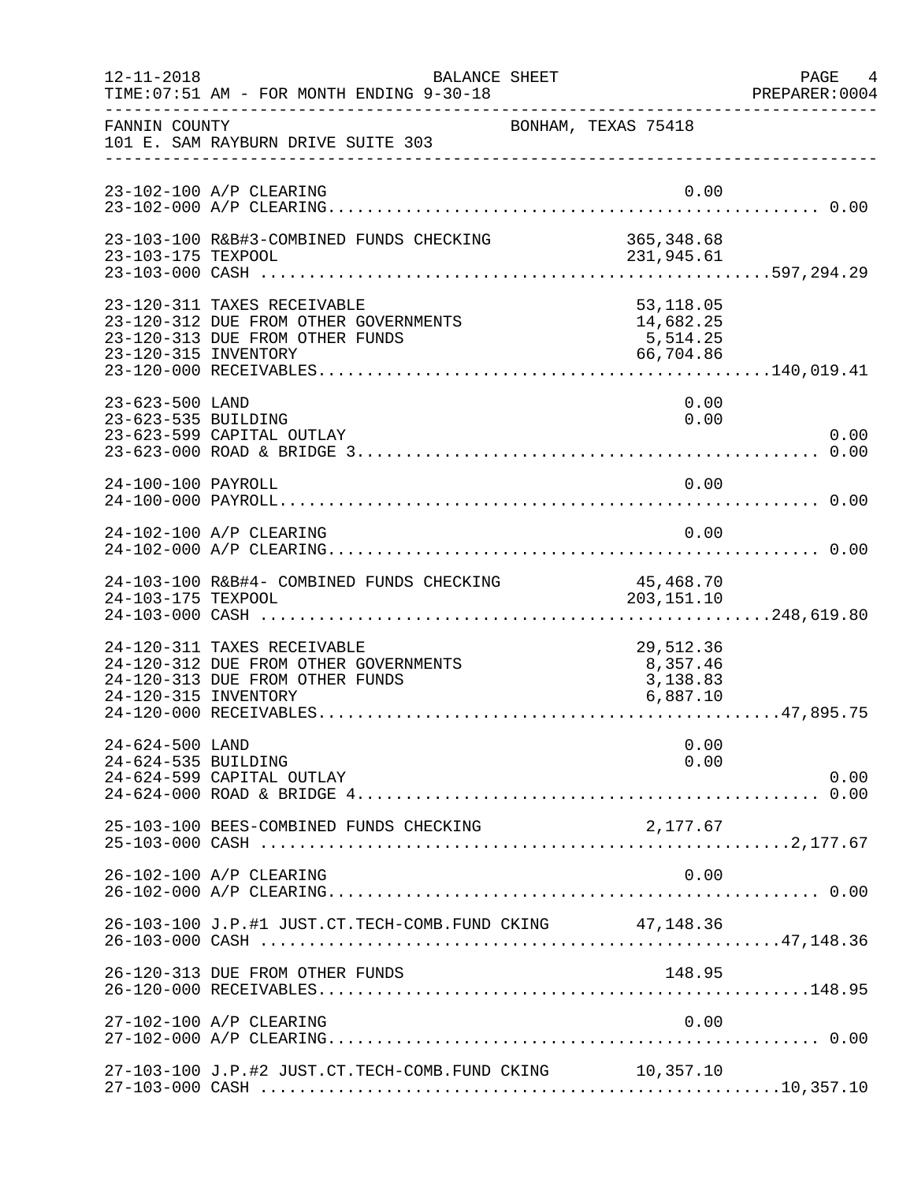FANNIN COUNTY — BONHAM, TEXAS 75418
101 E. SAM RAYBURN DRIVE SUITE 303

BALANCE SHEET
12-11-2018 TIME:07:51 AM - FOR MONTH ENDING 9-30-18
PREPARER:0004

| Account | Description | Detail | Total |
|---|---|---|---|
| 23-102-100 | A/P CLEARING | 0.00 | |
| 23-102-000 | A/P CLEARING | | 0.00 |
| 23-103-100 | R&B#3-COMBINED FUNDS CHECKING | 365,348.68 | |
| 23-103-175 | TEXPOOL | 231,945.61 | |
| 23-103-000 | CASH | | 597,294.29 |
| 23-120-311 | TAXES RECEIVABLE | 53,118.05 | |
| 23-120-312 | DUE FROM OTHER GOVERNMENTS | 14,682.25 | |
| 23-120-313 | DUE FROM OTHER FUNDS | 5,514.25 | |
| 23-120-315 | INVENTORY | 66,704.86 | |
| 23-120-000 | RECEIVABLES | | 140,019.41 |
| 23-623-500 | LAND | 0.00 | |
| 23-623-535 | BUILDING | 0.00 | |
| 23-623-599 | CAPITAL OUTLAY | | 0.00 |
| 23-623-000 | ROAD & BRIDGE 3 | | 0.00 |
| 24-100-100 | PAYROLL | 0.00 | |
| 24-100-000 | PAYROLL | | 0.00 |
| 24-102-100 | A/P CLEARING | 0.00 | |
| 24-102-000 | A/P CLEARING | | 0.00 |
| 24-103-100 | R&B#4- COMBINED FUNDS CHECKING | 45,468.70 | |
| 24-103-175 | TEXPOOL | 203,151.10 | |
| 24-103-000 | CASH | | 248,619.80 |
| 24-120-311 | TAXES RECEIVABLE | 29,512.36 | |
| 24-120-312 | DUE FROM OTHER GOVERNMENTS | 8,357.46 | |
| 24-120-313 | DUE FROM OTHER FUNDS | 3,138.83 | |
| 24-120-315 | INVENTORY | 6,887.10 | |
| 24-120-000 | RECEIVABLES | | 47,895.75 |
| 24-624-500 | LAND | 0.00 | |
| 24-624-535 | BUILDING | 0.00 | |
| 24-624-599 | CAPITAL OUTLAY | | 0.00 |
| 24-624-000 | ROAD & BRIDGE 4 | | 0.00 |
| 25-103-100 | BEES-COMBINED FUNDS CHECKING | 2,177.67 | |
| 25-103-000 | CASH | | 2,177.67 |
| 26-102-100 | A/P CLEARING | 0.00 | |
| 26-102-000 | A/P CLEARING | | 0.00 |
| 26-103-100 | J.P.#1 JUST.CT.TECH-COMB.FUND CKING | 47,148.36 | |
| 26-103-000 | CASH | | 47,148.36 |
| 26-120-313 | DUE FROM OTHER FUNDS | 148.95 | |
| 26-120-000 | RECEIVABLES | | 148.95 |
| 27-102-100 | A/P CLEARING | 0.00 | |
| 27-102-000 | A/P CLEARING | | 0.00 |
| 27-103-100 | J.P.#2 JUST.CT.TECH-COMB.FUND CKING | 10,357.10 | |
| 27-103-000 | CASH | | 10,357.10 |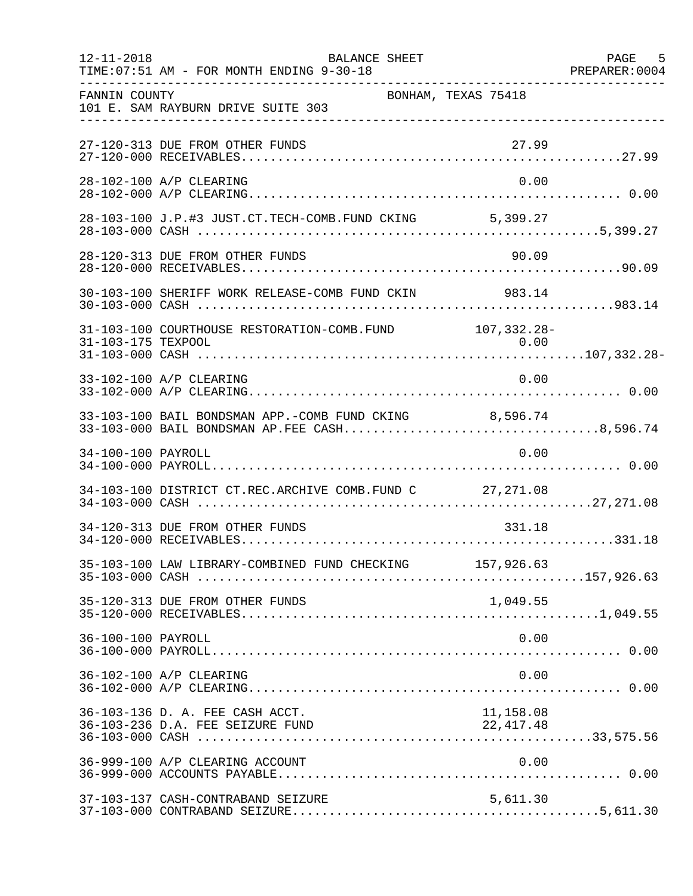FANNIN COUNTY — BONHAM, TEXAS 75418
101 E. SAM RAYBURN DRIVE SUITE 303

BALANCE SHEET
TIME:07:51 AM - FOR MONTH ENDING 9-30-18

| Account | Description | Detail | Total |
|---|---|---|---|
| 27-120-313 | DUE FROM OTHER FUNDS | 27.99 | |
| 27-120-000 | RECEIVABLES | | 27.99 |
| 28-102-100 | A/P CLEARING | 0.00 | |
| 28-102-000 | A/P CLEARING | | 0.00 |
| 28-103-100 | J.P.#3 JUST.CT.TECH-COMB.FUND CKING | 5,399.27 | |
| 28-103-000 | CASH | | 5,399.27 |
| 28-120-313 | DUE FROM OTHER FUNDS | 90.09 | |
| 28-120-000 | RECEIVABLES | | 90.09 |
| 30-103-100 | SHERIFF WORK RELEASE-COMB FUND CKIN | 983.14 | |
| 30-103-000 | CASH | | 983.14 |
| 31-103-100 | COURTHOUSE RESTORATION-COMB.FUND | 107,332.28- | |
| 31-103-175 | TEXPOOL | 0.00 | |
| 31-103-000 | CASH | | 107,332.28- |
| 33-102-100 | A/P CLEARING | 0.00 | |
| 33-102-000 | A/P CLEARING | | 0.00 |
| 33-103-100 | BAIL BONDSMAN APP.-COMB FUND CKING | 8,596.74 | |
| 33-103-000 | BAIL BONDSMAN AP.FEE CASH | | 8,596.74 |
| 34-100-100 | PAYROLL | 0.00 | |
| 34-100-000 | PAYROLL | | 0.00 |
| 34-103-100 | DISTRICT CT.REC.ARCHIVE COMB.FUND C | 27,271.08 | |
| 34-103-000 | CASH | | 27,271.08 |
| 34-120-313 | DUE FROM OTHER FUNDS | 331.18 | |
| 34-120-000 | RECEIVABLES | | 331.18 |
| 35-103-100 | LAW LIBRARY-COMBINED FUND CHECKING | 157,926.63 | |
| 35-103-000 | CASH | | 157,926.63 |
| 35-120-313 | DUE FROM OTHER FUNDS | 1,049.55 | |
| 35-120-000 | RECEIVABLES | | 1,049.55 |
| 36-100-100 | PAYROLL | 0.00 | |
| 36-100-000 | PAYROLL | | 0.00 |
| 36-102-100 | A/P CLEARING | 0.00 | |
| 36-102-000 | A/P CLEARING | | 0.00 |
| 36-103-136 | D. A. FEE CASH ACCT. | 11,158.08 | |
| 36-103-236 | D.A. FEE SEIZURE FUND | 22,417.48 | |
| 36-103-000 | CASH | | 33,575.56 |
| 36-999-100 | A/P CLEARING ACCOUNT | 0.00 | |
| 36-999-000 | ACCOUNTS PAYABLE | | 0.00 |
| 37-103-137 | CASH-CONTRABAND SEIZURE | 5,611.30 | |
| 37-103-000 | CONTRABAND SEIZURE | | 5,611.30 |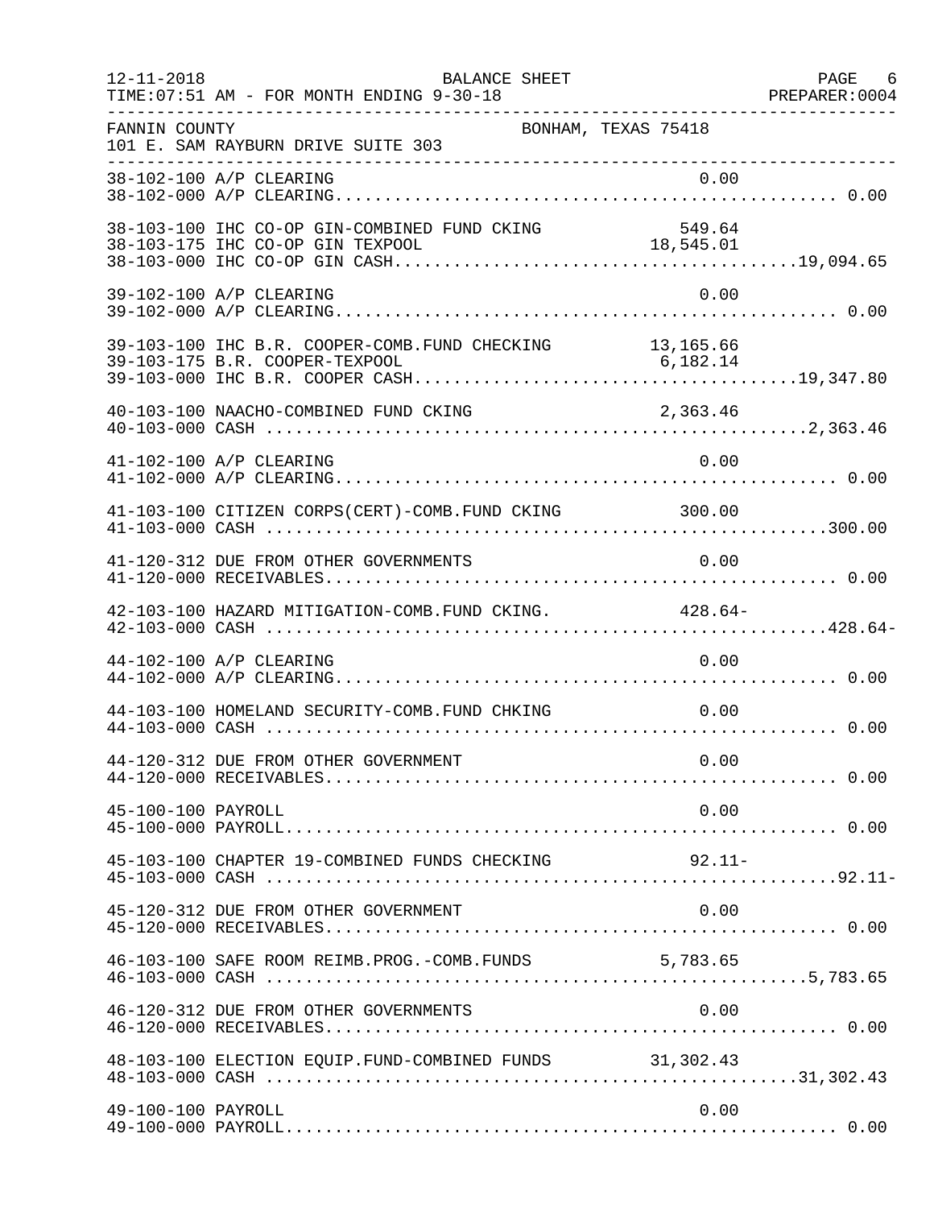FANNIN COUNTY — BONHAM, TEXAS 75418
101 E. SAM RAYBURN DRIVE SUITE 303

BALANCE SHEET — FOR MONTH ENDING 9-30-18

| Account | Description | Detail | Total |
|---|---|---|---|
| 38-102-100 | A/P CLEARING | 0.00 | |
| 38-102-000 | A/P CLEARING | | 0.00 |
| 38-103-100 | IHC CO-OP GIN-COMBINED FUND CKING | 549.64 | |
| 38-103-175 | IHC CO-OP GIN TEXPOOL | 18,545.01 | |
| 38-103-000 | IHC CO-OP GIN CASH | | 19,094.65 |
| 39-102-100 | A/P CLEARING | 0.00 | |
| 39-102-000 | A/P CLEARING | | 0.00 |
| 39-103-100 | IHC B.R. COOPER-COMB.FUND CHECKING | 13,165.66 | |
| 39-103-175 | B.R. COOPER-TEXPOOL | 6,182.14 | |
| 39-103-000 | IHC B.R. COOPER CASH | | 19,347.80 |
| 40-103-100 | NAACHO-COMBINED FUND CKING | 2,363.46 | |
| 40-103-000 | CASH | | 2,363.46 |
| 41-102-100 | A/P CLEARING | 0.00 | |
| 41-102-000 | A/P CLEARING | | 0.00 |
| 41-103-100 | CITIZEN CORPS(CERT)-COMB.FUND CKING | 300.00 | |
| 41-103-000 | CASH | | 300.00 |
| 41-120-312 | DUE FROM OTHER GOVERNMENTS | 0.00 | |
| 41-120-000 | RECEIVABLES | | 0.00 |
| 42-103-100 | HAZARD MITIGATION-COMB.FUND CKING. | 428.64- | |
| 42-103-000 | CASH | | 428.64- |
| 44-102-100 | A/P CLEARING | 0.00 | |
| 44-102-000 | A/P CLEARING | | 0.00 |
| 44-103-100 | HOMELAND SECURITY-COMB.FUND CHKING | 0.00 | |
| 44-103-000 | CASH | | 0.00 |
| 44-120-312 | DUE FROM OTHER GOVERNMENT | 0.00 | |
| 44-120-000 | RECEIVABLES | | 0.00 |
| 45-100-100 | PAYROLL | 0.00 | |
| 45-100-000 | PAYROLL | | 0.00 |
| 45-103-100 | CHAPTER 19-COMBINED FUNDS CHECKING | 92.11- | |
| 45-103-000 | CASH | | 92.11- |
| 45-120-312 | DUE FROM OTHER GOVERNMENT | 0.00 | |
| 45-120-000 | RECEIVABLES | | 0.00 |
| 46-103-100 | SAFE ROOM REIMB.PROG.-COMB.FUNDS | 5,783.65 | |
| 46-103-000 | CASH | | 5,783.65 |
| 46-120-312 | DUE FROM OTHER GOVERNMENTS | 0.00 | |
| 46-120-000 | RECEIVABLES | | 0.00 |
| 48-103-100 | ELECTION EQUIP.FUND-COMBINED FUNDS | 31,302.43 | |
| 48-103-000 | CASH | | 31,302.43 |
| 49-100-100 | PAYROLL | 0.00 | |
| 49-100-000 | PAYROLL | | 0.00 |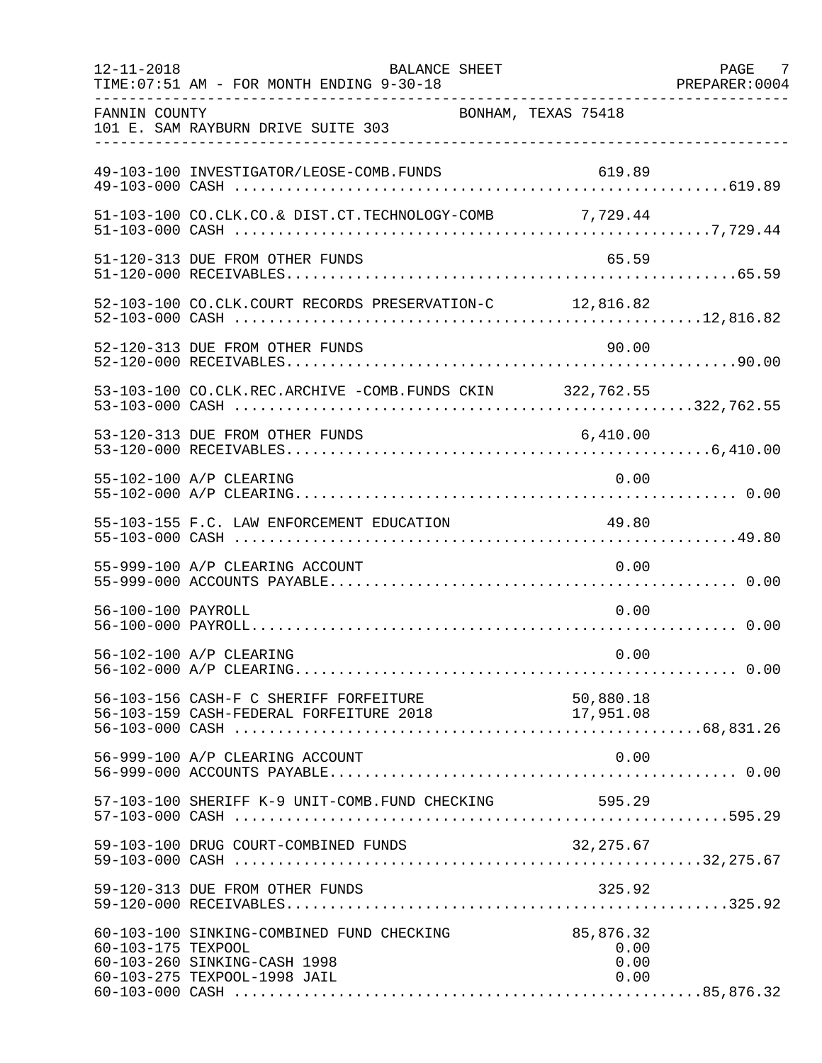FANNIN COUNTY — BONHAM, TEXAS 75418
101 E. SAM RAYBURN DRIVE SUITE 303

BALANCE SHEET — FOR MONTH ENDING 9-30-18

| Account | Description | Amount | Total |
|---|---|---|---|
| 49-103-100 | INVESTIGATOR/LEOSE-COMB.FUNDS | 619.89 | |
| 49-103-000 | CASH | | 619.89 |
| 51-103-100 | CO.CLK.CO.& DIST.CT.TECHNOLOGY-COMB | 7,729.44 | |
| 51-103-000 | CASH | | 7,729.44 |
| 51-120-313 | DUE FROM OTHER FUNDS | 65.59 | |
| 51-120-000 | RECEIVABLES | | 65.59 |
| 52-103-100 | CO.CLK.COURT RECORDS PRESERVATION-C | 12,816.82 | |
| 52-103-000 | CASH | | 12,816.82 |
| 52-120-313 | DUE FROM OTHER FUNDS | 90.00 | |
| 52-120-000 | RECEIVABLES | | 90.00 |
| 53-103-100 | CO.CLK.REC.ARCHIVE -COMB.FUNDS CKIN | 322,762.55 | |
| 53-103-000 | CASH | | 322,762.55 |
| 53-120-313 | DUE FROM OTHER FUNDS | 6,410.00 | |
| 53-120-000 | RECEIVABLES | | 6,410.00 |
| 55-102-100 | A/P CLEARING | 0.00 | |
| 55-102-000 | A/P CLEARING | | 0.00 |
| 55-103-155 | F.C. LAW ENFORCEMENT EDUCATION | 49.80 | |
| 55-103-000 | CASH | | 49.80 |
| 55-999-100 | A/P CLEARING ACCOUNT | 0.00 | |
| 55-999-000 | ACCOUNTS PAYABLE | | 0.00 |
| 56-100-100 | PAYROLL | 0.00 | |
| 56-100-000 | PAYROLL | | 0.00 |
| 56-102-100 | A/P CLEARING | 0.00 | |
| 56-102-000 | A/P CLEARING | | 0.00 |
| 56-103-156 | CASH-F C SHERIFF FORFEITURE | 50,880.18 | |
| 56-103-159 | CASH-FEDERAL FORFEITURE 2018 | 17,951.08 | |
| 56-103-000 | CASH | | 68,831.26 |
| 56-999-100 | A/P CLEARING ACCOUNT | 0.00 | |
| 56-999-000 | ACCOUNTS PAYABLE | | 0.00 |
| 57-103-100 | SHERIFF K-9 UNIT-COMB.FUND CHECKING | 595.29 | |
| 57-103-000 | CASH | | 595.29 |
| 59-103-100 | DRUG COURT-COMBINED FUNDS | 32,275.67 | |
| 59-103-000 | CASH | | 32,275.67 |
| 59-120-313 | DUE FROM OTHER FUNDS | 325.92 | |
| 59-120-000 | RECEIVABLES | | 325.92 |
| 60-103-100 | SINKING-COMBINED FUND CHECKING | 85,876.32 | |
| 60-103-175 | TEXPOOL | 0.00 | |
| 60-103-260 | SINKING-CASH 1998 | 0.00 | |
| 60-103-275 | TEXPOOL-1998 JAIL | 0.00 | |
| 60-103-000 | CASH | | 85,876.32 |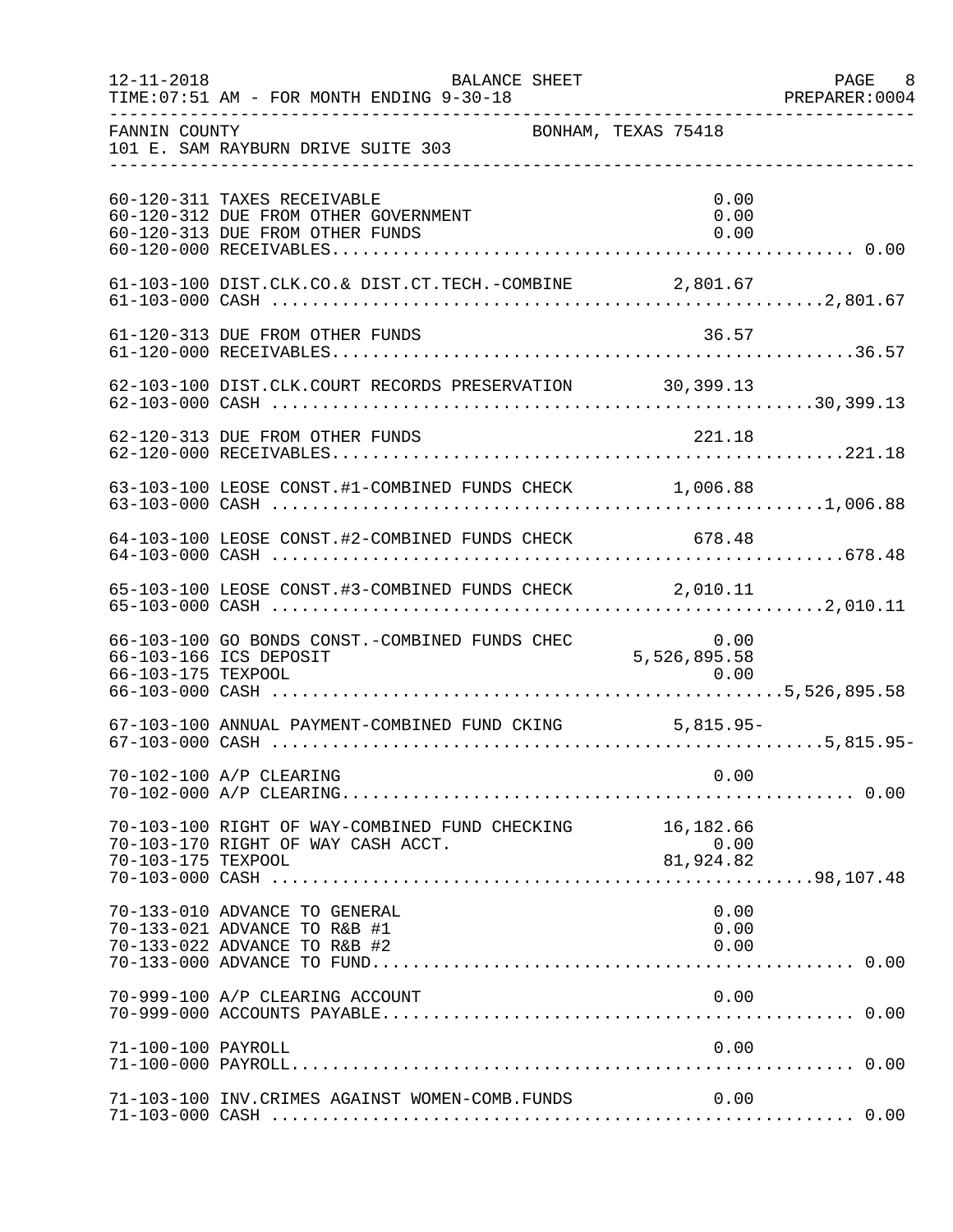FANNIN COUNTY — BONHAM, TEXAS 75418
101 E. SAM RAYBURN DRIVE SUITE 303

BALANCE SHEET — FOR MONTH ENDING 9-30-18

| Account | Description | Detail | Total |
|---|---|---|---|
| 60-120-311 | TAXES RECEIVABLE | 0.00 | |
| 60-120-312 | DUE FROM OTHER GOVERNMENT | 0.00 | |
| 60-120-313 | DUE FROM OTHER FUNDS | 0.00 | |
| 60-120-000 | RECEIVABLES | | 0.00 |
| 61-103-100 | DIST.CLK.CO.& DIST.CT.TECH.-COMBINE | 2,801.67 | |
| 61-103-000 | CASH | | 2,801.67 |
| 61-120-313 | DUE FROM OTHER FUNDS | 36.57 | |
| 61-120-000 | RECEIVABLES | | 36.57 |
| 62-103-100 | DIST.CLK.COURT RECORDS PRESERVATION | 30,399.13 | |
| 62-103-000 | CASH | | 30,399.13 |
| 62-120-313 | DUE FROM OTHER FUNDS | 221.18 | |
| 62-120-000 | RECEIVABLES | | 221.18 |
| 63-103-100 | LEOSE CONST.#1-COMBINED FUNDS CHECK | 1,006.88 | |
| 63-103-000 | CASH | | 1,006.88 |
| 64-103-100 | LEOSE CONST.#2-COMBINED FUNDS CHECK | 678.48 | |
| 64-103-000 | CASH | | 678.48 |
| 65-103-100 | LEOSE CONST.#3-COMBINED FUNDS CHECK | 2,010.11 | |
| 65-103-000 | CASH | | 2,010.11 |
| 66-103-100 | GO BONDS CONST.-COMBINED FUNDS CHEC | 0.00 | |
| 66-103-166 | ICS DEPOSIT | 5,526,895.58 | |
| 66-103-175 | TEXPOOL | 0.00 | |
| 66-103-000 | CASH | | 5,526,895.58 |
| 67-103-100 | ANNUAL PAYMENT-COMBINED FUND CKING | 5,815.95- | |
| 67-103-000 | CASH | | 5,815.95- |
| 70-102-100 | A/P CLEARING | 0.00 | |
| 70-102-000 | A/P CLEARING | | 0.00 |
| 70-103-100 | RIGHT OF WAY-COMBINED FUND CHECKING | 16,182.66 | |
| 70-103-170 | RIGHT OF WAY CASH ACCT. | 0.00 | |
| 70-103-175 | TEXPOOL | 81,924.82 | |
| 70-103-000 | CASH | | 98,107.48 |
| 70-133-010 | ADVANCE TO GENERAL | 0.00 | |
| 70-133-021 | ADVANCE TO R&B #1 | 0.00 | |
| 70-133-022 | ADVANCE TO R&B #2 | 0.00 | |
| 70-133-000 | ADVANCE TO FUND | | 0.00 |
| 70-999-100 | A/P CLEARING ACCOUNT | 0.00 | |
| 70-999-000 | ACCOUNTS PAYABLE | | 0.00 |
| 71-100-100 | PAYROLL | 0.00 | |
| 71-100-000 | PAYROLL | | 0.00 |
| 71-103-100 | INV.CRIMES AGAINST WOMEN-COMB.FUNDS | 0.00 | |
| 71-103-000 | CASH | | 0.00 |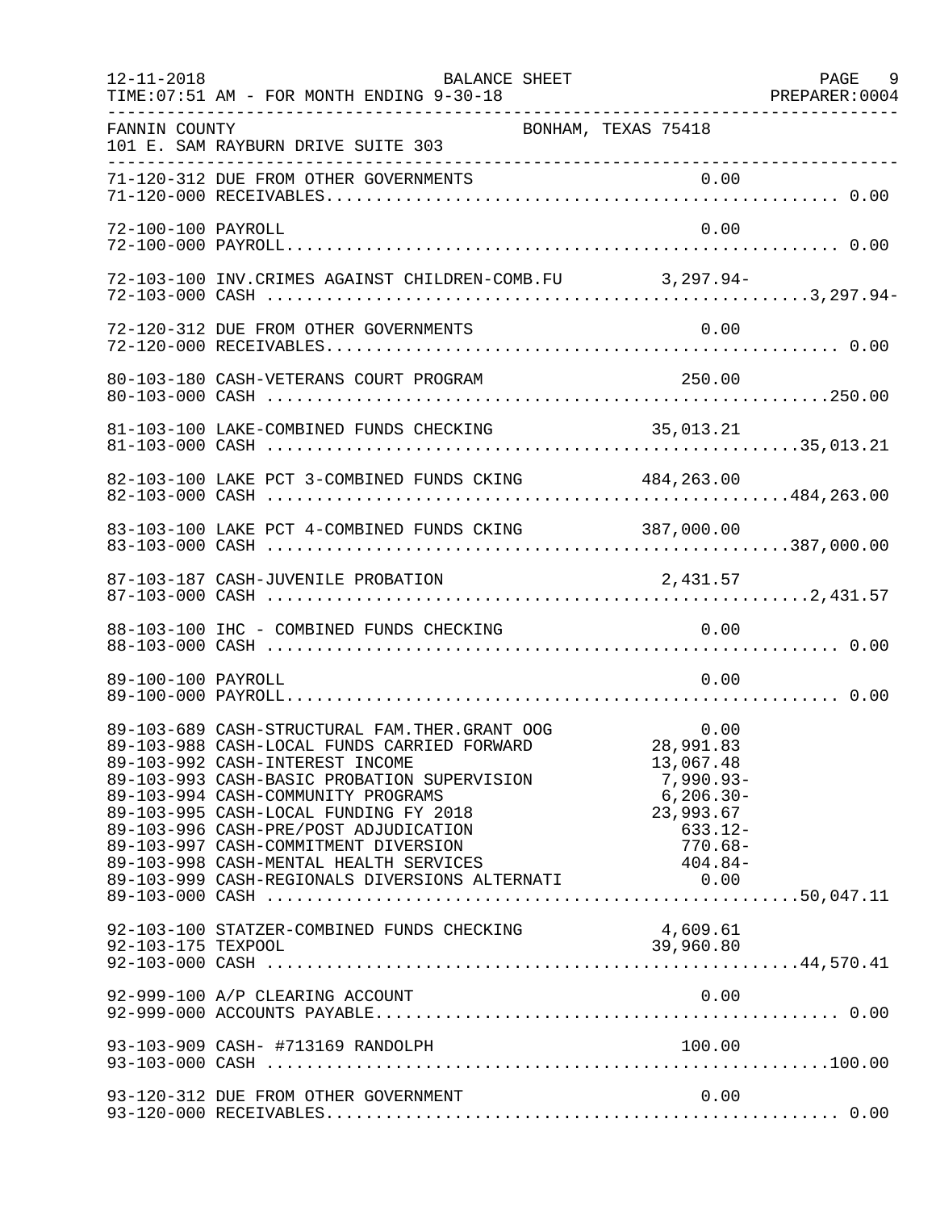FANNIN COUNTY — BONHAM, TEXAS 75418
101 E. SAM RAYBURN DRIVE SUITE 303

BALANCE SHEET
FOR MONTH ENDING 9-30-18

| Account | Description | Detail | Total |
|---|---|---|---|
| 71-120-312 | DUE FROM OTHER GOVERNMENTS | 0.00 | |
| 71-120-000 | RECEIVABLES | | 0.00 |
| 72-100-100 | PAYROLL | 0.00 | |
| 72-100-000 | PAYROLL | | 0.00 |
| 72-103-100 | INV.CRIMES AGAINST CHILDREN-COMB.FU | 3,297.94- | |
| 72-103-000 | CASH | | 3,297.94- |
| 72-120-312 | DUE FROM OTHER GOVERNMENTS | 0.00 | |
| 72-120-000 | RECEIVABLES | | 0.00 |
| 80-103-180 | CASH-VETERANS COURT PROGRAM | 250.00 | |
| 80-103-000 | CASH | | 250.00 |
| 81-103-100 | LAKE-COMBINED FUNDS CHECKING | 35,013.21 | |
| 81-103-000 | CASH | | 35,013.21 |
| 82-103-100 | LAKE PCT 3-COMBINED FUNDS CKING | 484,263.00 | |
| 82-103-000 | CASH | | 484,263.00 |
| 83-103-100 | LAKE PCT 4-COMBINED FUNDS CKING | 387,000.00 | |
| 83-103-000 | CASH | | 387,000.00 |
| 87-103-187 | CASH-JUVENILE PROBATION | 2,431.57 | |
| 87-103-000 | CASH | | 2,431.57 |
| 88-103-100 | IHC - COMBINED FUNDS CHECKING | 0.00 | |
| 88-103-000 | CASH | | 0.00 |
| 89-100-100 | PAYROLL | 0.00 | |
| 89-100-000 | PAYROLL | | 0.00 |
| 89-103-689 | CASH-STRUCTURAL FAM.THER.GRANT OOG | 0.00 | |
| 89-103-988 | CASH-LOCAL FUNDS CARRIED FORWARD | 28,991.83 | |
| 89-103-992 | CASH-INTEREST INCOME | 13,067.48 | |
| 89-103-993 | CASH-BASIC PROBATION SUPERVISION | 7,990.93- | |
| 89-103-994 | CASH-COMMUNITY PROGRAMS | 6,206.30- | |
| 89-103-995 | CASH-LOCAL FUNDING FY 2018 | 23,993.67 | |
| 89-103-996 | CASH-PRE/POST ADJUDICATION | 633.12- | |
| 89-103-997 | CASH-COMMITMENT DIVERSION | 770.68- | |
| 89-103-998 | CASH-MENTAL HEALTH SERVICES | 404.84- | |
| 89-103-999 | CASH-REGIONALS DIVERSIONS ALTERNATI | 0.00 | |
| 89-103-000 | CASH | | 50,047.11 |
| 92-103-100 | STATZER-COMBINED FUNDS CHECKING | 4,609.61 | |
| 92-103-175 | TEXPOOL | 39,960.80 | |
| 92-103-000 | CASH | | 44,570.41 |
| 92-999-100 | A/P CLEARING ACCOUNT | 0.00 | |
| 92-999-000 | ACCOUNTS PAYABLE | | 0.00 |
| 93-103-909 | CASH- #713169 RANDOLPH | 100.00 | |
| 93-103-000 | CASH | | 100.00 |
| 93-120-312 | DUE FROM OTHER GOVERNMENT | 0.00 | |
| 93-120-000 | RECEIVABLES | | 0.00 |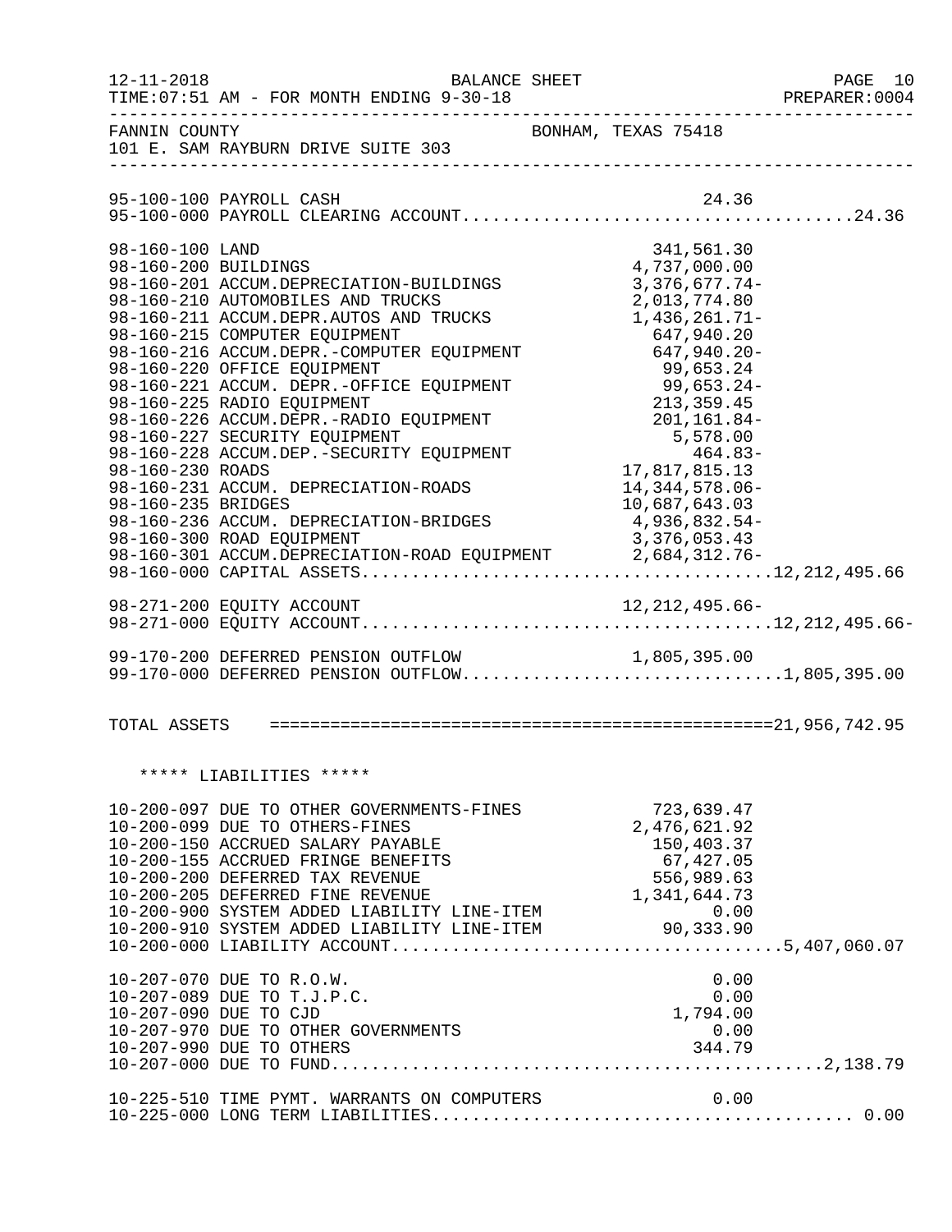FANNIN COUNTY　　　　　　　　BONHAM, TEXAS 75418
101 E. SAM RAYBURN DRIVE SUITE 303

BALANCE SHEET — FOR MONTH ENDING 9-30-18

| Account | Description | Amount | Total |
|---|---|---|---|
| 95-100-100 | PAYROLL CASH | 24.36 | |
| 95-100-000 | PAYROLL CLEARING ACCOUNT | | 24.36 |
| 98-160-100 | LAND | 341,561.30 | |
| 98-160-200 | BUILDINGS | 4,737,000.00 | |
| 98-160-201 | ACCUM.DEPRECIATION-BUILDINGS | 3,376,677.74- | |
| 98-160-210 | AUTOMOBILES AND TRUCKS | 2,013,774.80 | |
| 98-160-211 | ACCUM.DEPR.AUTOS AND TRUCKS | 1,436,261.71- | |
| 98-160-215 | COMPUTER EQUIPMENT | 647,940.20 | |
| 98-160-216 | ACCUM.DEPR.-COMPUTER EQUIPMENT | 647,940.20- | |
| 98-160-220 | OFFICE EQUIPMENT | 99,653.24 | |
| 98-160-221 | ACCUM. DEPR.-OFFICE EQUIPMENT | 99,653.24- | |
| 98-160-225 | RADIO EQUIPMENT | 213,359.45 | |
| 98-160-226 | ACCUM.DEPR.-RADIO EQUIPMENT | 201,161.84- | |
| 98-160-227 | SECURITY EQUIPMENT | 5,578.00 | |
| 98-160-228 | ACCUM.DEP.-SECURITY EQUIPMENT | 464.83- | |
| 98-160-230 | ROADS | 17,817,815.13 | |
| 98-160-231 | ACCUM. DEPRECIATION-ROADS | 14,344,578.06- | |
| 98-160-235 | BRIDGES | 10,687,643.03 | |
| 98-160-236 | ACCUM. DEPRECIATION-BRIDGES | 4,936,832.54- | |
| 98-160-300 | ROAD EQUIPMENT | 3,376,053.43 | |
| 98-160-301 | ACCUM.DEPRECIATION-ROAD EQUIPMENT | 2,684,312.76- | |
| 98-160-000 | CAPITAL ASSETS | | 12,212,495.66 |
| 98-271-200 | EQUITY ACCOUNT | 12,212,495.66- | |
| 98-271-000 | EQUITY ACCOUNT | | 12,212,495.66- |
| 99-170-200 | DEFERRED PENSION OUTFLOW | 1,805,395.00 | |
| 99-170-000 | DEFERRED PENSION OUTFLOW | | 1,805,395.00 |
| | TOTAL ASSETS | | 21,956,742.95 |

***** LIABILITIES *****

| Account | Description | Amount | Total |
|---|---|---|---|
| 10-200-097 | DUE TO OTHER GOVERNMENTS-FINES | 723,639.47 | |
| 10-200-099 | DUE TO OTHERS-FINES | 2,476,621.92 | |
| 10-200-150 | ACCRUED SALARY PAYABLE | 150,403.37 | |
| 10-200-155 | ACCRUED FRINGE BENEFITS | 67,427.05 | |
| 10-200-200 | DEFERRED TAX REVENUE | 556,989.63 | |
| 10-200-205 | DEFERRED FINE REVENUE | 1,341,644.73 | |
| 10-200-900 | SYSTEM ADDED LIABILITY LINE-ITEM | 0.00 | |
| 10-200-910 | SYSTEM ADDED LIABILITY LINE-ITEM | 90,333.90 | |
| 10-200-000 | LIABILITY ACCOUNT | | 5,407,060.07 |
| 10-207-070 | DUE TO R.O.W. | 0.00 | |
| 10-207-089 | DUE TO T.J.P.C. | 0.00 | |
| 10-207-090 | DUE TO CJD | 1,794.00 | |
| 10-207-970 | DUE TO OTHER GOVERNMENTS | 0.00 | |
| 10-207-990 | DUE TO OTHERS | 344.79 | |
| 10-207-000 | DUE TO FUND | | 2,138.79 |
| 10-225-510 | TIME PYMT. WARRANTS ON COMPUTERS | 0.00 | |
| 10-225-000 | LONG TERM LIABILITIES | | 0.00 |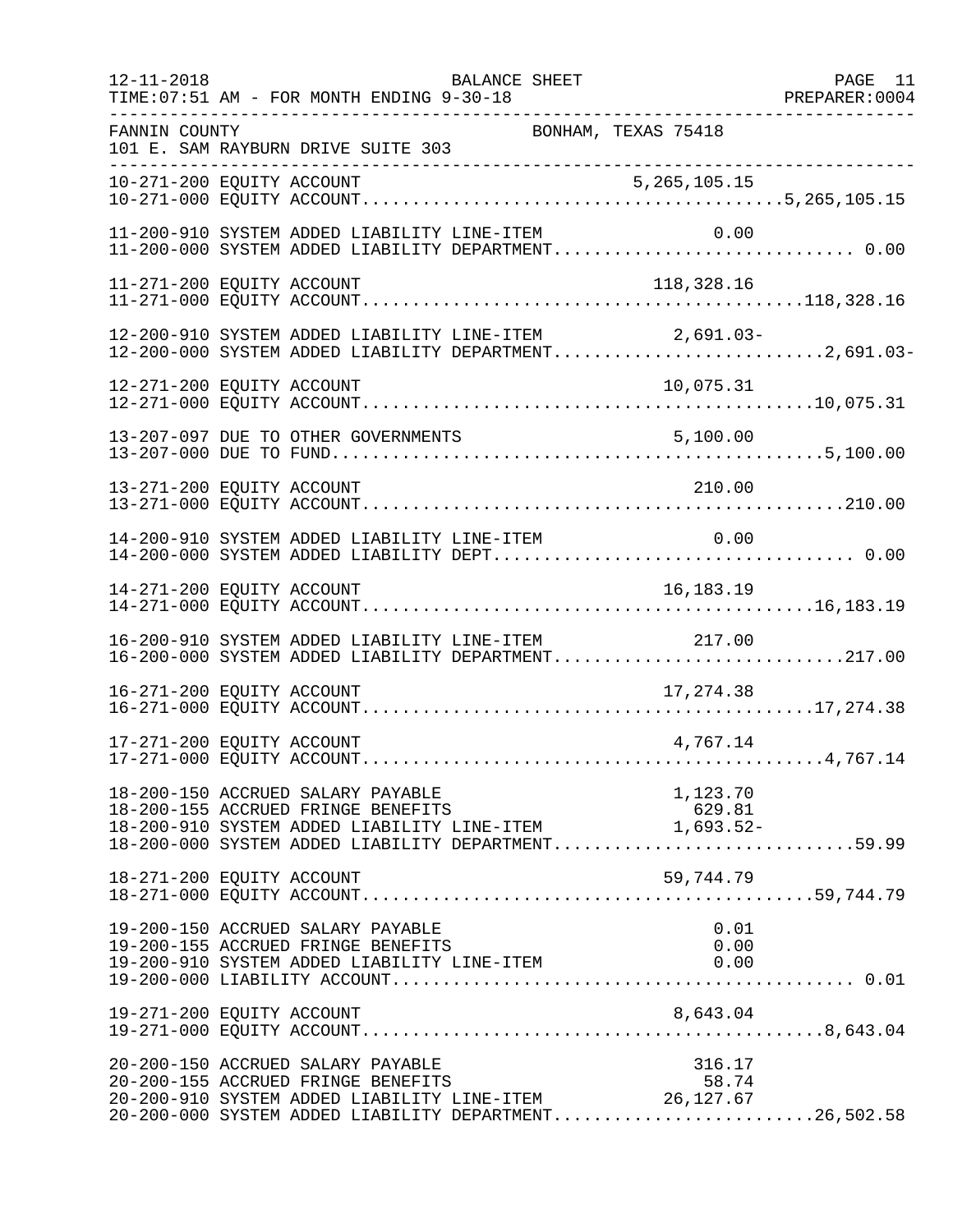BALANCE SHEET

TIME:07:51 AM - FOR MONTH ENDING 9-30-18

FANNIN COUNTY — BONHAM, TEXAS 75418

101 E. SAM RAYBURN DRIVE SUITE 303

| Account | Description | Line-Item Amount | Department Total |
|---|---|---|---|
| 10-271-200 | EQUITY ACCOUNT | 5,265,105.15 | |
| 10-271-000 | EQUITY ACCOUNT | | 5,265,105.15 |
| 11-200-910 | SYSTEM ADDED LIABILITY LINE-ITEM | 0.00 | |
| 11-200-000 | SYSTEM ADDED LIABILITY DEPARTMENT | | 0.00 |
| 11-271-200 | EQUITY ACCOUNT | 118,328.16 | |
| 11-271-000 | EQUITY ACCOUNT | | 118,328.16 |
| 12-200-910 | SYSTEM ADDED LIABILITY LINE-ITEM | 2,691.03- | |
| 12-200-000 | SYSTEM ADDED LIABILITY DEPARTMENT | | 2,691.03- |
| 12-271-200 | EQUITY ACCOUNT | 10,075.31 | |
| 12-271-000 | EQUITY ACCOUNT | | 10,075.31 |
| 13-207-097 | DUE TO OTHER GOVERNMENTS | 5,100.00 | |
| 13-207-000 | DUE TO FUND | | 5,100.00 |
| 13-271-200 | EQUITY ACCOUNT | 210.00 | |
| 13-271-000 | EQUITY ACCOUNT | | 210.00 |
| 14-200-910 | SYSTEM ADDED LIABILITY LINE-ITEM | 0.00 | |
| 14-200-000 | SYSTEM ADDED LIABILITY DEPT | | 0.00 |
| 14-271-200 | EQUITY ACCOUNT | 16,183.19 | |
| 14-271-000 | EQUITY ACCOUNT | | 16,183.19 |
| 16-200-910 | SYSTEM ADDED LIABILITY LINE-ITEM | 217.00 | |
| 16-200-000 | SYSTEM ADDED LIABILITY DEPARTMENT | | 217.00 |
| 16-271-200 | EQUITY ACCOUNT | 17,274.38 | |
| 16-271-000 | EQUITY ACCOUNT | | 17,274.38 |
| 17-271-200 | EQUITY ACCOUNT | 4,767.14 | |
| 17-271-000 | EQUITY ACCOUNT | | 4,767.14 |
| 18-200-150 | ACCRUED SALARY PAYABLE | 1,123.70 | |
| 18-200-155 | ACCRUED FRINGE BENEFITS | 629.81 | |
| 18-200-910 | SYSTEM ADDED LIABILITY LINE-ITEM | 1,693.52- | |
| 18-200-000 | SYSTEM ADDED LIABILITY DEPARTMENT | | 59.99 |
| 18-271-200 | EQUITY ACCOUNT | 59,744.79 | |
| 18-271-000 | EQUITY ACCOUNT | | 59,744.79 |
| 19-200-150 | ACCRUED SALARY PAYABLE | 0.01 | |
| 19-200-155 | ACCRUED FRINGE BENEFITS | 0.00 | |
| 19-200-910 | SYSTEM ADDED LIABILITY LINE-ITEM | 0.00 | |
| 19-200-000 | LIABILITY ACCOUNT | | 0.01 |
| 19-271-200 | EQUITY ACCOUNT | 8,643.04 | |
| 19-271-000 | EQUITY ACCOUNT | | 8,643.04 |
| 20-200-150 | ACCRUED SALARY PAYABLE | 316.17 | |
| 20-200-155 | ACCRUED FRINGE BENEFITS | 58.74 | |
| 20-200-910 | SYSTEM ADDED LIABILITY LINE-ITEM | 26,127.67 | |
| 20-200-000 | SYSTEM ADDED LIABILITY DEPARTMENT | | 26,502.58 |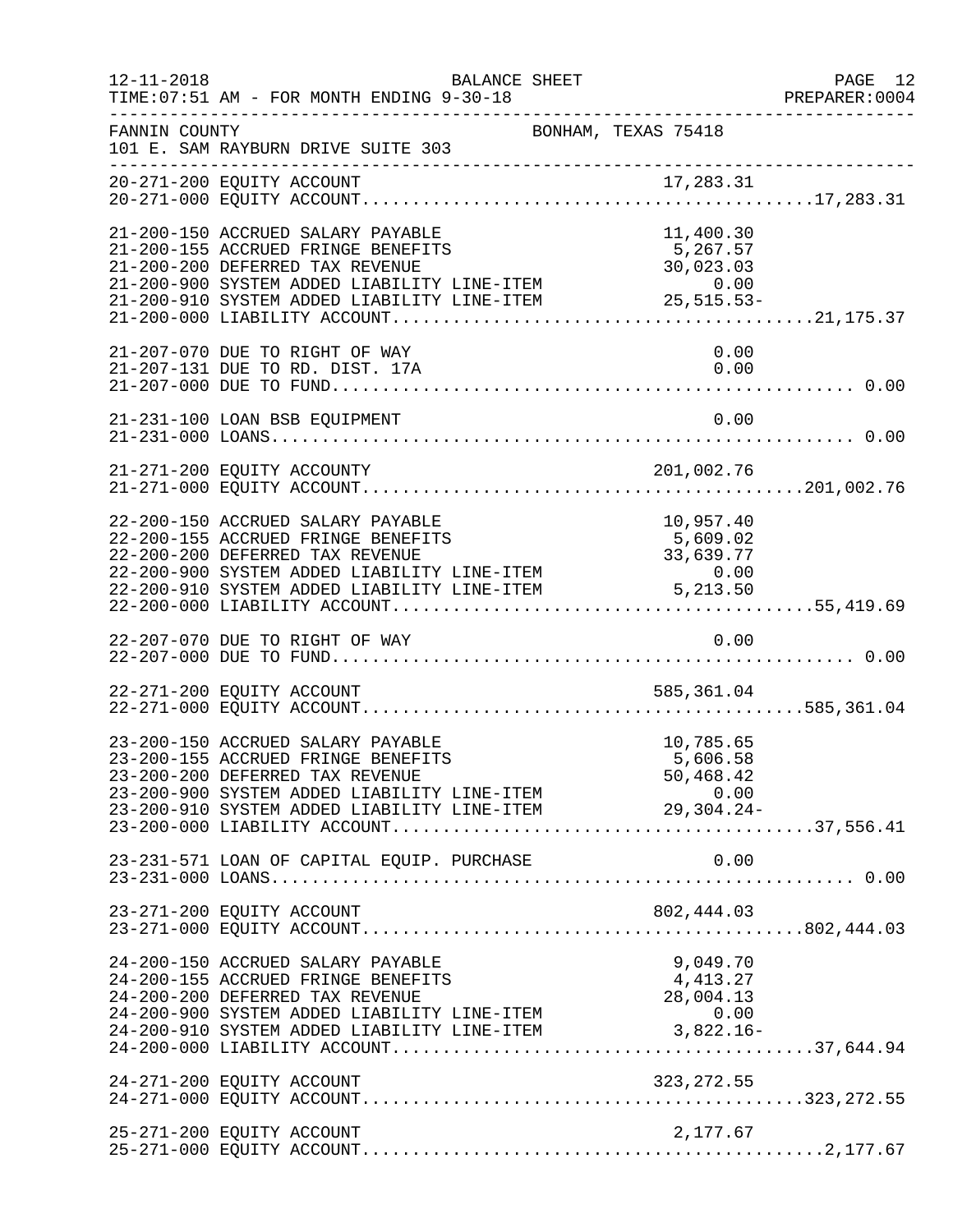FANNIN COUNTY BONHAM, TEXAS 75418
101 E. SAM RAYBURN DRIVE SUITE 303

| Account | Description | Amount | Total |
|---|---|---|---|
| 20-271-200 | EQUITY ACCOUNT | 17,283.31 | |
| 20-271-000 | EQUITY ACCOUNT | | 17,283.31 |
| 21-200-150 | ACCRUED SALARY PAYABLE | 11,400.30 | |
| 21-200-155 | ACCRUED FRINGE BENEFITS | 5,267.57 | |
| 21-200-200 | DEFERRED TAX REVENUE | 30,023.03 | |
| 21-200-900 | SYSTEM ADDED LIABILITY LINE-ITEM | 0.00 | |
| 21-200-910 | SYSTEM ADDED LIABILITY LINE-ITEM | 25,515.53- | |
| 21-200-000 | LIABILITY ACCOUNT | | 21,175.37 |
| 21-207-070 | DUE TO RIGHT OF WAY | 0.00 | |
| 21-207-131 | DUE TO RD. DIST. 17A | 0.00 | |
| 21-207-000 | DUE TO FUND | | 0.00 |
| 21-231-100 | LOAN BSB EQUIPMENT | 0.00 | |
| 21-231-000 | LOANS | | 0.00 |
| 21-271-200 | EQUITY ACCOUNTY | 201,002.76 | |
| 21-271-000 | EQUITY ACCOUNT | | 201,002.76 |
| 22-200-150 | ACCRUED SALARY PAYABLE | 10,957.40 | |
| 22-200-155 | ACCRUED FRINGE BENEFITS | 5,609.02 | |
| 22-200-200 | DEFERRED TAX REVENUE | 33,639.77 | |
| 22-200-900 | SYSTEM ADDED LIABILITY LINE-ITEM | 0.00 | |
| 22-200-910 | SYSTEM ADDED LIABILITY LINE-ITEM | 5,213.50 | |
| 22-200-000 | LIABILITY ACCOUNT | | 55,419.69 |
| 22-207-070 | DUE TO RIGHT OF WAY | 0.00 | |
| 22-207-000 | DUE TO FUND | | 0.00 |
| 22-271-200 | EQUITY ACCOUNT | 585,361.04 | |
| 22-271-000 | EQUITY ACCOUNT | | 585,361.04 |
| 23-200-150 | ACCRUED SALARY PAYABLE | 10,785.65 | |
| 23-200-155 | ACCRUED FRINGE BENEFITS | 5,606.58 | |
| 23-200-200 | DEFERRED TAX REVENUE | 50,468.42 | |
| 23-200-900 | SYSTEM ADDED LIABILITY LINE-ITEM | 0.00 | |
| 23-200-910 | SYSTEM ADDED LIABILITY LINE-ITEM | 29,304.24- | |
| 23-200-000 | LIABILITY ACCOUNT | | 37,556.41 |
| 23-231-571 | LOAN OF CAPITAL EQUIP. PURCHASE | 0.00 | |
| 23-231-000 | LOANS | | 0.00 |
| 23-271-200 | EQUITY ACCOUNT | 802,444.03 | |
| 23-271-000 | EQUITY ACCOUNT | | 802,444.03 |
| 24-200-150 | ACCRUED SALARY PAYABLE | 9,049.70 | |
| 24-200-155 | ACCRUED FRINGE BENEFITS | 4,413.27 | |
| 24-200-200 | DEFERRED TAX REVENUE | 28,004.13 | |
| 24-200-900 | SYSTEM ADDED LIABILITY LINE-ITEM | 0.00 | |
| 24-200-910 | SYSTEM ADDED LIABILITY LINE-ITEM | 3,822.16- | |
| 24-200-000 | LIABILITY ACCOUNT | | 37,644.94 |
| 24-271-200 | EQUITY ACCOUNT | 323,272.55 | |
| 24-271-000 | EQUITY ACCOUNT | | 323,272.55 |
| 25-271-200 | EQUITY ACCOUNT | 2,177.67 | |
| 25-271-000 | EQUITY ACCOUNT | | 2,177.67 |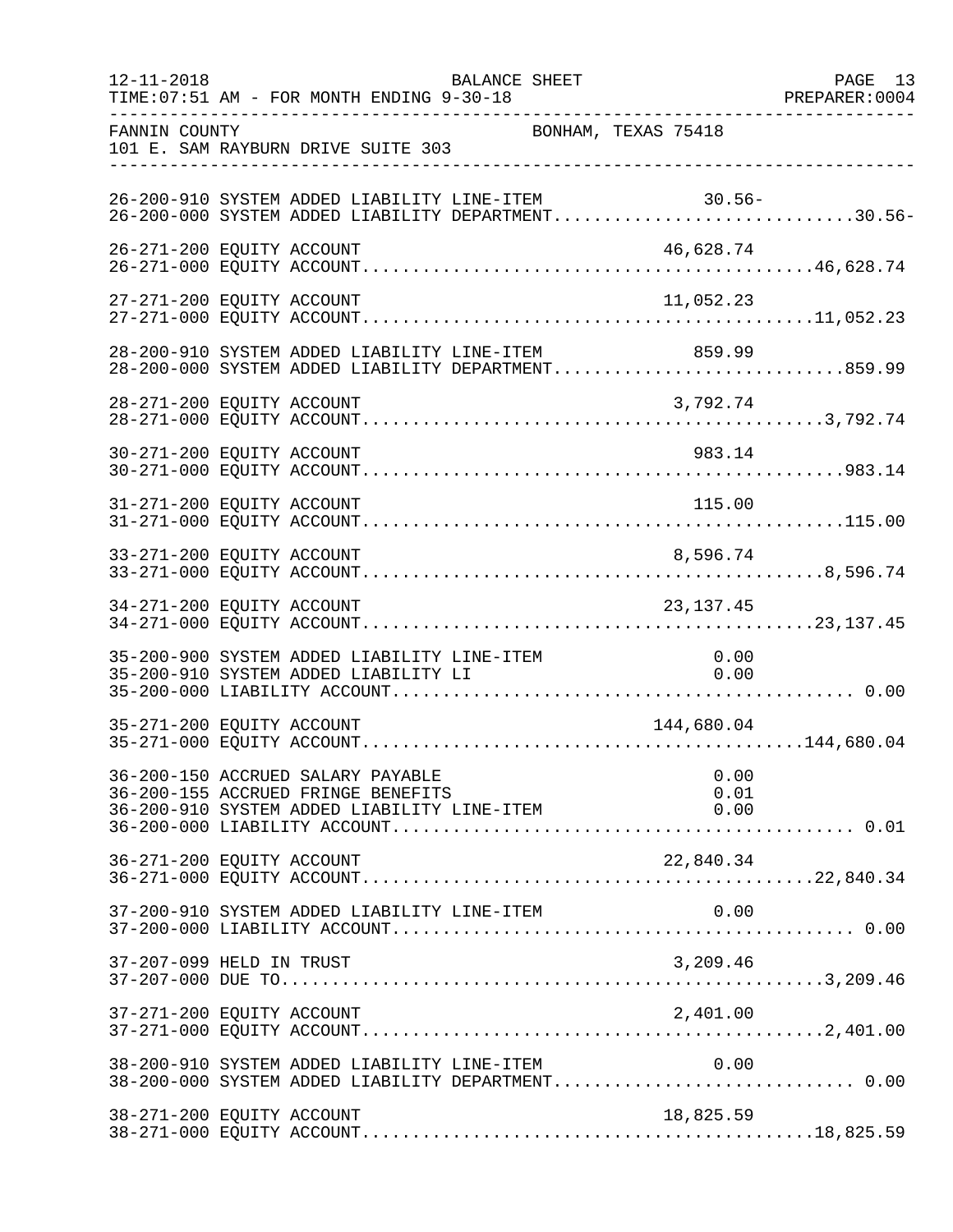FANNIN COUNTY — BONHAM, TEXAS 75418
101 E. SAM RAYBURN DRIVE SUITE 303

BALANCE SHEET
TIME:07:51 AM - FOR MONTH ENDING 9-30-18

| Account | Description | Line Item | Department Total |
|---|---|---|---|
| 26-200-910 | SYSTEM ADDED LIABILITY LINE-ITEM | 30.56- | |
| 26-200-000 | SYSTEM ADDED LIABILITY DEPARTMENT | | 30.56- |
| 26-271-200 | EQUITY ACCOUNT | 46,628.74 | |
| 26-271-000 | EQUITY ACCOUNT | | 46,628.74 |
| 27-271-200 | EQUITY ACCOUNT | 11,052.23 | |
| 27-271-000 | EQUITY ACCOUNT | | 11,052.23 |
| 28-200-910 | SYSTEM ADDED LIABILITY LINE-ITEM | 859.99 | |
| 28-200-000 | SYSTEM ADDED LIABILITY DEPARTMENT | | 859.99 |
| 28-271-200 | EQUITY ACCOUNT | 3,792.74 | |
| 28-271-000 | EQUITY ACCOUNT | | 3,792.74 |
| 30-271-200 | EQUITY ACCOUNT | 983.14 | |
| 30-271-000 | EQUITY ACCOUNT | | 983.14 |
| 31-271-200 | EQUITY ACCOUNT | 115.00 | |
| 31-271-000 | EQUITY ACCOUNT | | 115.00 |
| 33-271-200 | EQUITY ACCOUNT | 8,596.74 | |
| 33-271-000 | EQUITY ACCOUNT | | 8,596.74 |
| 34-271-200 | EQUITY ACCOUNT | 23,137.45 | |
| 34-271-000 | EQUITY ACCOUNT | | 23,137.45 |
| 35-200-900 | SYSTEM ADDED LIABILITY LINE-ITEM | 0.00 | |
| 35-200-910 | SYSTEM ADDED LIABILITY LI | 0.00 | |
| 35-200-000 | LIABILITY ACCOUNT | | 0.00 |
| 35-271-200 | EQUITY ACCOUNT | 144,680.04 | |
| 35-271-000 | EQUITY ACCOUNT | | 144,680.04 |
| 36-200-150 | ACCRUED SALARY PAYABLE | 0.00 | |
| 36-200-155 | ACCRUED FRINGE BENEFITS | 0.01 | |
| 36-200-910 | SYSTEM ADDED LIABILITY LINE-ITEM | 0.00 | |
| 36-200-000 | LIABILITY ACCOUNT | | 0.01 |
| 36-271-200 | EQUITY ACCOUNT | 22,840.34 | |
| 36-271-000 | EQUITY ACCOUNT | | 22,840.34 |
| 37-200-910 | SYSTEM ADDED LIABILITY LINE-ITEM | 0.00 | |
| 37-200-000 | LIABILITY ACCOUNT | | 0.00 |
| 37-207-099 | HELD IN TRUST | 3,209.46 | |
| 37-207-000 | DUE TO | | 3,209.46 |
| 37-271-200 | EQUITY ACCOUNT | 2,401.00 | |
| 37-271-000 | EQUITY ACCOUNT | | 2,401.00 |
| 38-200-910 | SYSTEM ADDED LIABILITY LINE-ITEM | 0.00 | |
| 38-200-000 | SYSTEM ADDED LIABILITY DEPARTMENT | | 0.00 |
| 38-271-200 | EQUITY ACCOUNT | 18,825.59 | |
| 38-271-000 | EQUITY ACCOUNT | | 18,825.59 |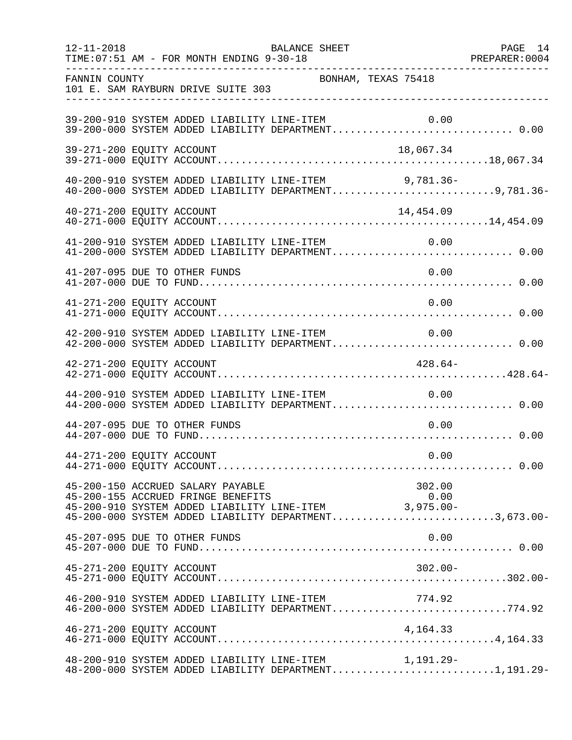FANNIN COUNTY BONHAM, TEXAS 75418
101 E. SAM RAYBURN DRIVE SUITE 303

BALANCE SHEET
TIME:07:51 AM - FOR MONTH ENDING 9-30-18

| Account | Description | Line-Item | Department |
|---|---|---|---|
| 39-200-910 | SYSTEM ADDED LIABILITY LINE-ITEM | 0.00 | |
| 39-200-000 | SYSTEM ADDED LIABILITY DEPARTMENT | | 0.00 |
| 39-271-200 | EQUITY ACCOUNT | 18,067.34 | |
| 39-271-000 | EQUITY ACCOUNT | | 18,067.34 |
| 40-200-910 | SYSTEM ADDED LIABILITY LINE-ITEM | 9,781.36- | |
| 40-200-000 | SYSTEM ADDED LIABILITY DEPARTMENT | | 9,781.36- |
| 40-271-200 | EQUITY ACCOUNT | 14,454.09 | |
| 40-271-000 | EQUITY ACCOUNT | | 14,454.09 |
| 41-200-910 | SYSTEM ADDED LIABILITY LINE-ITEM | 0.00 | |
| 41-200-000 | SYSTEM ADDED LIABILITY DEPARTMENT | | 0.00 |
| 41-207-095 | DUE TO OTHER FUNDS | 0.00 | |
| 41-207-000 | DUE TO FUND | | 0.00 |
| 41-271-200 | EQUITY ACCOUNT | 0.00 | |
| 41-271-000 | EQUITY ACCOUNT | | 0.00 |
| 42-200-910 | SYSTEM ADDED LIABILITY LINE-ITEM | 0.00 | |
| 42-200-000 | SYSTEM ADDED LIABILITY DEPARTMENT | | 0.00 |
| 42-271-200 | EQUITY ACCOUNT | 428.64- | |
| 42-271-000 | EQUITY ACCOUNT | | 428.64- |
| 44-200-910 | SYSTEM ADDED LIABILITY LINE-ITEM | 0.00 | |
| 44-200-000 | SYSTEM ADDED LIABILITY DEPARTMENT | | 0.00 |
| 44-207-095 | DUE TO OTHER FUNDS | 0.00 | |
| 44-207-000 | DUE TO FUND | | 0.00 |
| 44-271-200 | EQUITY ACCOUNT | 0.00 | |
| 44-271-000 | EQUITY ACCOUNT | | 0.00 |
| 45-200-150 | ACCRUED SALARY PAYABLE | 302.00 | |
| 45-200-155 | ACCRUED FRINGE BENEFITS | 0.00 | |
| 45-200-910 | SYSTEM ADDED LIABILITY LINE-ITEM | 3,975.00- | |
| 45-200-000 | SYSTEM ADDED LIABILITY DEPARTMENT | | 3,673.00- |
| 45-207-095 | DUE TO OTHER FUNDS | 0.00 | |
| 45-207-000 | DUE TO FUND | | 0.00 |
| 45-271-200 | EQUITY ACCOUNT | 302.00- | |
| 45-271-000 | EQUITY ACCOUNT | | 302.00- |
| 46-200-910 | SYSTEM ADDED LIABILITY LINE-ITEM | 774.92 | |
| 46-200-000 | SYSTEM ADDED LIABILITY DEPARTMENT | | 774.92 |
| 46-271-200 | EQUITY ACCOUNT | 4,164.33 | |
| 46-271-000 | EQUITY ACCOUNT | | 4,164.33 |
| 48-200-910 | SYSTEM ADDED LIABILITY LINE-ITEM | 1,191.29- | |
| 48-200-000 | SYSTEM ADDED LIABILITY DEPARTMENT | | 1,191.29- |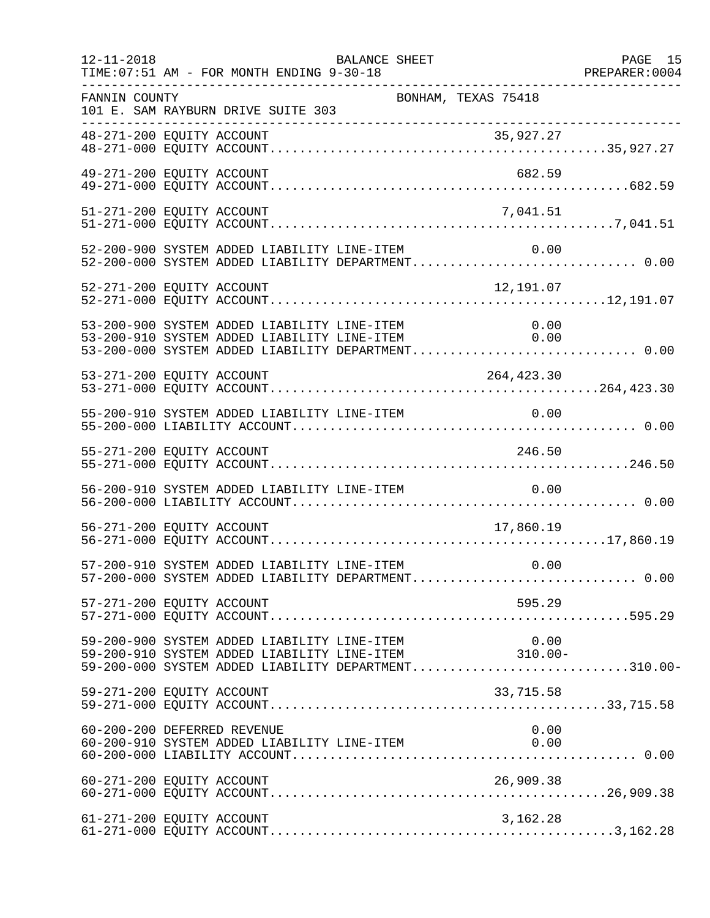FANNIN COUNTY — BONHAM, TEXAS 75418
101 E. SAM RAYBURN DRIVE SUITE 303

BALANCE SHEET
FOR MONTH ENDING 9-30-18

| Account | Description | Line Item | Total |
|---|---|---|---|
| 48-271-200 | EQUITY ACCOUNT | 35,927.27 | |
| 48-271-000 | EQUITY ACCOUNT | | 35,927.27 |
| 49-271-200 | EQUITY ACCOUNT | 682.59 | |
| 49-271-000 | EQUITY ACCOUNT | | 682.59 |
| 51-271-200 | EQUITY ACCOUNT | 7,041.51 | |
| 51-271-000 | EQUITY ACCOUNT | | 7,041.51 |
| 52-200-900 | SYSTEM ADDED LIABILITY LINE-ITEM | 0.00 | |
| 52-200-000 | SYSTEM ADDED LIABILITY DEPARTMENT | | 0.00 |
| 52-271-200 | EQUITY ACCOUNT | 12,191.07 | |
| 52-271-000 | EQUITY ACCOUNT | | 12,191.07 |
| 53-200-900 | SYSTEM ADDED LIABILITY LINE-ITEM | 0.00 | |
| 53-200-910 | SYSTEM ADDED LIABILITY LINE-ITEM | 0.00 | |
| 53-200-000 | SYSTEM ADDED LIABILITY DEPARTMENT | | 0.00 |
| 53-271-200 | EQUITY ACCOUNT | 264,423.30 | |
| 53-271-000 | EQUITY ACCOUNT | | 264,423.30 |
| 55-200-910 | SYSTEM ADDED LIABILITY LINE-ITEM | 0.00 | |
| 55-200-000 | LIABILITY ACCOUNT | | 0.00 |
| 55-271-200 | EQUITY ACCOUNT | 246.50 | |
| 55-271-000 | EQUITY ACCOUNT | | 246.50 |
| 56-200-910 | SYSTEM ADDED LIABILITY LINE-ITEM | 0.00 | |
| 56-200-000 | LIABILITY ACCOUNT | | 0.00 |
| 56-271-200 | EQUITY ACCOUNT | 17,860.19 | |
| 56-271-000 | EQUITY ACCOUNT | | 17,860.19 |
| 57-200-910 | SYSTEM ADDED LIABILITY LINE-ITEM | 0.00 | |
| 57-200-000 | SYSTEM ADDED LIABILITY DEPARTMENT | | 0.00 |
| 57-271-200 | EQUITY ACCOUNT | 595.29 | |
| 57-271-000 | EQUITY ACCOUNT | | 595.29 |
| 59-200-900 | SYSTEM ADDED LIABILITY LINE-ITEM | 0.00 | |
| 59-200-910 | SYSTEM ADDED LIABILITY LINE-ITEM | 310.00- | |
| 59-200-000 | SYSTEM ADDED LIABILITY DEPARTMENT | | 310.00- |
| 59-271-200 | EQUITY ACCOUNT | 33,715.58 | |
| 59-271-000 | EQUITY ACCOUNT | | 33,715.58 |
| 60-200-200 | DEFERRED REVENUE | 0.00 | |
| 60-200-910 | SYSTEM ADDED LIABILITY LINE-ITEM | 0.00 | |
| 60-200-000 | LIABILITY ACCOUNT | | 0.00 |
| 60-271-200 | EQUITY ACCOUNT | 26,909.38 | |
| 60-271-000 | EQUITY ACCOUNT | | 26,909.38 |
| 61-271-200 | EQUITY ACCOUNT | 3,162.28 | |
| 61-271-000 | EQUITY ACCOUNT | | 3,162.28 |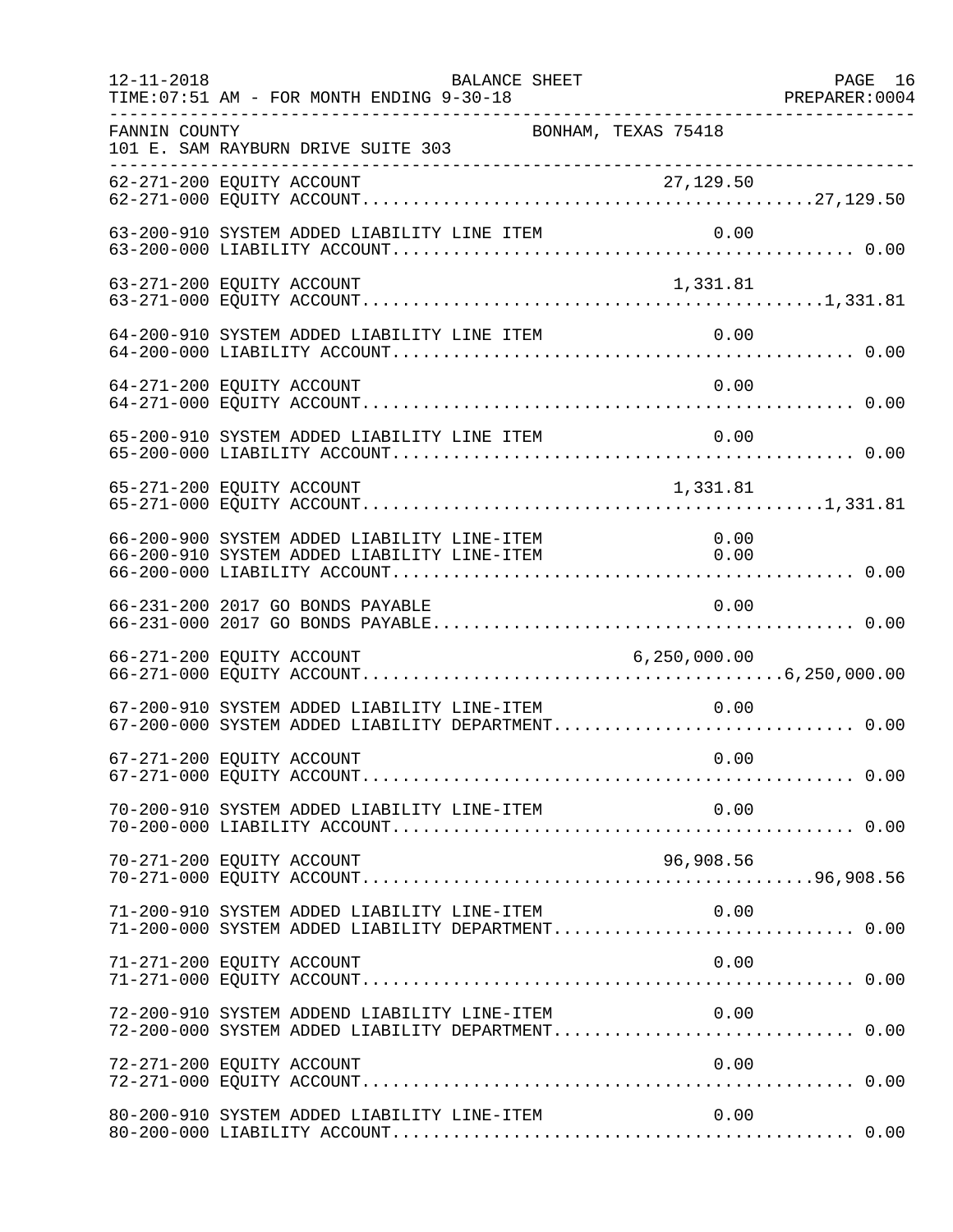FANNIN COUNTY — BONHAM, TEXAS 75418
101 E. SAM RAYBURN DRIVE SUITE 303

BALANCE SHEET — FOR MONTH ENDING 9-30-18

| Account | Description | Amount | Total |
|---|---|---|---|
| 62-271-200 | EQUITY ACCOUNT | 27,129.50 | |
| 62-271-000 | EQUITY ACCOUNT | | 27,129.50 |
| 63-200-910 | SYSTEM ADDED LIABILITY LINE ITEM | 0.00 | |
| 63-200-000 | LIABILITY ACCOUNT | | 0.00 |
| 63-271-200 | EQUITY ACCOUNT | 1,331.81 | |
| 63-271-000 | EQUITY ACCOUNT | | 1,331.81 |
| 64-200-910 | SYSTEM ADDED LIABILITY LINE ITEM | 0.00 | |
| 64-200-000 | LIABILITY ACCOUNT | | 0.00 |
| 64-271-200 | EQUITY ACCOUNT | 0.00 | |
| 64-271-000 | EQUITY ACCOUNT | | 0.00 |
| 65-200-910 | SYSTEM ADDED LIABILITY LINE ITEM | 0.00 | |
| 65-200-000 | LIABILITY ACCOUNT | | 0.00 |
| 65-271-200 | EQUITY ACCOUNT | 1,331.81 | |
| 65-271-000 | EQUITY ACCOUNT | | 1,331.81 |
| 66-200-900 | SYSTEM ADDED LIABILITY LINE-ITEM | 0.00 | |
| 66-200-910 | SYSTEM ADDED LIABILITY LINE-ITEM | 0.00 | |
| 66-200-000 | LIABILITY ACCOUNT | | 0.00 |
| 66-231-200 | 2017 GO BONDS PAYABLE | 0.00 | |
| 66-231-000 | 2017 GO BONDS PAYABLE | | 0.00 |
| 66-271-200 | EQUITY ACCOUNT | 6,250,000.00 | |
| 66-271-000 | EQUITY ACCOUNT | | 6,250,000.00 |
| 67-200-910 | SYSTEM ADDED LIABILITY LINE-ITEM | 0.00 | |
| 67-200-000 | SYSTEM ADDED LIABILITY DEPARTMENT | | 0.00 |
| 67-271-200 | EQUITY ACCOUNT | 0.00 | |
| 67-271-000 | EQUITY ACCOUNT | | 0.00 |
| 70-200-910 | SYSTEM ADDED LIABILITY LINE-ITEM | 0.00 | |
| 70-200-000 | LIABILITY ACCOUNT | | 0.00 |
| 70-271-200 | EQUITY ACCOUNT | 96,908.56 | |
| 70-271-000 | EQUITY ACCOUNT | | 96,908.56 |
| 71-200-910 | SYSTEM ADDED LIABILITY LINE-ITEM | 0.00 | |
| 71-200-000 | SYSTEM ADDED LIABILITY DEPARTMENT | | 0.00 |
| 71-271-200 | EQUITY ACCOUNT | 0.00 | |
| 71-271-000 | EQUITY ACCOUNT | | 0.00 |
| 72-200-910 | SYSTEM ADDEND LIABILITY LINE-ITEM | 0.00 | |
| 72-200-000 | SYSTEM ADDED LIABILITY DEPARTMENT | | 0.00 |
| 72-271-200 | EQUITY ACCOUNT | 0.00 | |
| 72-271-000 | EQUITY ACCOUNT | | 0.00 |
| 80-200-910 | SYSTEM ADDED LIABILITY LINE-ITEM | 0.00 | |
| 80-200-000 | LIABILITY ACCOUNT | | 0.00 |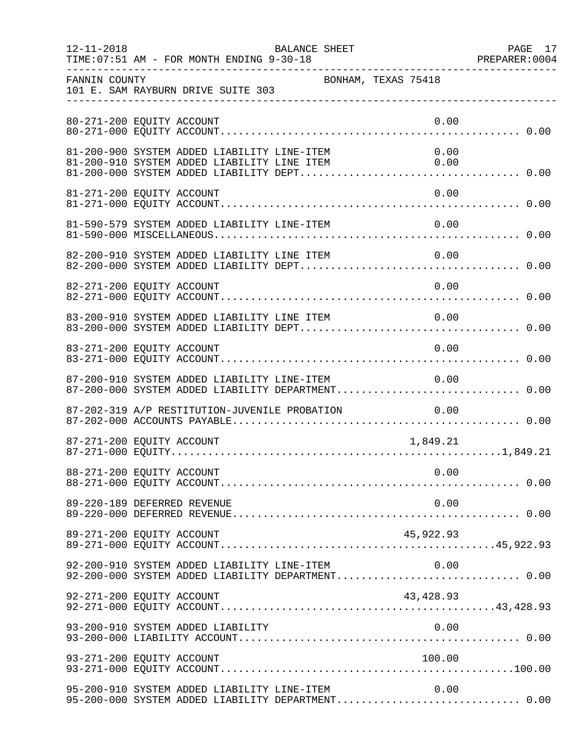FANNIN COUNTY BONHAM, TEXAS 75418
101 E. SAM RAYBURN DRIVE SUITE 303

BALANCE SHEET
FOR MONTH ENDING 9-30-18

| Account | Description | Line Amount | Total |
|---|---|---|---|
| 80-271-200 | EQUITY ACCOUNT | 0.00 | |
| 80-271-000 | EQUITY ACCOUNT | | 0.00 |
| 81-200-900 | SYSTEM ADDED LIABILITY LINE-ITEM | 0.00 | |
| 81-200-910 | SYSTEM ADDED LIABILITY LINE ITEM | 0.00 | |
| 81-200-000 | SYSTEM ADDED LIABILITY DEPT | | 0.00 |
| 81-271-200 | EQUITY ACCOUNT | 0.00 | |
| 81-271-000 | EQUITY ACCOUNT | | 0.00 |
| 81-590-579 | SYSTEM ADDED LIABILITY LINE-ITEM | 0.00 | |
| 81-590-000 | MISCELLANEOUS | | 0.00 |
| 82-200-910 | SYSTEM ADDED LIABILITY LINE ITEM | 0.00 | |
| 82-200-000 | SYSTEM ADDED LIABILITY DEPT | | 0.00 |
| 82-271-200 | EQUITY ACCOUNT | 0.00 | |
| 82-271-000 | EQUITY ACCOUNT | | 0.00 |
| 83-200-910 | SYSTEM ADDED LIABILITY LINE ITEM | 0.00 | |
| 83-200-000 | SYSTEM ADDED LIABILITY DEPT | | 0.00 |
| 83-271-200 | EQUITY ACCOUNT | 0.00 | |
| 83-271-000 | EQUITY ACCOUNT | | 0.00 |
| 87-200-910 | SYSTEM ADDED LIABILITY LINE-ITEM | 0.00 | |
| 87-200-000 | SYSTEM ADDED LIABILITY DEPARTMENT | | 0.00 |
| 87-202-319 | A/P RESTITUTION-JUVENILE PROBATION | 0.00 | |
| 87-202-000 | ACCOUNTS PAYABLE | | 0.00 |
| 87-271-200 | EQUITY ACCOUNT | 1,849.21 | |
| 87-271-000 | EQUITY | | 1,849.21 |
| 88-271-200 | EQUITY ACCOUNT | 0.00 | |
| 88-271-000 | EQUITY ACCOUNT | | 0.00 |
| 89-220-189 | DEFERRED REVENUE | 0.00 | |
| 89-220-000 | DEFERRED REVENUE | | 0.00 |
| 89-271-200 | EQUITY ACCOUNT | 45,922.93 | |
| 89-271-000 | EQUITY ACCOUNT | | 45,922.93 |
| 92-200-910 | SYSTEM ADDED LIABILITY LINE-ITEM | 0.00 | |
| 92-200-000 | SYSTEM ADDED LIABILITY DEPARTMENT | | 0.00 |
| 92-271-200 | EQUITY ACCOUNT | 43,428.93 | |
| 92-271-000 | EQUITY ACCOUNT | | 43,428.93 |
| 93-200-910 | SYSTEM ADDED LIABILITY | 0.00 | |
| 93-200-000 | LIABILITY ACCOUNT | | 0.00 |
| 93-271-200 | EQUITY ACCOUNT | 100.00 | |
| 93-271-000 | EQUITY ACCOUNT | | 100.00 |
| 95-200-910 | SYSTEM ADDED LIABILITY LINE-ITEM | 0.00 | |
| 95-200-000 | SYSTEM ADDED LIABILITY DEPARTMENT | | 0.00 |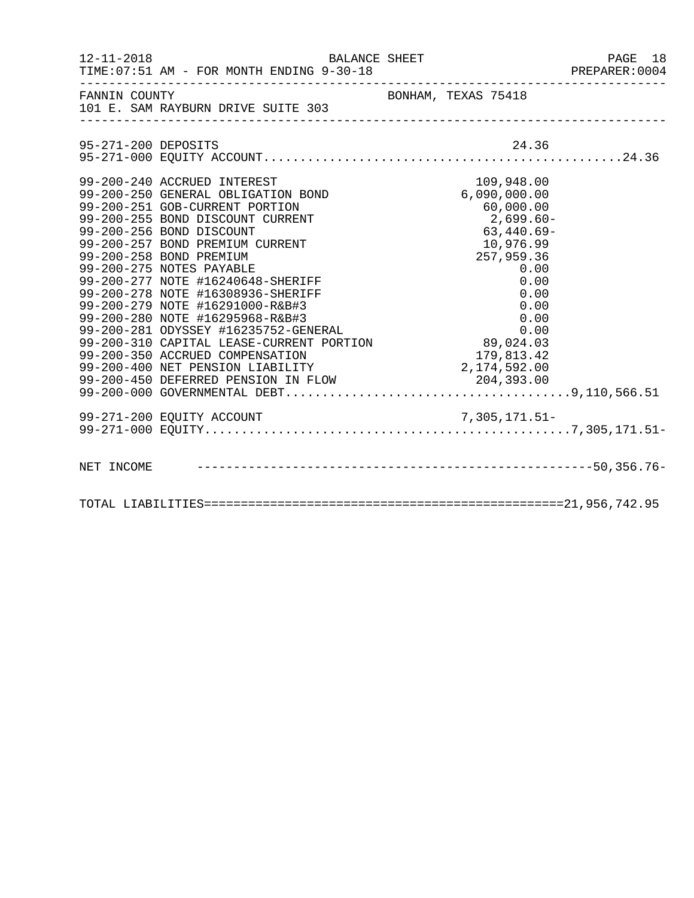FANNIN COUNTY　　BONHAM, TEXAS 75418
101 E. SAM RAYBURN DRIVE SUITE 303

12-11-2018　BALANCE SHEET
TIME:07:51 AM - FOR MONTH ENDING 9-30-18　PREPARER:0004

| Account | Description | Amount | Total |
|---|---|---|---|
| 95-271-200 | DEPOSITS | 24.36 | |
| 95-271-000 | EQUITY ACCOUNT | | 24.36 |
| 99-200-240 | ACCRUED INTEREST | 109,948.00 | |
| 99-200-250 | GENERAL OBLIGATION BOND | 6,090,000.00 | |
| 99-200-251 | GOB-CURRENT PORTION | 60,000.00 | |
| 99-200-255 | BOND DISCOUNT CURRENT | 2,699.60- | |
| 99-200-256 | BOND DISCOUNT | 63,440.69- | |
| 99-200-257 | BOND PREMIUM CURRENT | 10,976.99 | |
| 99-200-258 | BOND PREMIUM | 257,959.36 | |
| 99-200-275 | NOTES PAYABLE | 0.00 | |
| 99-200-277 | NOTE #16240648-SHERIFF | 0.00 | |
| 99-200-278 | NOTE #16308936-SHERIFF | 0.00 | |
| 99-200-279 | NOTE #16291000-R&B#3 | 0.00 | |
| 99-200-280 | NOTE #16295968-R&B#3 | 0.00 | |
| 99-200-281 | ODYSSEY #16235752-GENERAL | 0.00 | |
| 99-200-310 | CAPITAL LEASE-CURRENT PORTION | 89,024.03 | |
| 99-200-350 | ACCRUED COMPENSATION | 179,813.42 | |
| 99-200-400 | NET PENSION LIABILITY | 2,174,592.00 | |
| 99-200-450 | DEFERRED PENSION IN FLOW | 204,393.00 | |
| 99-200-000 | GOVERNMENTAL DEBT | | 9,110,566.51 |
| 99-271-200 | EQUITY ACCOUNT | 7,305,171.51- | |
| 99-271-000 | EQUITY | | 7,305,171.51- |
| | NET INCOME | | 50,356.76- |
| | TOTAL LIABILITIES | | 21,956,742.95 |